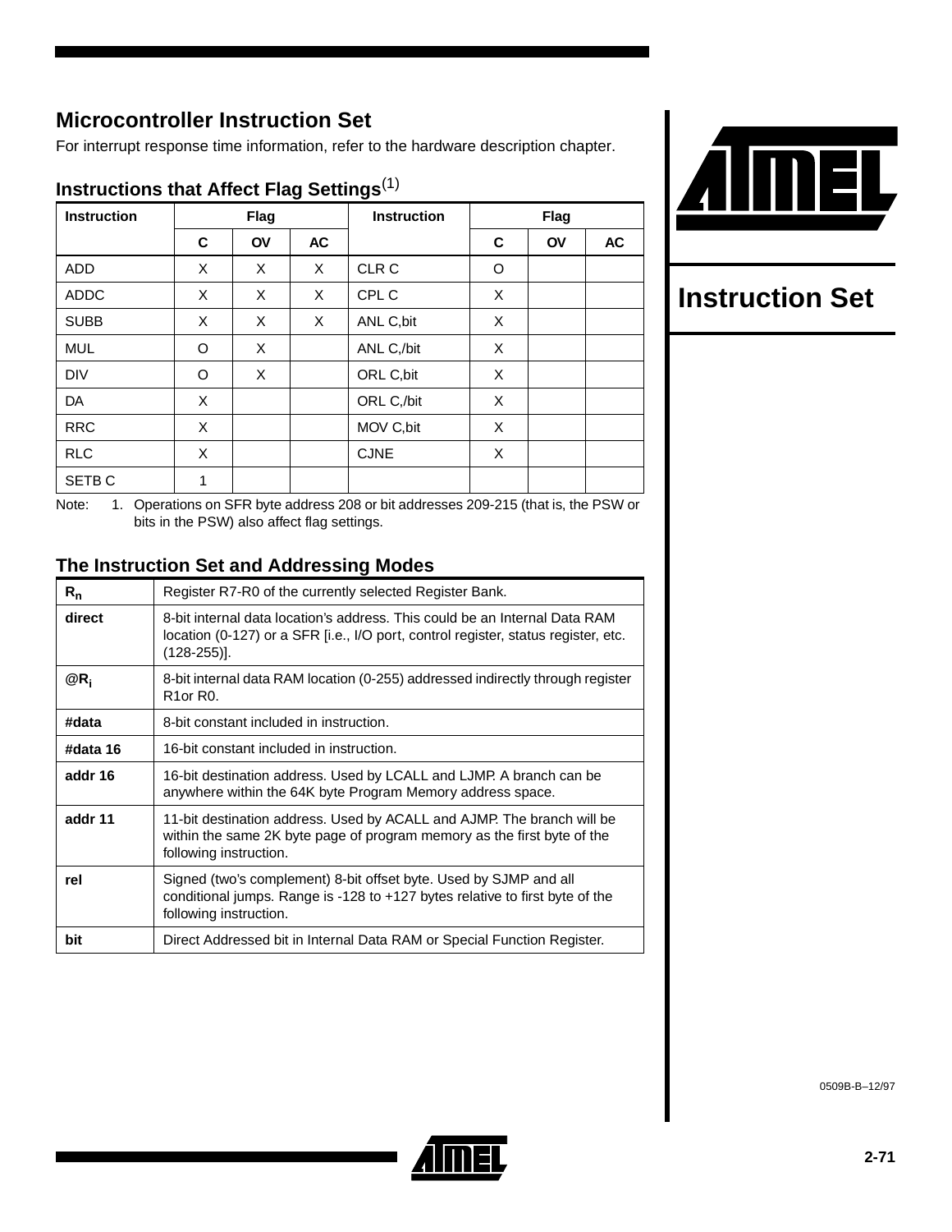## Microcontroller Instruction Set

For interrupt response time information, refer to the hardware description chapter.

# Instruction Set

### Instructions that Affect Flag Settings[(1)]

| Instruction | Flag | | | Instruction | Flag | | |
|---|---|---|---|---|---|---|---|
| | C | OV | AC | | C | OV | AC |
| ADD | X | X | X | CLR C | O | | |
| ADDC | X | X | X | CPL C | X | | |
| SUBB | X | X | X | ANL C,bit | X | | |
| MUL | O | X | | ANL C,/bit | X | | |
| DIV | O | X | | ORL C,bit | X | | |
| DA | X | | | ORL C,/bit | X | | |
| RRC | X | | | MOV C,bit | X | | |
| RLC | X | | | CJNE | X | | |
| SETB C | 1 | | | | | | |

Note: 1. Operations on SFR byte address 208 or bit addresses 209-215 (that is, the PSW or bits in the PSW) also affect flag settings.

### The Instruction Set and Addressing Modes

| | |
|---|---|
| **$R_n$** | Register R7-R0 of the currently selected Register Bank. |
| **direct** | 8-bit internal data location's address. This could be an Internal Data RAM location (0-127) or a SFR [i.e., I/O port, control register, status register, etc. (128-255)]. |
| **@$R_i$** | 8-bit internal data RAM location (0-255) addressed indirectly through register R1or R0. |
| **#data** | 8-bit constant included in instruction. |
| **#data 16** | 16-bit constant included in instruction. |
| **addr 16** | 16-bit destination address. Used by LCALL and LJMP. A branch can be anywhere within the 64K byte Program Memory address space. |
| **addr 11** | 11-bit destination address. Used by ACALL and AJMP. The branch will be within the same 2K byte page of program memory as the first byte of the following instruction. |
| **rel** | Signed (two's complement) 8-bit offset byte. Used by SJMP and all conditional jumps. Range is -128 to +127 bytes relative to first byte of the following instruction. |
| **bit** | Direct Addressed bit in Internal Data RAM or Special Function Register. |

0509B-B–12/97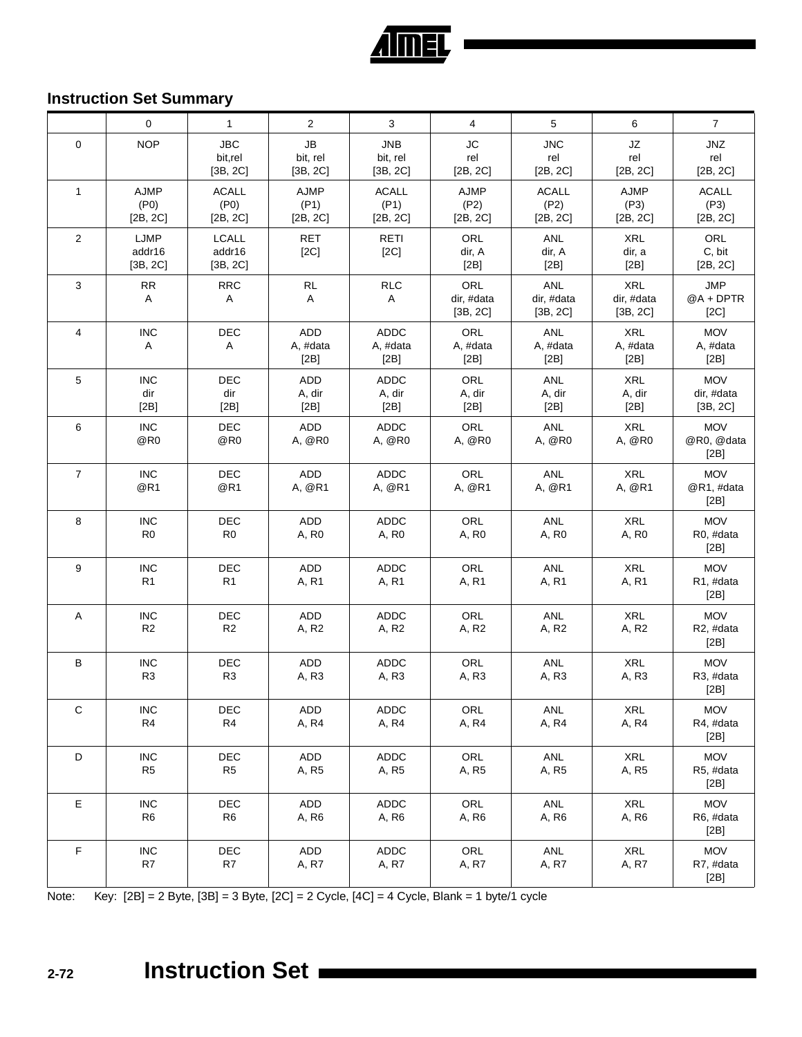## Instruction Set Summary

| | 0 | 1 | 2 | 3 | 4 | 5 | 6 | 7 |
|---|---|---|---|---|---|---|---|---|
| 0 | NOP | JBC bit,rel [3B, 2C] | JB bit, rel [3B, 2C] | JNB bit, rel [3B, 2C] | JC rel [2B, 2C] | JNC rel [2B, 2C] | JZ rel [2B, 2C] | JNZ rel [2B, 2C] |
| 1 | AJMP (P0) [2B, 2C] | ACALL (P0) [2B, 2C] | AJMP (P1) [2B, 2C] | ACALL (P1) [2B, 2C] | AJMP (P2) [2B, 2C] | ACALL (P2) [2B, 2C] | AJMP (P3) [2B, 2C] | ACALL (P3) [2B, 2C] |
| 2 | LJMP addr16 [3B, 2C] | LCALL addr16 [3B, 2C] | RET [2C] | RETI [2C] | ORL dir, A [2B] | ANL dir, A [2B] | XRL dir, a [2B] | ORL C, bit [2B, 2C] |
| 3 | RR A | RRC A | RL A | RLC A | ORL dir, #data [3B, 2C] | ANL dir, #data [3B, 2C] | XRL dir, #data [3B, 2C] | JMP @A + DPTR [2C] |
| 4 | INC A | DEC A | ADD A, #data [2B] | ADDC A, #data [2B] | ORL A, #data [2B] | ANL A, #data [2B] | XRL A, #data [2B] | MOV A, #data [2B] |
| 5 | INC dir [2B] | DEC dir [2B] | ADD A, dir [2B] | ADDC A, dir [2B] | ORL A, dir [2B] | ANL A, dir [2B] | XRL A, dir [2B] | MOV dir, #data [3B, 2C] |
| 6 | INC @R0 | DEC @R0 | ADD A, @R0 | ADDC A, @R0 | ORL A, @R0 | ANL A, @R0 | XRL A, @R0 | MOV @R0, @data [2B] |
| 7 | INC @R1 | DEC @R1 | ADD A, @R1 | ADDC A, @R1 | ORL A, @R1 | ANL A, @R1 | XRL A, @R1 | MOV @R1, #data [2B] |
| 8 | INC R0 | DEC R0 | ADD A, R0 | ADDC A, R0 | ORL A, R0 | ANL A, R0 | XRL A, R0 | MOV R0, #data [2B] |
| 9 | INC R1 | DEC R1 | ADD A, R1 | ADDC A, R1 | ORL A, R1 | ANL A, R1 | XRL A, R1 | MOV R1, #data [2B] |
| A | INC R2 | DEC R2 | ADD A, R2 | ADDC A, R2 | ORL A, R2 | ANL A, R2 | XRL A, R2 | MOV R2, #data [2B] |
| B | INC R3 | DEC R3 | ADD A, R3 | ADDC A, R3 | ORL A, R3 | ANL A, R3 | XRL A, R3 | MOV R3, #data [2B] |
| C | INC R4 | DEC R4 | ADD A, R4 | ADDC A, R4 | ORL A, R4 | ANL A, R4 | XRL A, R4 | MOV R4, #data [2B] |
| D | INC R5 | DEC R5 | ADD A, R5 | ADDC A, R5 | ORL A, R5 | ANL A, R5 | XRL A, R5 | MOV R5, #data [2B] |
| E | INC R6 | DEC R6 | ADD A, R6 | ADDC A, R6 | ORL A, R6 | ANL A, R6 | XRL A, R6 | MOV R6, #data [2B] |
| F | INC R7 | DEC R7 | ADD A, R7 | ADDC A, R7 | ORL A, R7 | ANL A, R7 | XRL A, R7 | MOV R7, #data [2B] |

Note: Key: [2B] = 2 Byte, [3B] = 3 Byte, [2C] = 2 Cycle, [4C] = 4 Cycle, Blank = 1 byte/1 cycle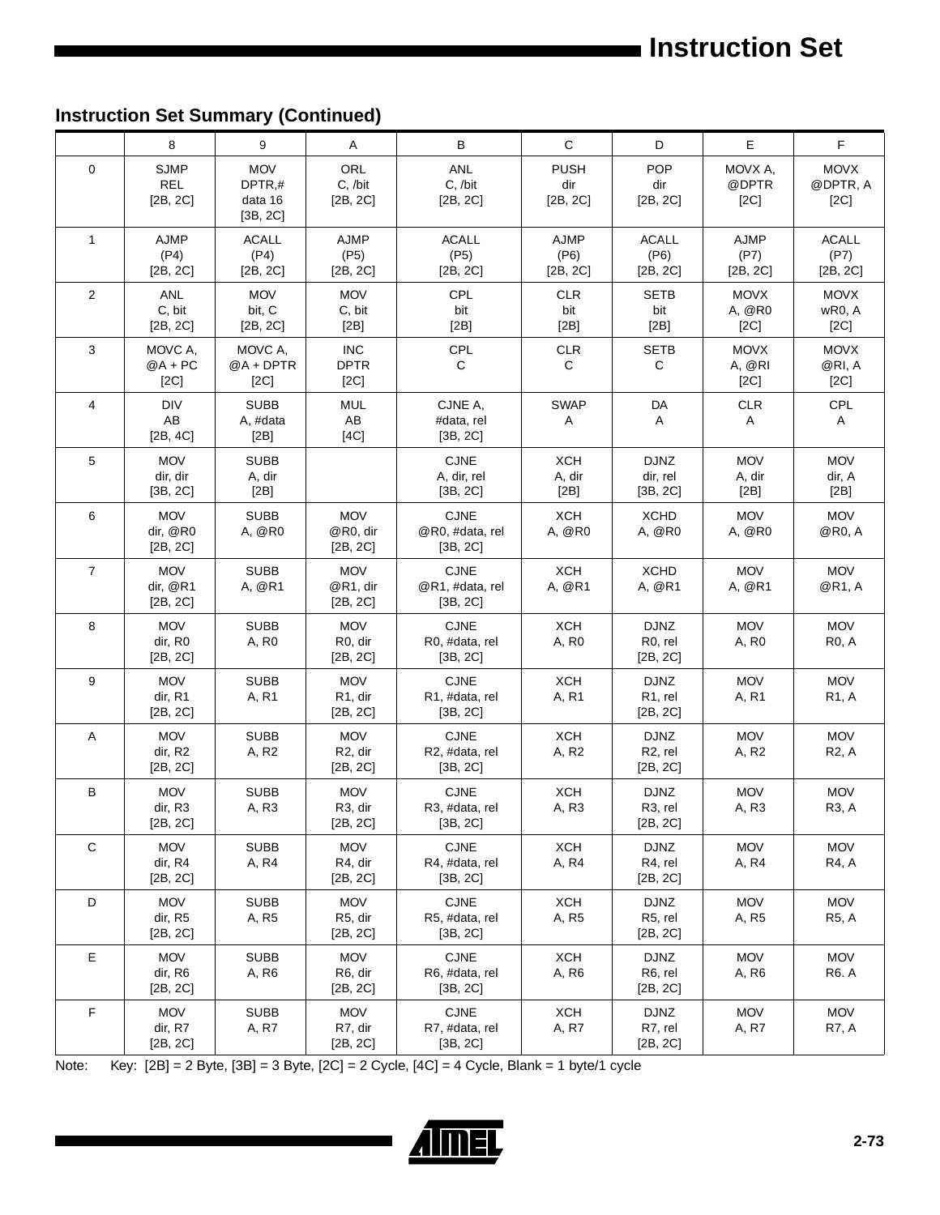## Instruction Set Summary (Continued)

| | 8 | 9 | A | B | C | D | E | F |
|---|---|---|---|---|---|---|---|---|
| 0 | SJMP REL [2B, 2C] | MOV DPTR,# data 16 [3B, 2C] | ORL C, /bit [2B, 2C] | ANL C, /bit [2B, 2C] | PUSH dir [2B, 2C] | POP dir [2B, 2C] | MOVX A, @DPTR [2C] | MOVX @DPTR, A [2C] |
| 1 | AJMP (P4) [2B, 2C] | ACALL (P4) [2B, 2C] | AJMP (P5) [2B, 2C] | ACALL (P5) [2B, 2C] | AJMP (P6) [2B, 2C] | ACALL (P6) [2B, 2C] | AJMP (P7) [2B, 2C] | ACALL (P7) [2B, 2C] |
| 2 | ANL C, bit [2B, 2C] | MOV bit, C [2B, 2C] | MOV C, bit [2B] | CPL bit [2B] | CLR bit [2B] | SETB bit [2B] | MOVX A, @R0 [2C] | MOVX wR0, A [2C] |
| 3 | MOVC A, @A + PC [2C] | MOVC A, @A + DPTR [2C] | INC DPTR [2C] | CPL C | CLR C | SETB C | MOVX A, @RI [2C] | MOVX @RI, A [2C] |
| 4 | DIV AB [2B, 4C] | SUBB A, #data [2B] | MUL AB [4C] | CJNE A, #data, rel [3B, 2C] | SWAP A | DA A | CLR A | CPL A |
| 5 | MOV dir, dir [3B, 2C] | SUBB A, dir [2B] | | CJNE A, dir, rel [3B, 2C] | XCH A, dir [2B] | DJNZ dir, rel [3B, 2C] | MOV A, dir [2B] | MOV dir, A [2B] |
| 6 | MOV dir, @R0 [2B, 2C] | SUBB A, @R0 | MOV @R0, dir [2B, 2C] | CJNE @R0, #data, rel [3B, 2C] | XCH A, @R0 | XCHD A, @R0 | MOV A, @R0 | MOV @R0, A |
| 7 | MOV dir, @R1 [2B, 2C] | SUBB A, @R1 | MOV @R1, dir [2B, 2C] | CJNE @R1, #data, rel [3B, 2C] | XCH A, @R1 | XCHD A, @R1 | MOV A, @R1 | MOV @R1, A |
| 8 | MOV dir, R0 [2B, 2C] | SUBB A, R0 | MOV R0, dir [2B, 2C] | CJNE R0, #data, rel [3B, 2C] | XCH A, R0 | DJNZ R0, rel [2B, 2C] | MOV A, R0 | MOV R0, A |
| 9 | MOV dir, R1 [2B, 2C] | SUBB A, R1 | MOV R1, dir [2B, 2C] | CJNE R1, #data, rel [3B, 2C] | XCH A, R1 | DJNZ R1, rel [2B, 2C] | MOV A, R1 | MOV R1, A |
| A | MOV dir, R2 [2B, 2C] | SUBB A, R2 | MOV R2, dir [2B, 2C] | CJNE R2, #data, rel [3B, 2C] | XCH A, R2 | DJNZ R2, rel [2B, 2C] | MOV A, R2 | MOV R2, A |
| B | MOV dir, R3 [2B, 2C] | SUBB A, R3 | MOV R3, dir [2B, 2C] | CJNE R3, #data, rel [3B, 2C] | XCH A, R3 | DJNZ R3, rel [2B, 2C] | MOV A, R3 | MOV R3, A |
| C | MOV dir, R4 [2B, 2C] | SUBB A, R4 | MOV R4, dir [2B, 2C] | CJNE R4, #data, rel [3B, 2C] | XCH A, R4 | DJNZ R4, rel [2B, 2C] | MOV A, R4 | MOV R4, A |
| D | MOV dir, R5 [2B, 2C] | SUBB A, R5 | MOV R5, dir [2B, 2C] | CJNE R5, #data, rel [3B, 2C] | XCH A, R5 | DJNZ R5, rel [2B, 2C] | MOV A, R5 | MOV R5, A |
| E | MOV dir, R6 [2B, 2C] | SUBB A, R6 | MOV R6, dir [2B, 2C] | CJNE R6, #data, rel [3B, 2C] | XCH A, R6 | DJNZ R6, rel [2B, 2C] | MOV A, R6 | MOV R6. A |
| F | MOV dir, R7 [2B, 2C] | SUBB A, R7 | MOV R7, dir [2B, 2C] | CJNE R7, #data, rel [3B, 2C] | XCH A, R7 | DJNZ R7, rel [2B, 2C] | MOV A, R7 | MOV R7, A |

Note: Key: [2B] = 2 Byte, [3B] = 3 Byte, [2C] = 2 Cycle, [4C] = 4 Cycle, Blank = 1 byte/1 cycle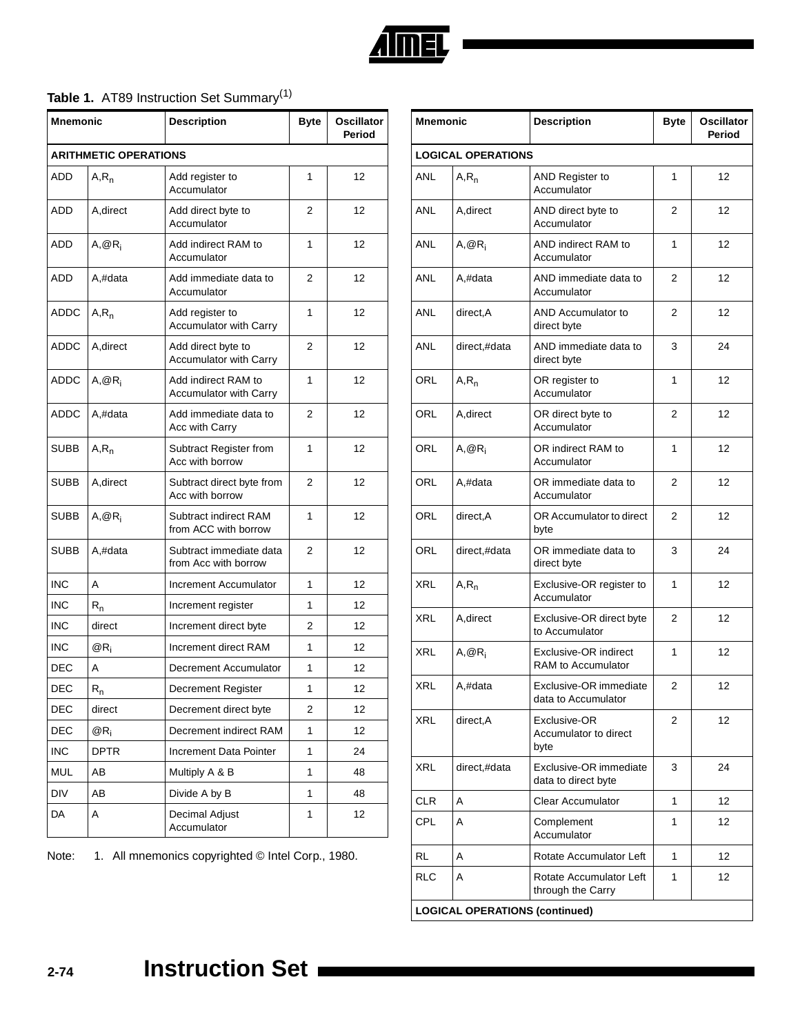**Table 1.** AT89 Instruction Set Summary[1]

| Mnemonic | | Description | Byte | Oscillator Period |
|---|---|---|---|---|
| **ARITHMETIC OPERATIONS** | | | | |
| ADD | A,$R_n$ | Add register to Accumulator | 1 | 12 |
| ADD | A,direct | Add direct byte to Accumulator | 2 | 12 |
| ADD | A,@$R_i$ | Add indirect RAM to Accumulator | 1 | 12 |
| ADD | A,#data | Add immediate data to Accumulator | 2 | 12 |
| ADDC | A,$R_n$ | Add register to Accumulator with Carry | 1 | 12 |
| ADDC | A,direct | Add direct byte to Accumulator with Carry | 2 | 12 |
| ADDC | A,@$R_i$ | Add indirect RAM to Accumulator with Carry | 1 | 12 |
| ADDC | A,#data | Add immediate data to Acc with Carry | 2 | 12 |
| SUBB | A,$R_n$ | Subtract Register from Acc with borrow | 1 | 12 |
| SUBB | A,direct | Subtract direct byte from Acc with borrow | 2 | 12 |
| SUBB | A,@$R_i$ | Subtract indirect RAM from ACC with borrow | 1 | 12 |
| SUBB | A,#data | Subtract immediate data from Acc with borrow | 2 | 12 |
| INC | A | Increment Accumulator | 1 | 12 |
| INC | $R_n$ | Increment register | 1 | 12 |
| INC | direct | Increment direct byte | 2 | 12 |
| INC | @$R_i$ | Increment direct RAM | 1 | 12 |
| DEC | A | Decrement Accumulator | 1 | 12 |
| DEC | $R_n$ | Decrement Register | 1 | 12 |
| DEC | direct | Decrement direct byte | 2 | 12 |
| DEC | @$R_i$ | Decrement indirect RAM | 1 | 12 |
| INC | DPTR | Increment Data Pointer | 1 | 24 |
| MUL | AB | Multiply A & B | 1 | 48 |
| DIV | AB | Divide A by B | 1 | 48 |
| DA | A | Decimal Adjust Accumulator | 1 | 12 |

Note: 1. All mnemonics copyrighted © Intel Corp., 1980.

| Mnemonic | | Description | Byte | Oscillator Period |
|---|---|---|---|---|
| **LOGICAL OPERATIONS** | | | | |
| ANL | A,$R_n$ | AND Register to Accumulator | 1 | 12 |
| ANL | A,direct | AND direct byte to Accumulator | 2 | 12 |
| ANL | A,@$R_i$ | AND indirect RAM to Accumulator | 1 | 12 |
| ANL | A,#data | AND immediate data to Accumulator | 2 | 12 |
| ANL | direct,A | AND Accumulator to direct byte | 2 | 12 |
| ANL | direct,#data | AND immediate data to direct byte | 3 | 24 |
| ORL | A,$R_n$ | OR register to Accumulator | 1 | 12 |
| ORL | A,direct | OR direct byte to Accumulator | 2 | 12 |
| ORL | A,@$R_i$ | OR indirect RAM to Accumulator | 1 | 12 |
| ORL | A,#data | OR immediate data to Accumulator | 2 | 12 |
| ORL | direct,A | OR Accumulator to direct byte | 2 | 12 |
| ORL | direct,#data | OR immediate data to direct byte | 3 | 24 |
| XRL | A,$R_n$ | Exclusive-OR register to Accumulator | 1 | 12 |
| XRL | A,direct | Exclusive-OR direct byte to Accumulator | 2 | 12 |
| XRL | A,@$R_i$ | Exclusive-OR indirect RAM to Accumulator | 1 | 12 |
| XRL | A,#data | Exclusive-OR immediate data to Accumulator | 2 | 12 |
| XRL | direct,A | Exclusive-OR Accumulator to direct byte | 2 | 12 |
| XRL | direct,#data | Exclusive-OR immediate data to direct byte | 3 | 24 |
| CLR | A | Clear Accumulator | 1 | 12 |
| CPL | A | Complement Accumulator | 1 | 12 |
| RL | A | Rotate Accumulator Left | 1 | 12 |
| RLC | A | Rotate Accumulator Left through the Carry | 1 | 12 |
| **LOGICAL OPERATIONS (continued)** | | | | |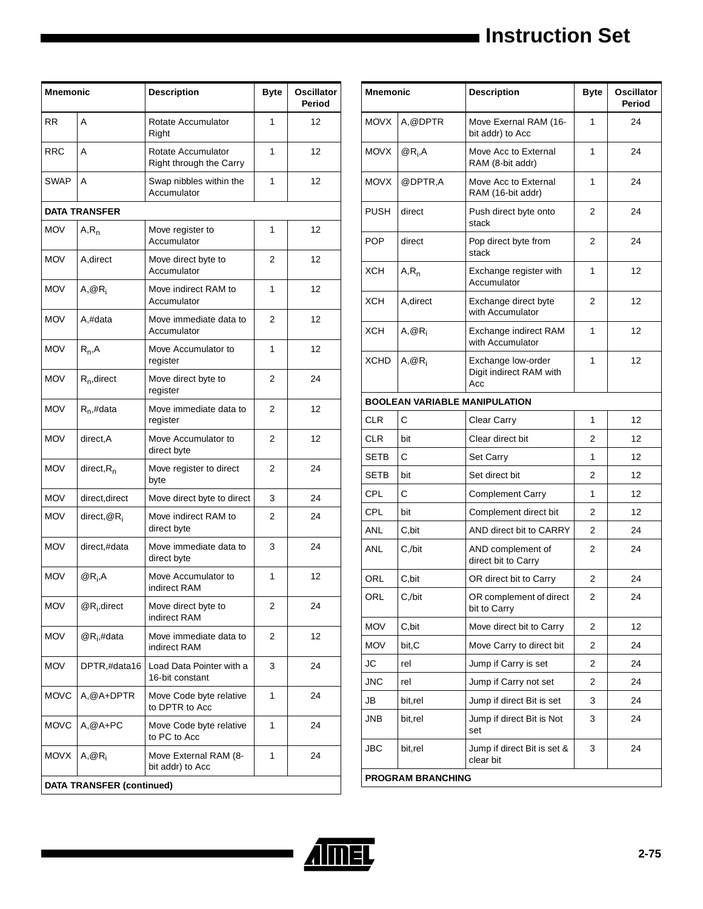| Mnemonic | | Description | Byte | Oscillator Period |
|---|---|---|---|---|
| RR | A | Rotate Accumulator Right | 1 | 12 |
| RRC | A | Rotate Accumulator Right through the Carry | 1 | 12 |
| SWAP | A | Swap nibbles within the Accumulator | 1 | 12 |
| **DATA TRANSFER** | | | | |
| MOV | A,$R_n$ | Move register to Accumulator | 1 | 12 |
| MOV | A,direct | Move direct byte to Accumulator | 2 | 12 |
| MOV | A,@$R_i$ | Move indirect RAM to Accumulator | 1 | 12 |
| MOV | A,#data | Move immediate data to Accumulator | 2 | 12 |
| MOV | $R_n$,A | Move Accumulator to register | 1 | 12 |
| MOV | $R_n$,direct | Move direct byte to register | 2 | 24 |
| MOV | $R_n$,#data | Move immediate data to register | 2 | 12 |
| MOV | direct,A | Move Accumulator to direct byte | 2 | 12 |
| MOV | direct,$R_n$ | Move register to direct byte | 2 | 24 |
| MOV | direct,direct | Move direct byte to direct | 3 | 24 |
| MOV | direct,@$R_i$ | Move indirect RAM to direct byte | 2 | 24 |
| MOV | direct,#data | Move immediate data to direct byte | 3 | 24 |
| MOV | @$R_i$,A | Move Accumulator to indirect RAM | 1 | 12 |
| MOV | @$R_i$,direct | Move direct byte to indirect RAM | 2 | 24 |
| MOV | @$R_i$,#data | Move immediate data to indirect RAM | 2 | 12 |
| MOV | DPTR,#data16 | Load Data Pointer with a 16-bit constant | 3 | 24 |
| MOVC | A,@A+DPTR | Move Code byte relative to DPTR to Acc | 1 | 24 |
| MOVC | A,@A+PC | Move Code byte relative to PC to Acc | 1 | 24 |
| MOVX | A,@$R_i$ | Move External RAM (8-bit addr) to Acc | 1 | 24 |
| **DATA TRANSFER (continued)** | | | | |
| MOVX | A,@DPTR | Move Exernal RAM (16-bit addr) to Acc | 1 | 24 |
| MOVX | @$R_i$,A | Move Acc to External RAM (8-bit addr) | 1 | 24 |
| MOVX | @DPTR,A | Move Acc to External RAM (16-bit addr) | 1 | 24 |
| PUSH | direct | Push direct byte onto stack | 2 | 24 |
| POP | direct | Pop direct byte from stack | 2 | 24 |
| XCH | A,$R_n$ | Exchange register with Accumulator | 1 | 12 |
| XCH | A,direct | Exchange direct byte with Accumulator | 2 | 12 |
| XCH | A,@$R_i$ | Exchange indirect RAM with Accumulator | 1 | 12 |
| XCHD | A,@$R_i$ | Exchange low-order Digit indirect RAM with Acc | 1 | 12 |
| **BOOLEAN VARIABLE MANIPULATION** | | | | |
| CLR | C | Clear Carry | 1 | 12 |
| CLR | bit | Clear direct bit | 2 | 12 |
| SETB | C | Set Carry | 1 | 12 |
| SETB | bit | Set direct bit | 2 | 12 |
| CPL | C | Complement Carry | 1 | 12 |
| CPL | bit | Complement direct bit | 2 | 12 |
| ANL | C,bit | AND direct bit to CARRY | 2 | 24 |
| ANL | C,/bit | AND complement of direct bit to Carry | 2 | 24 |
| ORL | C,bit | OR direct bit to Carry | 2 | 24 |
| ORL | C,/bit | OR complement of direct bit to Carry | 2 | 24 |
| MOV | C,bit | Move direct bit to Carry | 2 | 12 |
| MOV | bit,C | Move Carry to direct bit | 2 | 24 |
| JC | rel | Jump if Carry is set | 2 | 24 |
| JNC | rel | Jump if Carry not set | 2 | 24 |
| JB | bit,rel | Jump if direct Bit is set | 3 | 24 |
| JNB | bit,rel | Jump if direct Bit is Not set | 3 | 24 |
| JBC | bit,rel | Jump if direct Bit is set & clear bit | 3 | 24 |
| **PROGRAM BRANCHING** | | | | |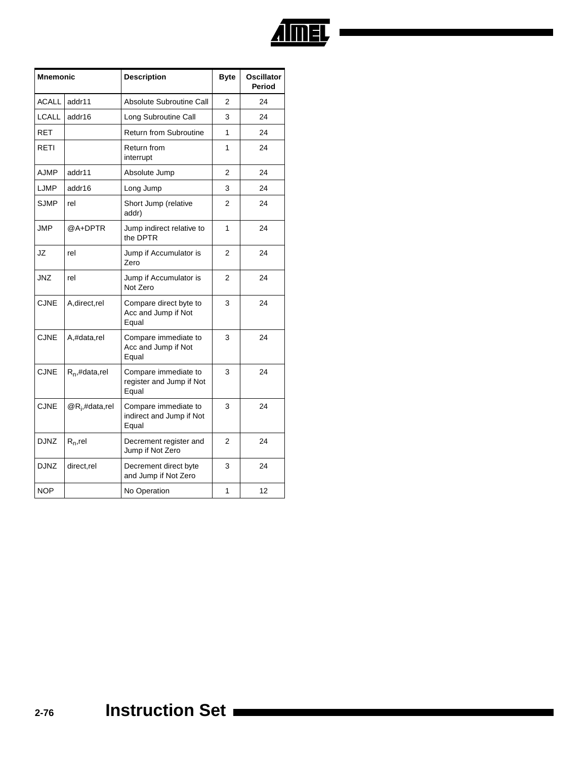| Mnemonic | | Description | Byte | Oscillator Period |
|---|---|---|---|---|
| ACALL | addr11 | Absolute Subroutine Call | 2 | 24 |
| LCALL | addr16 | Long Subroutine Call | 3 | 24 |
| RET | | Return from Subroutine | 1 | 24 |
| RETI | | Return from interrupt | 1 | 24 |
| AJMP | addr11 | Absolute Jump | 2 | 24 |
| LJMP | addr16 | Long Jump | 3 | 24 |
| SJMP | rel | Short Jump (relative addr) | 2 | 24 |
| JMP | @A+DPTR | Jump indirect relative to the DPTR | 1 | 24 |
| JZ | rel | Jump if Accumulator is Zero | 2 | 24 |
| JNZ | rel | Jump if Accumulator is Not Zero | 2 | 24 |
| CJNE | A,direct,rel | Compare direct byte to Acc and Jump if Not Equal | 3 | 24 |
| CJNE | A,#data,rel | Compare immediate to Acc and Jump if Not Equal | 3 | 24 |
| CJNE | $R_n$,#data,rel | Compare immediate to register and Jump if Not Equal | 3 | 24 |
| CJNE | @$R_i$,#data,rel | Compare immediate to indirect and Jump if Not Equal | 3 | 24 |
| DJNZ | $R_n$,rel | Decrement register and Jump if Not Zero | 2 | 24 |
| DJNZ | direct,rel | Decrement direct byte and Jump if Not Zero | 3 | 24 |
| NOP | | No Operation | 1 | 12 |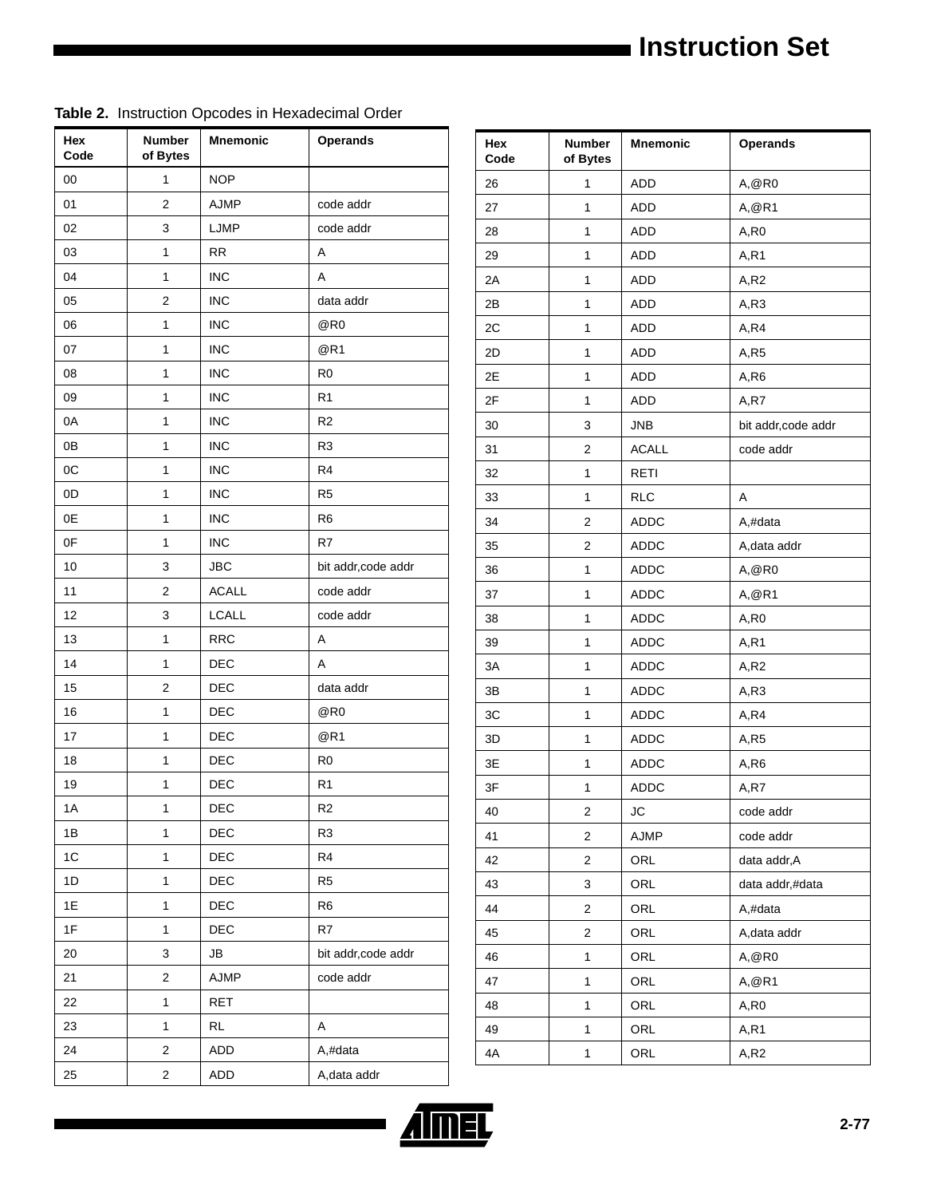**Table 2.** Instruction Opcodes in Hexadecimal Order

| Hex Code | Number of Bytes | Mnemonic | Operands |
|---|---|---|---|
| 00 | 1 | NOP | |
| 01 | 2 | AJMP | code addr |
| 02 | 3 | LJMP | code addr |
| 03 | 1 | RR | A |
| 04 | 1 | INC | A |
| 05 | 2 | INC | data addr |
| 06 | 1 | INC | @R0 |
| 07 | 1 | INC | @R1 |
| 08 | 1 | INC | R0 |
| 09 | 1 | INC | R1 |
| 0A | 1 | INC | R2 |
| 0B | 1 | INC | R3 |
| 0C | 1 | INC | R4 |
| 0D | 1 | INC | R5 |
| 0E | 1 | INC | R6 |
| 0F | 1 | INC | R7 |
| 10 | 3 | JBC | bit addr,code addr |
| 11 | 2 | ACALL | code addr |
| 12 | 3 | LCALL | code addr |
| 13 | 1 | RRC | A |
| 14 | 1 | DEC | A |
| 15 | 2 | DEC | data addr |
| 16 | 1 | DEC | @R0 |
| 17 | 1 | DEC | @R1 |
| 18 | 1 | DEC | R0 |
| 19 | 1 | DEC | R1 |
| 1A | 1 | DEC | R2 |
| 1B | 1 | DEC | R3 |
| 1C | 1 | DEC | R4 |
| 1D | 1 | DEC | R5 |
| 1E | 1 | DEC | R6 |
| 1F | 1 | DEC | R7 |
| 20 | 3 | JB | bit addr,code addr |
| 21 | 2 | AJMP | code addr |
| 22 | 1 | RET | |
| 23 | 1 | RL | A |
| 24 | 2 | ADD | A,#data |
| 25 | 2 | ADD | A,data addr |
| 26 | 1 | ADD | A,@R0 |
| 27 | 1 | ADD | A,@R1 |
| 28 | 1 | ADD | A,R0 |
| 29 | 1 | ADD | A,R1 |
| 2A | 1 | ADD | A,R2 |
| 2B | 1 | ADD | A,R3 |
| 2C | 1 | ADD | A,R4 |
| 2D | 1 | ADD | A,R5 |
| 2E | 1 | ADD | A,R6 |
| 2F | 1 | ADD | A,R7 |
| 30 | 3 | JNB | bit addr,code addr |
| 31 | 2 | ACALL | code addr |
| 32 | 1 | RETI | |
| 33 | 1 | RLC | A |
| 34 | 2 | ADDC | A,#data |
| 35 | 2 | ADDC | A,data addr |
| 36 | 1 | ADDC | A,@R0 |
| 37 | 1 | ADDC | A,@R1 |
| 38 | 1 | ADDC | A,R0 |
| 39 | 1 | ADDC | A,R1 |
| 3A | 1 | ADDC | A,R2 |
| 3B | 1 | ADDC | A,R3 |
| 3C | 1 | ADDC | A,R4 |
| 3D | 1 | ADDC | A,R5 |
| 3E | 1 | ADDC | A,R6 |
| 3F | 1 | ADDC | A,R7 |
| 40 | 2 | JC | code addr |
| 41 | 2 | AJMP | code addr |
| 42 | 2 | ORL | data addr,A |
| 43 | 3 | ORL | data addr,#data |
| 44 | 2 | ORL | A,#data |
| 45 | 2 | ORL | A,data addr |
| 46 | 1 | ORL | A,@R0 |
| 47 | 1 | ORL | A,@R1 |
| 48 | 1 | ORL | A,R0 |
| 49 | 1 | ORL | A,R1 |
| 4A | 1 | ORL | A,R2 |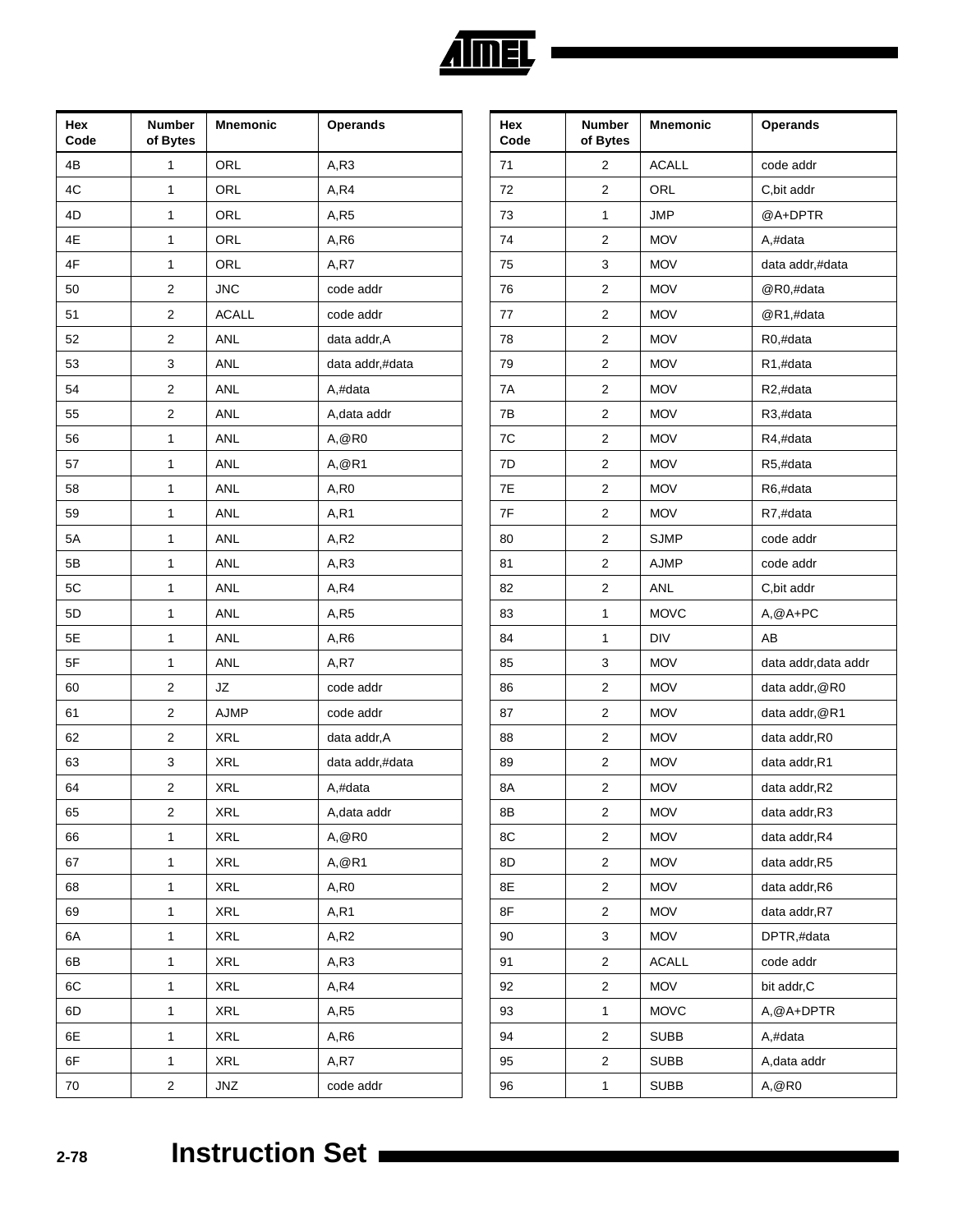| Hex Code | Number of Bytes | Mnemonic | Operands |
|---|---|---|---|
| 4B | 1 | ORL | A,R3 |
| 4C | 1 | ORL | A,R4 |
| 4D | 1 | ORL | A,R5 |
| 4E | 1 | ORL | A,R6 |
| 4F | 1 | ORL | A,R7 |
| 50 | 2 | JNC | code addr |
| 51 | 2 | ACALL | code addr |
| 52 | 2 | ANL | data addr,A |
| 53 | 3 | ANL | data addr,#data |
| 54 | 2 | ANL | A,#data |
| 55 | 2 | ANL | A,data addr |
| 56 | 1 | ANL | A,@R0 |
| 57 | 1 | ANL | A,@R1 |
| 58 | 1 | ANL | A,R0 |
| 59 | 1 | ANL | A,R1 |
| 5A | 1 | ANL | A,R2 |
| 5B | 1 | ANL | A,R3 |
| 5C | 1 | ANL | A,R4 |
| 5D | 1 | ANL | A,R5 |
| 5E | 1 | ANL | A,R6 |
| 5F | 1 | ANL | A,R7 |
| 60 | 2 | JZ | code addr |
| 61 | 2 | AJMP | code addr |
| 62 | 2 | XRL | data addr,A |
| 63 | 3 | XRL | data addr,#data |
| 64 | 2 | XRL | A,#data |
| 65 | 2 | XRL | A,data addr |
| 66 | 1 | XRL | A,@R0 |
| 67 | 1 | XRL | A,@R1 |
| 68 | 1 | XRL | A,R0 |
| 69 | 1 | XRL | A,R1 |
| 6A | 1 | XRL | A,R2 |
| 6B | 1 | XRL | A,R3 |
| 6C | 1 | XRL | A,R4 |
| 6D | 1 | XRL | A,R5 |
| 6E | 1 | XRL | A,R6 |
| 6F | 1 | XRL | A,R7 |
| 70 | 2 | JNZ | code addr |
| 71 | 2 | ACALL | code addr |
| 72 | 2 | ORL | C,bit addr |
| 73 | 1 | JMP | @A+DPTR |
| 74 | 2 | MOV | A,#data |
| 75 | 3 | MOV | data addr,#data |
| 76 | 2 | MOV | @R0,#data |
| 77 | 2 | MOV | @R1,#data |
| 78 | 2 | MOV | R0,#data |
| 79 | 2 | MOV | R1,#data |
| 7A | 2 | MOV | R2,#data |
| 7B | 2 | MOV | R3,#data |
| 7C | 2 | MOV | R4,#data |
| 7D | 2 | MOV | R5,#data |
| 7E | 2 | MOV | R6,#data |
| 7F | 2 | MOV | R7,#data |
| 80 | 2 | SJMP | code addr |
| 81 | 2 | AJMP | code addr |
| 82 | 2 | ANL | C,bit addr |
| 83 | 1 | MOVC | A,@A+PC |
| 84 | 1 | DIV | AB |
| 85 | 3 | MOV | data addr,data addr |
| 86 | 2 | MOV | data addr,@R0 |
| 87 | 2 | MOV | data addr,@R1 |
| 88 | 2 | MOV | data addr,R0 |
| 89 | 2 | MOV | data addr,R1 |
| 8A | 2 | MOV | data addr,R2 |
| 8B | 2 | MOV | data addr,R3 |
| 8C | 2 | MOV | data addr,R4 |
| 8D | 2 | MOV | data addr,R5 |
| 8E | 2 | MOV | data addr,R6 |
| 8F | 2 | MOV | data addr,R7 |
| 90 | 3 | MOV | DPTR,#data |
| 91 | 2 | ACALL | code addr |
| 92 | 2 | MOV | bit addr,C |
| 93 | 1 | MOVC | A,@A+DPTR |
| 94 | 2 | SUBB | A,#data |
| 95 | 2 | SUBB | A,data addr |
| 96 | 1 | SUBB | A,@R0 |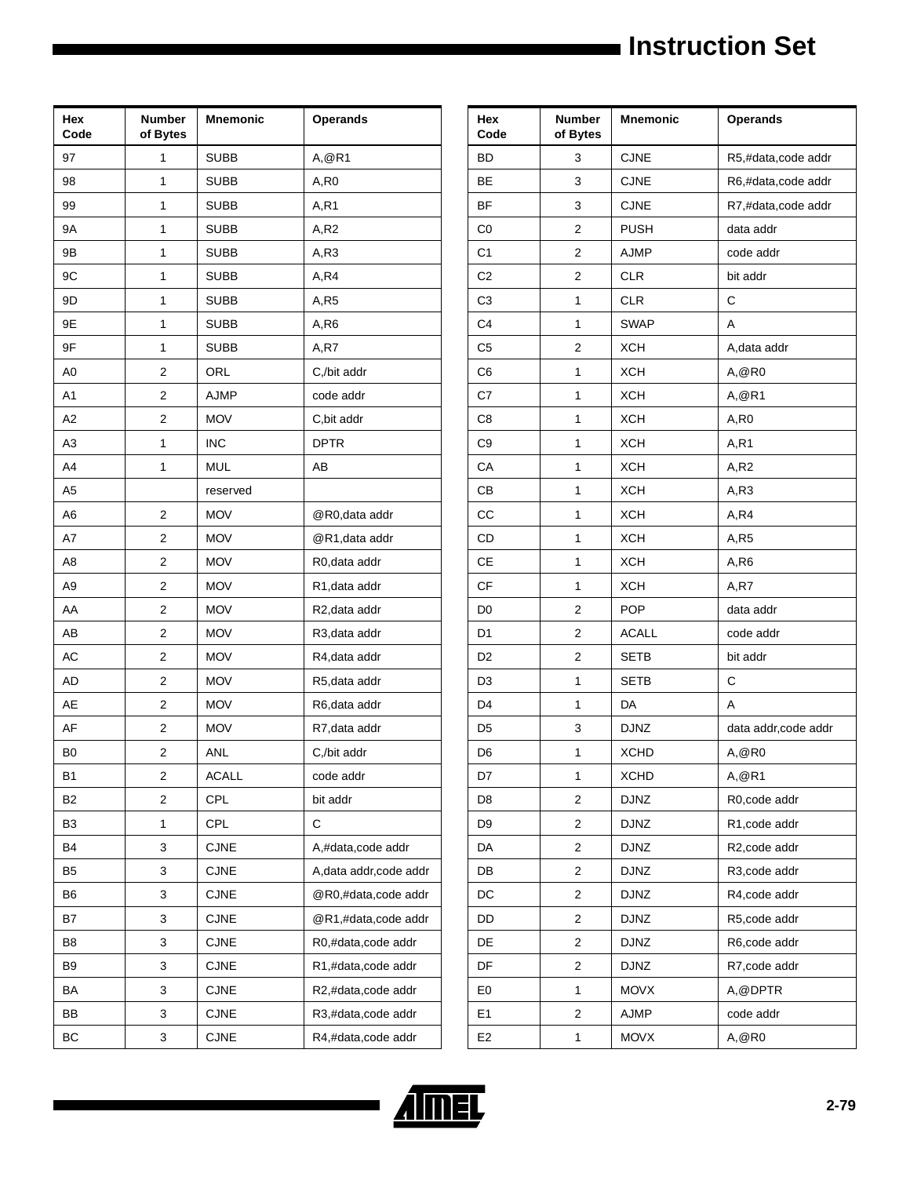# Instruction Set

| Hex Code | Number of Bytes | Mnemonic | Operands |
|---|---|---|---|
| 97 | 1 | SUBB | A,@R1 |
| 98 | 1 | SUBB | A,R0 |
| 99 | 1 | SUBB | A,R1 |
| 9A | 1 | SUBB | A,R2 |
| 9B | 1 | SUBB | A,R3 |
| 9C | 1 | SUBB | A,R4 |
| 9D | 1 | SUBB | A,R5 |
| 9E | 1 | SUBB | A,R6 |
| 9F | 1 | SUBB | A,R7 |
| A0 | 2 | ORL | C,/bit addr |
| A1 | 2 | AJMP | code addr |
| A2 | 2 | MOV | C,bit addr |
| A3 | 1 | INC | DPTR |
| A4 | 1 | MUL | AB |
| A5 | | reserved | |
| A6 | 2 | MOV | @R0,data addr |
| A7 | 2 | MOV | @R1,data addr |
| A8 | 2 | MOV | R0,data addr |
| A9 | 2 | MOV | R1,data addr |
| AA | 2 | MOV | R2,data addr |
| AB | 2 | MOV | R3,data addr |
| AC | 2 | MOV | R4,data addr |
| AD | 2 | MOV | R5,data addr |
| AE | 2 | MOV | R6,data addr |
| AF | 2 | MOV | R7,data addr |
| B0 | 2 | ANL | C,/bit addr |
| B1 | 2 | ACALL | code addr |
| B2 | 2 | CPL | bit addr |
| B3 | 1 | CPL | C |
| B4 | 3 | CJNE | A,#data,code addr |
| B5 | 3 | CJNE | A,data addr,code addr |
| B6 | 3 | CJNE | @R0,#data,code addr |
| B7 | 3 | CJNE | @R1,#data,code addr |
| B8 | 3 | CJNE | R0,#data,code addr |
| B9 | 3 | CJNE | R1,#data,code addr |
| BA | 3 | CJNE | R2,#data,code addr |
| BB | 3 | CJNE | R3,#data,code addr |
| BC | 3 | CJNE | R4,#data,code addr |
| BD | 3 | CJNE | R5,#data,code addr |
| BE | 3 | CJNE | R6,#data,code addr |
| BF | 3 | CJNE | R7,#data,code addr |
| C0 | 2 | PUSH | data addr |
| C1 | 2 | AJMP | code addr |
| C2 | 2 | CLR | bit addr |
| C3 | 1 | CLR | C |
| C4 | 1 | SWAP | A |
| C5 | 2 | XCH | A,data addr |
| C6 | 1 | XCH | A,@R0 |
| C7 | 1 | XCH | A,@R1 |
| C8 | 1 | XCH | A,R0 |
| C9 | 1 | XCH | A,R1 |
| CA | 1 | XCH | A,R2 |
| CB | 1 | XCH | A,R3 |
| CC | 1 | XCH | A,R4 |
| CD | 1 | XCH | A,R5 |
| CE | 1 | XCH | A,R6 |
| CF | 1 | XCH | A,R7 |
| D0 | 2 | POP | data addr |
| D1 | 2 | ACALL | code addr |
| D2 | 2 | SETB | bit addr |
| D3 | 1 | SETB | C |
| D4 | 1 | DA | A |
| D5 | 3 | DJNZ | data addr,code addr |
| D6 | 1 | XCHD | A,@R0 |
| D7 | 1 | XCHD | A,@R1 |
| D8 | 2 | DJNZ | R0,code addr |
| D9 | 2 | DJNZ | R1,code addr |
| DA | 2 | DJNZ | R2,code addr |
| DB | 2 | DJNZ | R3,code addr |
| DC | 2 | DJNZ | R4,code addr |
| DD | 2 | DJNZ | R5,code addr |
| DE | 2 | DJNZ | R6,code addr |
| DF | 2 | DJNZ | R7,code addr |
| E0 | 1 | MOVX | A,@DPTR |
| E1 | 2 | AJMP | code addr |
| E2 | 1 | MOVX | A,@R0 |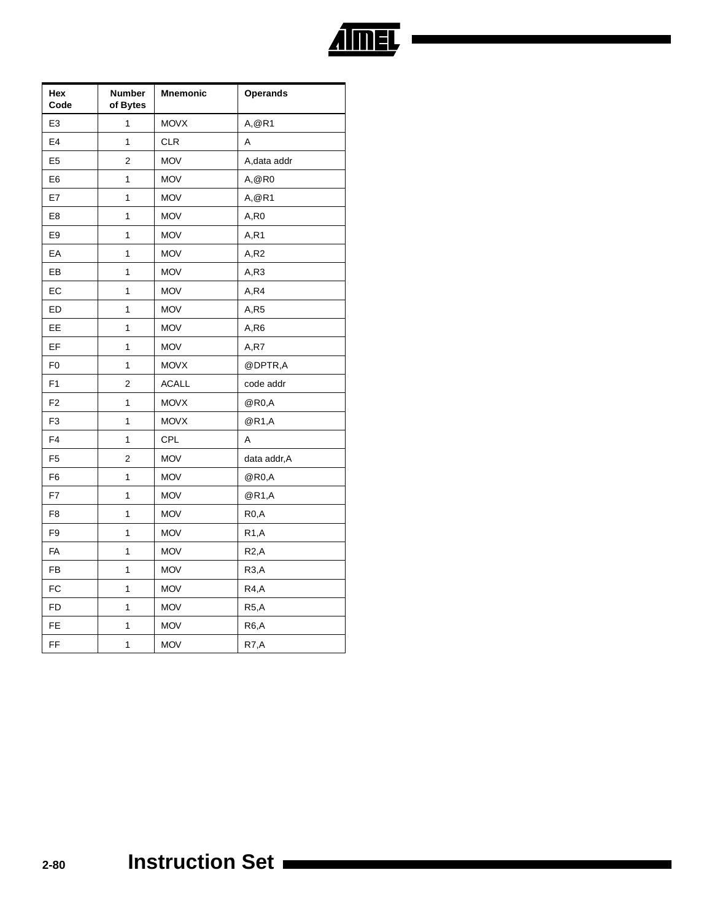| Hex Code | Number of Bytes | Mnemonic | Operands |
|---|---|---|---|
| E3 | 1 | MOVX | A,@R1 |
| E4 | 1 | CLR | A |
| E5 | 2 | MOV | A,data addr |
| E6 | 1 | MOV | A,@R0 |
| E7 | 1 | MOV | A,@R1 |
| E8 | 1 | MOV | A,R0 |
| E9 | 1 | MOV | A,R1 |
| EA | 1 | MOV | A,R2 |
| EB | 1 | MOV | A,R3 |
| EC | 1 | MOV | A,R4 |
| ED | 1 | MOV | A,R5 |
| EE | 1 | MOV | A,R6 |
| EF | 1 | MOV | A,R7 |
| F0 | 1 | MOVX | @DPTR,A |
| F1 | 2 | ACALL | code addr |
| F2 | 1 | MOVX | @R0,A |
| F3 | 1 | MOVX | @R1,A |
| F4 | 1 | CPL | A |
| F5 | 2 | MOV | data addr,A |
| F6 | 1 | MOV | @R0,A |
| F7 | 1 | MOV | @R1,A |
| F8 | 1 | MOV | R0,A |
| F9 | 1 | MOV | R1,A |
| FA | 1 | MOV | R2,A |
| FB | 1 | MOV | R3,A |
| FC | 1 | MOV | R4,A |
| FD | 1 | MOV | R5,A |
| FE | 1 | MOV | R6,A |
| FF | 1 | MOV | R7,A |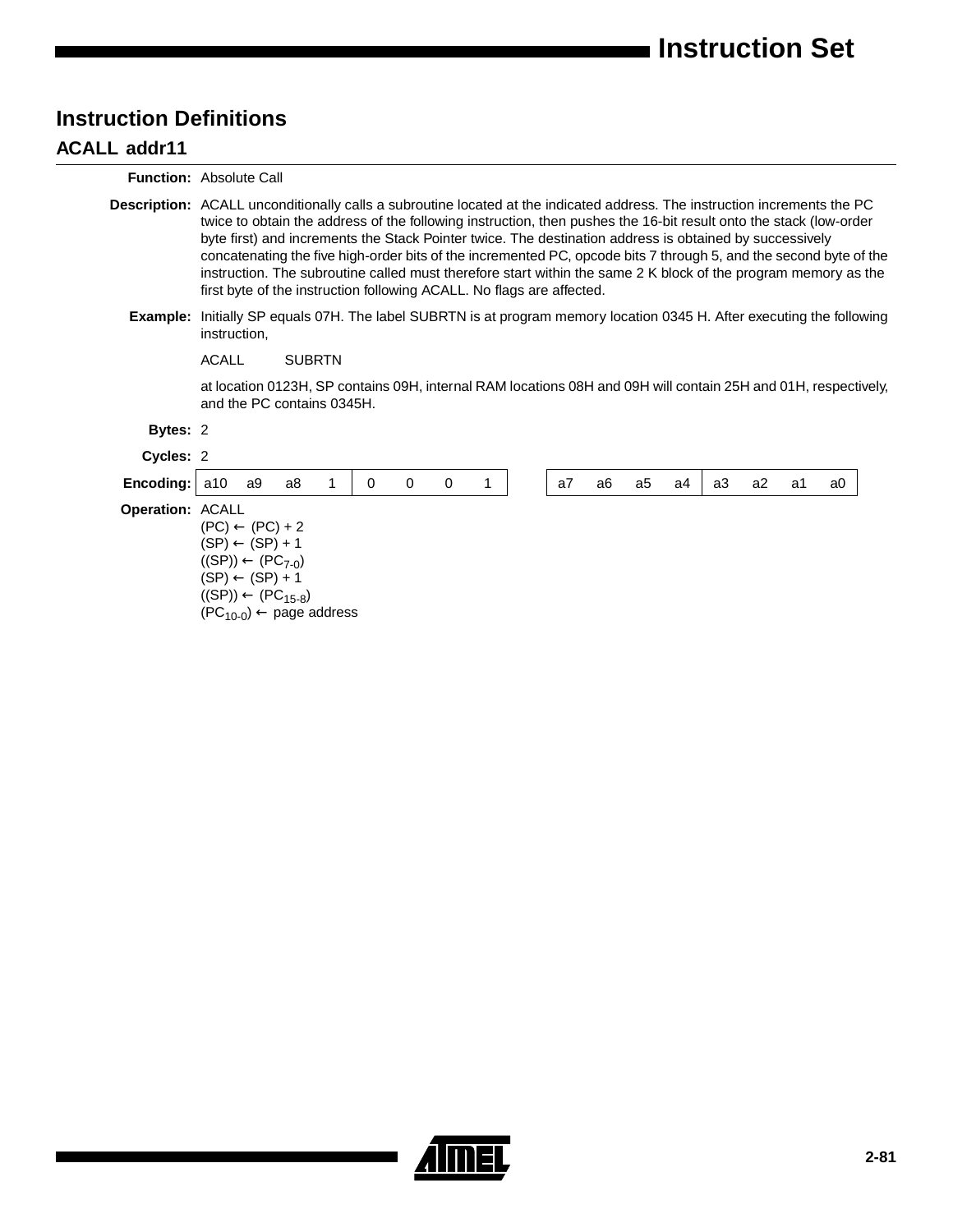## Instruction Definitions

### ACALL addr11

**Function:** Absolute Call

**Description:** ACALL unconditionally calls a subroutine located at the indicated address. The instruction increments the PC twice to obtain the address of the following instruction, then pushes the 16-bit result onto the stack (low-order byte first) and increments the Stack Pointer twice. The destination address is obtained by successively concatenating the five high-order bits of the incremented PC, opcode bits 7 through 5, and the second byte of the instruction. The subroutine called must therefore start within the same 2 K block of the program memory as the first byte of the instruction following ACALL. No flags are affected.

**Example:** Initially SP equals 07H. The label SUBRTN is at program memory location 0345 H. After executing the following instruction,

ACALL SUBRTN

at location 0123H, SP contains 09H, internal RAM locations 08H and 09H will contain 25H and 01H, respectively, and the PC contains 0345H.

**Bytes:** 2

**Cycles:** 2

**Encoding:**

| a10 | a9 | a8 | 1 | 0 | 0 | 0 | 1 | | a7 | a6 | a5 | a4 | a3 | a2 | a1 | a0 |
|---|---|---|---|---|---|---|---|---|---|---|---|---|---|---|---|---|

**Operation:** ACALL

(PC) ← (PC) + 2
(SP) ← (SP) + 1
((SP)) ← ($PC_{7-0}$)
(SP) ← (SP) + 1
((SP)) ← ($PC_{15-8}$)
($PC_{10-0}$) ← page address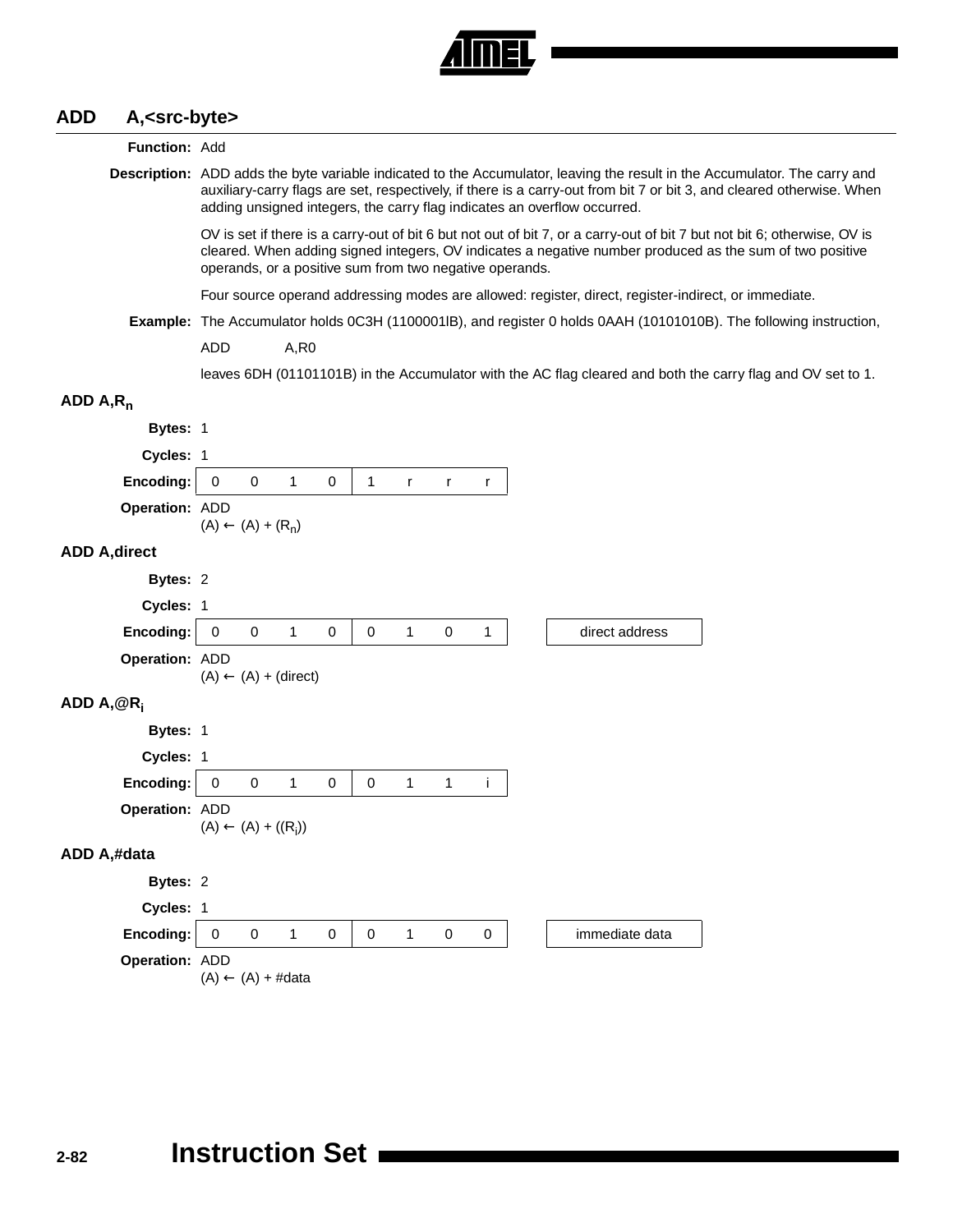## ADD A,<src-byte>

**Function:** Add

**Description:** ADD adds the byte variable indicated to the Accumulator, leaving the result in the Accumulator. The carry and auxiliary-carry flags are set, respectively, if there is a carry-out from bit 7 or bit 3, and cleared otherwise. When adding unsigned integers, the carry flag indicates an overflow occurred.

OV is set if there is a carry-out of bit 6 but not out of bit 7, or a carry-out of bit 7 but not bit 6; otherwise, OV is cleared. When adding signed integers, OV indicates a negative number produced as the sum of two positive operands, or a positive sum from two negative operands.

Four source operand addressing modes are allowed: register, direct, register-indirect, or immediate.

**Example:** The Accumulator holds 0C3H (1100001lB), and register 0 holds 0AAH (10101010B). The following instruction,

```
ADD     A,R0
```

leaves 6DH (01101101B) in the Accumulator with the AC flag cleared and both the carry flag and OV set to 1.

### ADD A,$R_n$

**Bytes:** 1

**Cycles:** 1

**Encoding:**

| 0 | 0 | 1 | 0 | 1 | r | r | r |
|---|---|---|---|---|---|---|---|

**Operation:** ADD
$(A) \leftarrow (A) + (R_n)$

### ADD A,direct

**Bytes:** 2

**Cycles:** 1

**Encoding:**

| 0 | 0 | 1 | 0 | 0 | 1 | 0 | 1 | | direct address |
|---|---|---|---|---|---|---|---|---|---|

**Operation:** ADD
$(A) \leftarrow (A) + (\text{direct})$

### ADD A,@$R_i$

**Bytes:** 1

**Cycles:** 1

**Encoding:**

| 0 | 0 | 1 | 0 | 0 | 1 | 1 | i |
|---|---|---|---|---|---|---|---|

**Operation:** ADD
$(A) \leftarrow (A) + ((R_i))$

### ADD A,#data

**Bytes:** 2

**Cycles:** 1

**Encoding:**

| 0 | 0 | 1 | 0 | 0 | 1 | 0 | 0 | | immediate data |
|---|---|---|---|---|---|---|---|---|---|

**Operation:** ADD
$(A) \leftarrow (A) + \#data$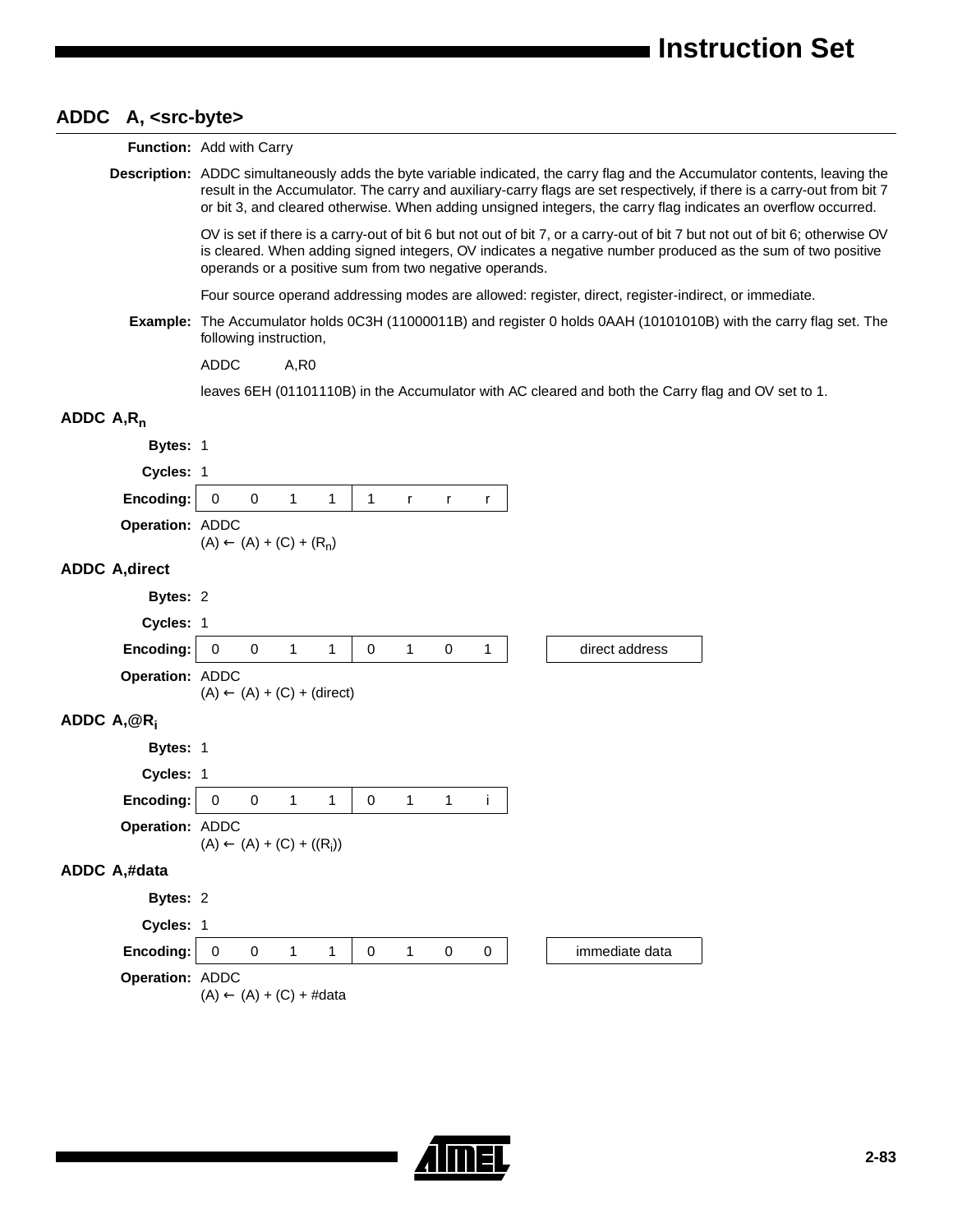## ADDC A, <src-byte>

**Function:** Add with Carry

**Description:** ADDC simultaneously adds the byte variable indicated, the carry flag and the Accumulator contents, leaving the result in the Accumulator. The carry and auxiliary-carry flags are set respectively, if there is a carry-out from bit 7 or bit 3, and cleared otherwise. When adding unsigned integers, the carry flag indicates an overflow occurred.

OV is set if there is a carry-out of bit 6 but not out of bit 7, or a carry-out of bit 7 but not out of bit 6; otherwise OV is cleared. When adding signed integers, OV indicates a negative number produced as the sum of two positive operands or a positive sum from two negative operands.

Four source operand addressing modes are allowed: register, direct, register-indirect, or immediate.

**Example:** The Accumulator holds 0C3H (11000011B) and register 0 holds 0AAH (10101010B) with the carry flag set. The following instruction,

```
ADDC    A,R0
```

leaves 6EH (01101110B) in the Accumulator with AC cleared and both the Carry flag and OV set to 1.

### ADDC A,$R_n$

**Bytes:** 1

**Cycles:** 1

**Encoding:**

| 0 | 0 | 1 | 1 | 1 | r | r | r |
|---|---|---|---|---|---|---|---|

**Operation:** ADDC
$(A) \leftarrow (A) + (C) + (R_n)$

### ADDC A,direct

**Bytes:** 2

**Cycles:** 1

**Encoding:**

| 0 | 0 | 1 | 1 | 0 | 1 | 0 | 1 | | direct address |
|---|---|---|---|---|---|---|---|---|---|

**Operation:** ADDC
$(A) \leftarrow (A) + (C) + (\text{direct})$

### ADDC A,@$R_i$

**Bytes:** 1

**Cycles:** 1

**Encoding:**

| 0 | 0 | 1 | 1 | 0 | 1 | 1 | i |
|---|---|---|---|---|---|---|---|

**Operation:** ADDC
$(A) \leftarrow (A) + (C) + ((R_i))$

### ADDC A,#data

**Bytes:** 2

**Cycles:** 1

**Encoding:**

| 0 | 0 | 1 | 1 | 0 | 1 | 0 | 0 | | immediate data |
|---|---|---|---|---|---|---|---|---|---|

**Operation:** ADDC
$(A) \leftarrow (A) + (C) + \#\text{data}$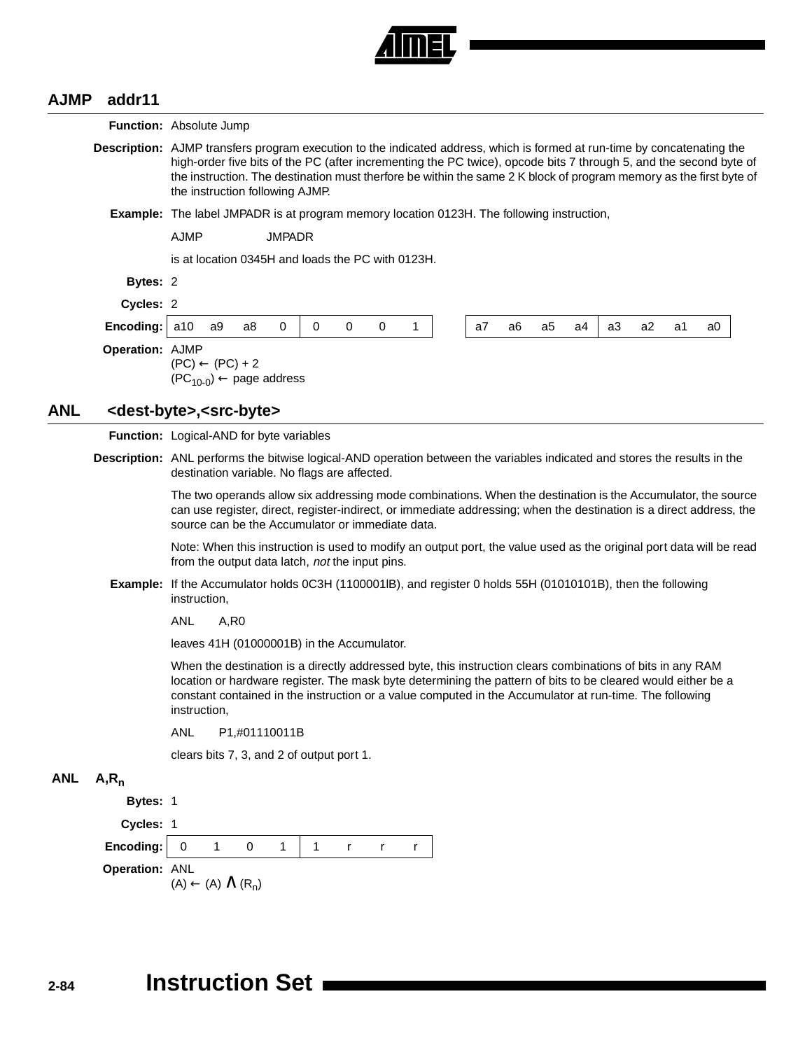## AJMP addr11

**Function:** Absolute Jump

**Description:** AJMP transfers program execution to the indicated address, which is formed at run-time by concatenating the high-order five bits of the PC (after incrementing the PC twice), opcode bits 7 through 5, and the second byte of the instruction. The destination must therfore be within the same 2 K block of program memory as the first byte of the instruction following AJMP.

**Example:** The label JMPADR is at program memory location 0123H. The following instruction,

```
AJMP        JMPADR
```

is at location 0345H and loads the PC with 0123H.

**Bytes:** 2

**Cycles:** 2

**Encoding:**

| a10 | a9 | a8 | 0 | 0 | 0 | 0 | 1 |
|---|---|---|---|---|---|---|---|

| a7 | a6 | a5 | a4 | a3 | a2 | a1 | a0 |
|---|---|---|---|---|---|---|---|

**Operation:** AJMP
$(PC) \leftarrow (PC) + 2$
$(PC_{10-0}) \leftarrow$ page address

## ANL <dest-byte>,<src-byte>

**Function:** Logical-AND for byte variables

**Description:** ANL performs the bitwise logical-AND operation between the variables indicated and stores the results in the destination variable. No flags are affected.

The two operands allow six addressing mode combinations. When the destination is the Accumulator, the source can use register, direct, register-indirect, or immediate addressing; when the destination is a direct address, the source can be the Accumulator or immediate data.

Note: When this instruction is used to modify an output port, the value used as the original port data will be read from the output data latch, *not* the input pins.

**Example:** If the Accumulator holds 0C3H (1100001lB), and register 0 holds 55H (01010101B), then the following instruction,

```
ANL    A,R0
```

leaves 41H (01000001B) in the Accumulator.

When the destination is a directly addressed byte, this instruction clears combinations of bits in any RAM location or hardware register. The mask byte determining the pattern of bits to be cleared would either be a constant contained in the instruction or a value computed in the Accumulator at run-time. The following instruction,

```
ANL    P1,#01110011B
```

clears bits 7, 3, and 2 of output port 1.

### ANL A,$R_n$

**Bytes:** 1

**Cycles:** 1

**Encoding:**

| 0 | 1 | 0 | 1 | 1 | r | r | r |
|---|---|---|---|---|---|---|---|

**Operation:** ANL
$(A) \leftarrow (A) \wedge (R_n)$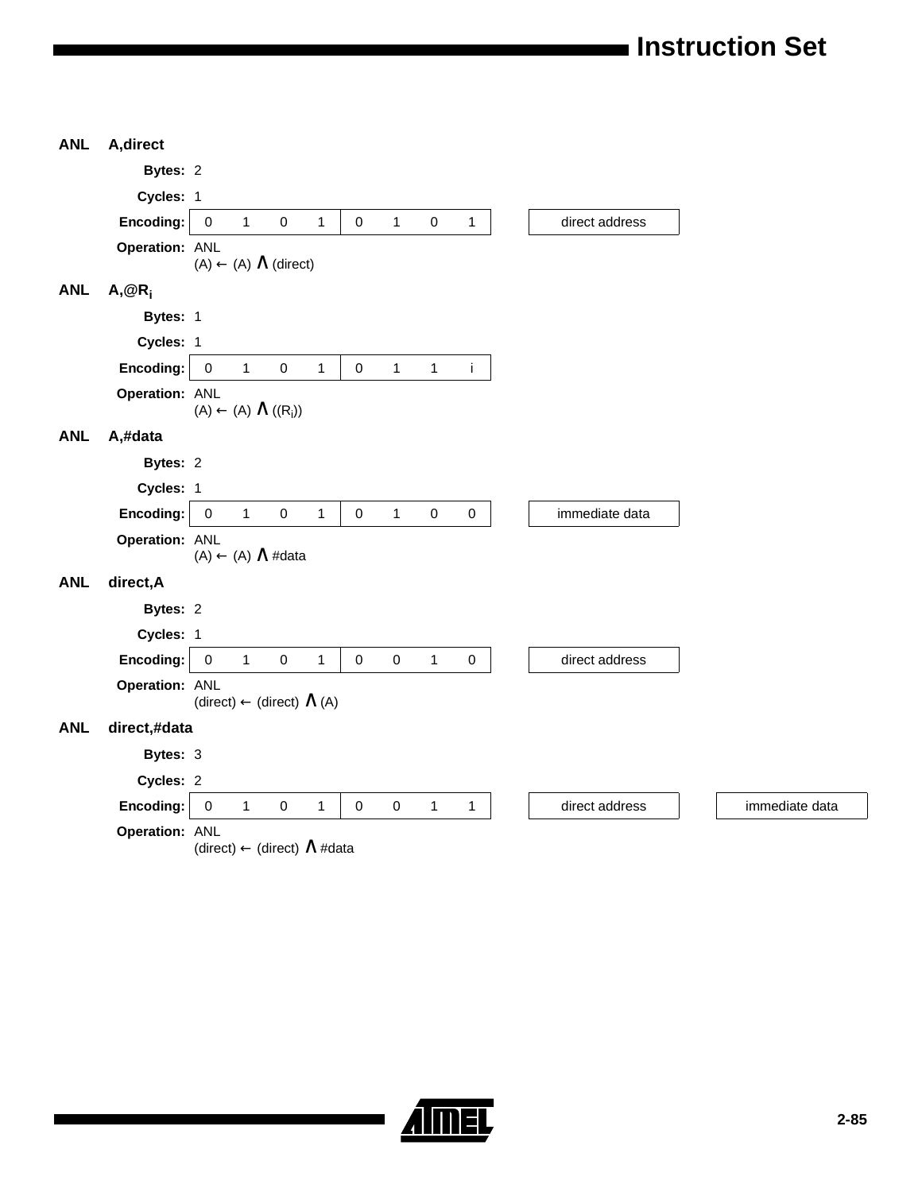## ANL A,direct

**Bytes:** 2

**Cycles:** 1

**Encoding:**

| 0 | 1 | 0 | 1 | 0 | 1 | 0 | 1 | | direct address |
|---|---|---|---|---|---|---|---|---|---|

**Operation:** ANL
$(A) \leftarrow (A) \wedge (direct)$

## ANL A,@$R_i$

**Bytes:** 1

**Cycles:** 1

**Encoding:**

| 0 | 1 | 0 | 1 | 0 | 1 | 1 | i |
|---|---|---|---|---|---|---|---|

**Operation:** ANL
$(A) \leftarrow (A) \wedge ((R_i))$

## ANL A,#data

**Bytes:** 2

**Cycles:** 1

**Encoding:**

| 0 | 1 | 0 | 1 | 0 | 1 | 0 | 0 | | immediate data |
|---|---|---|---|---|---|---|---|---|---|

**Operation:** ANL
$(A) \leftarrow (A) \wedge \#data$

## ANL direct,A

**Bytes:** 2

**Cycles:** 1

**Encoding:**

| 0 | 1 | 0 | 1 | 0 | 0 | 1 | 0 | | direct address |
|---|---|---|---|---|---|---|---|---|---|

**Operation:** ANL
$(direct) \leftarrow (direct) \wedge (A)$

## ANL direct,#data

**Bytes:** 3

**Cycles:** 2

**Encoding:**

| 0 | 1 | 0 | 1 | 0 | 0 | 1 | 1 | | direct address | | immediate data |
|---|---|---|---|---|---|---|---|---|---|---|---|

**Operation:** ANL
$(direct) \leftarrow (direct) \wedge \#data$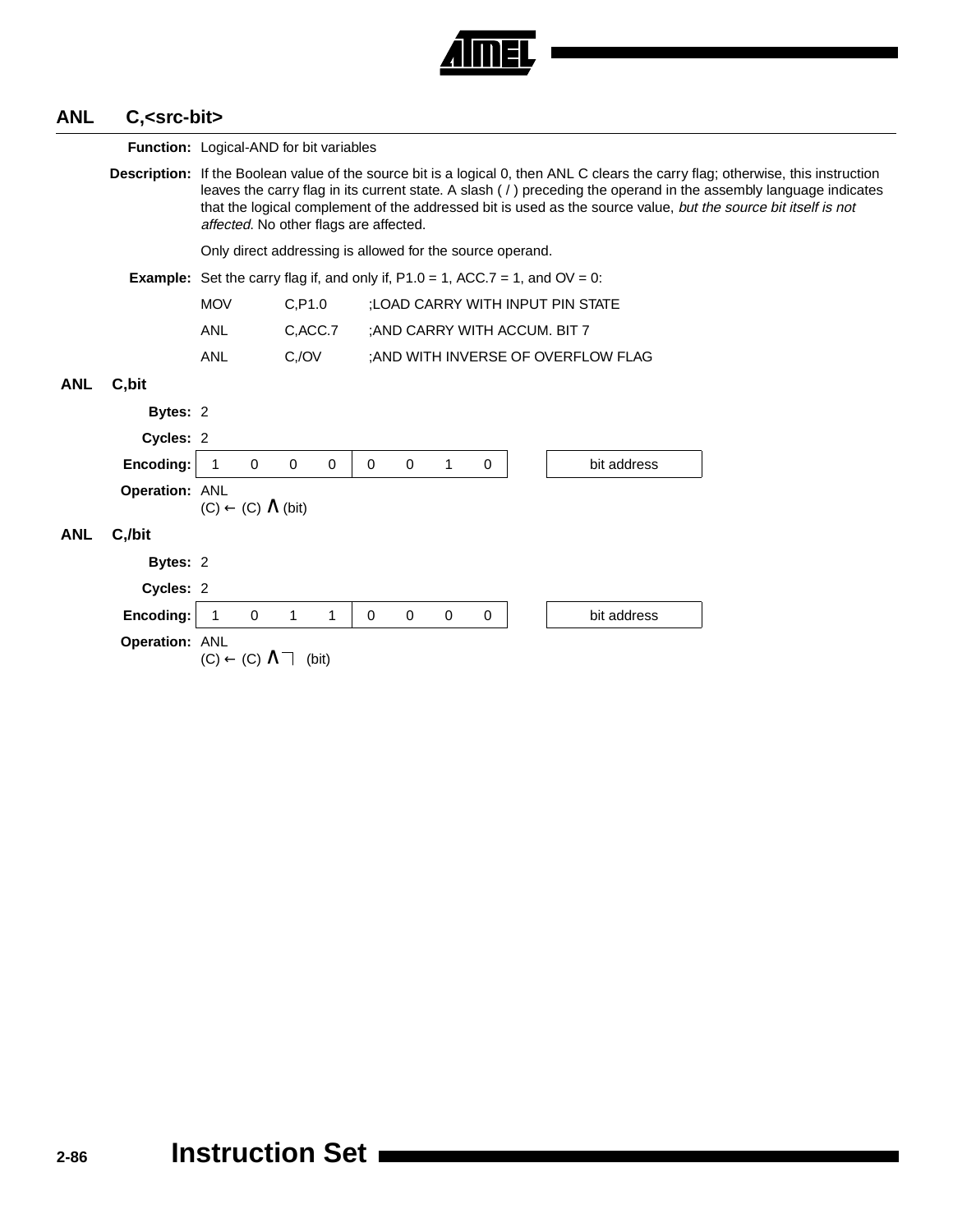## ANL C,<src-bit>

**Function:** Logical-AND for bit variables

**Description:** If the Boolean value of the source bit is a logical 0, then ANL C clears the carry flag; otherwise, this instruction leaves the carry flag in its current state. A slash ( / ) preceding the operand in the assembly language indicates that the logical complement of the addressed bit is used as the source value, *but the source bit itself is not affected.* No other flags are affected.

Only direct addressing is allowed for the source operand.

**Example:** Set the carry flag if, and only if, P1.0 = 1, ACC.7 = 1, and OV = 0:

```
MOV    C,P1.0     ;LOAD CARRY WITH INPUT PIN STATE
ANL    C,ACC.7    ;AND CARRY WITH ACCUM. BIT 7
ANL    C,/OV      ;AND WITH INVERSE OF OVERFLOW FLAG
```

### ANL C,bit

**Bytes:** 2

**Cycles:** 2

**Encoding:**

| 1 | 0 | 0 | 0 | 0 | 0 | 1 | 0 | | bit address |
|---|---|---|---|---|---|---|---|---|---|

**Operation:** ANL
$(C) \leftarrow (C) \wedge (bit)$

### ANL C,/bit

**Bytes:** 2

**Cycles:** 2

**Encoding:**

| 1 | 0 | 1 | 1 | 0 | 0 | 0 | 0 | | bit address |
|---|---|---|---|---|---|---|---|---|---|

**Operation:** ANL
$(C) \leftarrow (C) \wedge \neg (bit)$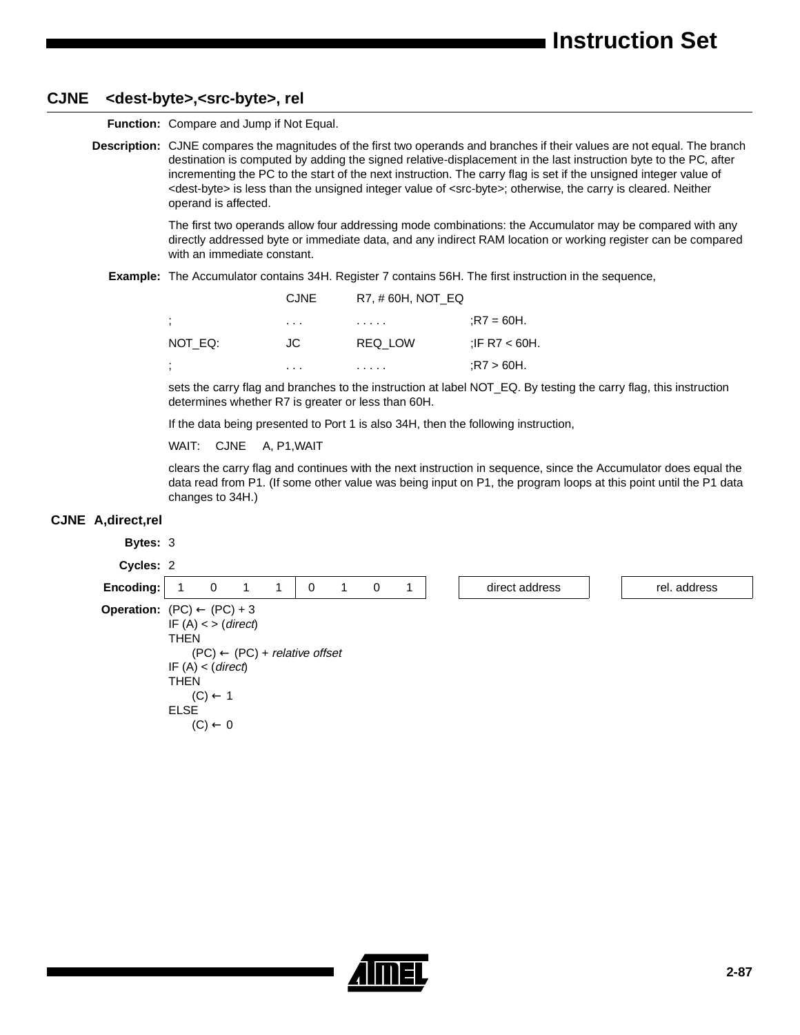## CJNE <dest-byte>,<src-byte>, rel

**Function:** Compare and Jump if Not Equal.

**Description:** CJNE compares the magnitudes of the first two operands and branches if their values are not equal. The branch destination is computed by adding the signed relative-displacement in the last instruction byte to the PC, after incrementing the PC to the start of the next instruction. The carry flag is set if the unsigned integer value of <dest-byte> is less than the unsigned integer value of <src-byte>; otherwise, the carry is cleared. Neither operand is affected.

The first two operands allow four addressing mode combinations: the Accumulator may be compared with any directly addressed byte or immediate data, and any indirect RAM location or working register can be compared with an immediate constant.

**Example:** The Accumulator contains 34H. Register 7 contains 56H. The first instruction in the sequence,

```
            CJNE    R7, # 60H, NOT_EQ
;           . . .   . . . . .          ;R7 = 60H.
NOT_EQ:     JC      REQ_LOW            ;IF R7 < 60H.
;           . . .   . . . . .          ;R7 > 60H.
```

sets the carry flag and branches to the instruction at label NOT_EQ. By testing the carry flag, this instruction determines whether R7 is greater or less than 60H.

If the data being presented to Port 1 is also 34H, then the following instruction,

```
WAIT:   CJNE    A, P1,WAIT
```

clears the carry flag and continues with the next instruction in sequence, since the Accumulator does equal the data read from P1. (If some other value was being input on P1, the program loops at this point until the P1 data changes to 34H.)

### CJNE A,direct,rel

**Bytes:** 3

**Cycles:** 2

**Encoding:**

| 1 | 0 | 1 | 1 | 0 | 1 | 0 | 1 | | direct address | | rel. address |
|---|---|---|---|---|---|---|---|---|---|---|---|

**Operation:**

(PC) ← (PC) + 3
IF (A) < > (*direct*)
THEN
    (PC) ← (PC) + *relative offset*
IF (A) < (*direct*)
THEN
    (C) ← 1
ELSE
    (C) ← 0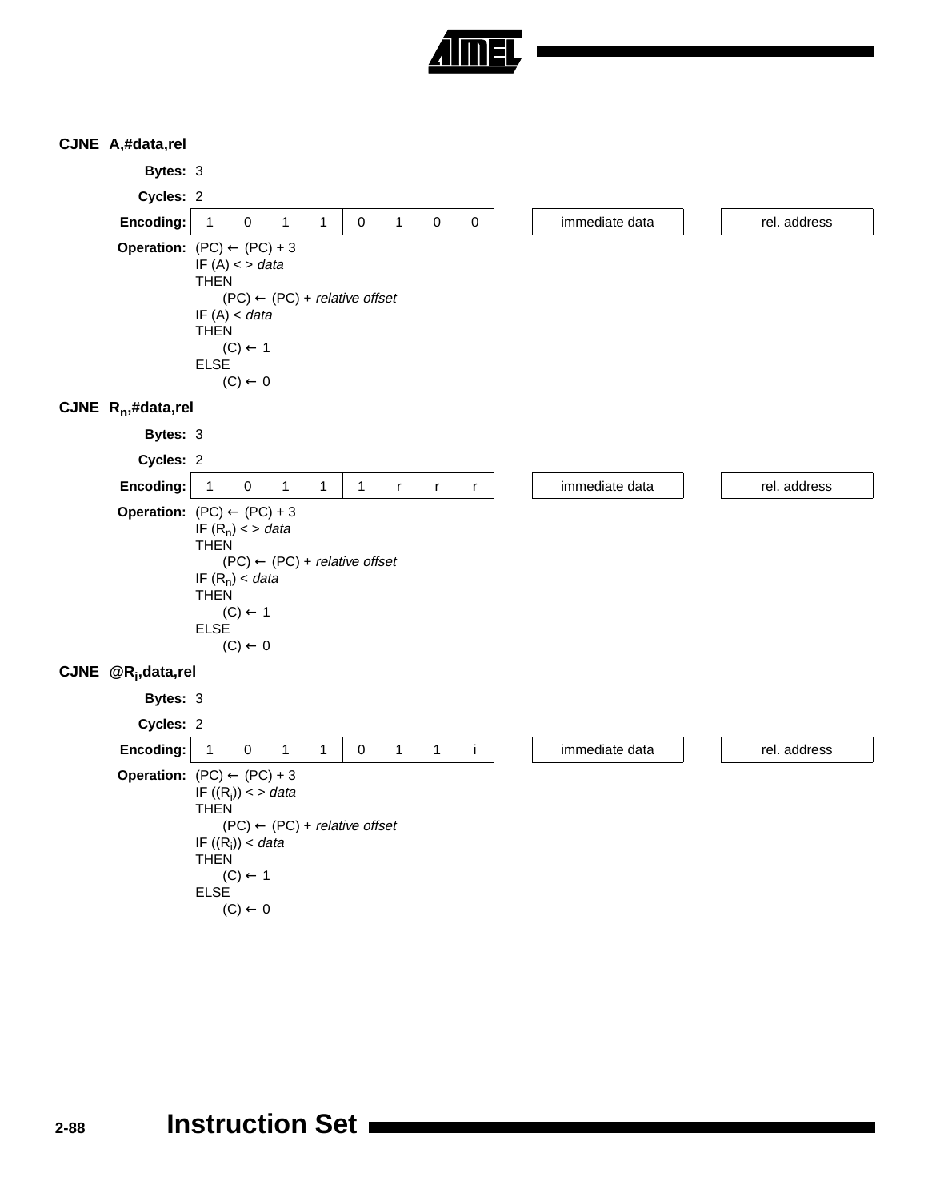### CJNE A,#data,rel

**Bytes:** 3

**Cycles:** 2

**Encoding:**

| 1 | 0 | 1 | 1 | 0 | 1 | 0 | 0 | | immediate data | | rel. address |
|---|---|---|---|---|---|---|---|---|---|---|---|

**Operation:**
(PC) ← (PC) + 3
IF (A) < > *data*
THEN
    (PC) ← (PC) + *relative offset*
IF (A) < *data*
THEN
    (C) ← 1
ELSE
    (C) ← 0

### CJNE $R_n$,#data,rel

**Bytes:** 3

**Cycles:** 2

**Encoding:**

| 1 | 0 | 1 | 1 | 1 | r | r | r | | immediate data | | rel. address |
|---|---|---|---|---|---|---|---|---|---|---|---|

**Operation:**
(PC) ← (PC) + 3
IF ($R_n$) < > *data*
THEN
    (PC) ← (PC) + *relative offset*
IF ($R_n$) < *data*
THEN
    (C) ← 1
ELSE
    (C) ← 0

### CJNE @$R_i$,data,rel

**Bytes:** 3

**Cycles:** 2

**Encoding:**

| 1 | 0 | 1 | 1 | 0 | 1 | 1 | i | | immediate data | | rel. address |
|---|---|---|---|---|---|---|---|---|---|---|---|

**Operation:**
(PC) ← (PC) + 3
IF (($R_i$)) < > *data*
THEN
    (PC) ← (PC) + *relative offset*
IF (($R_i$)) < *data*
THEN
    (C) ← 1
ELSE
    (C) ← 0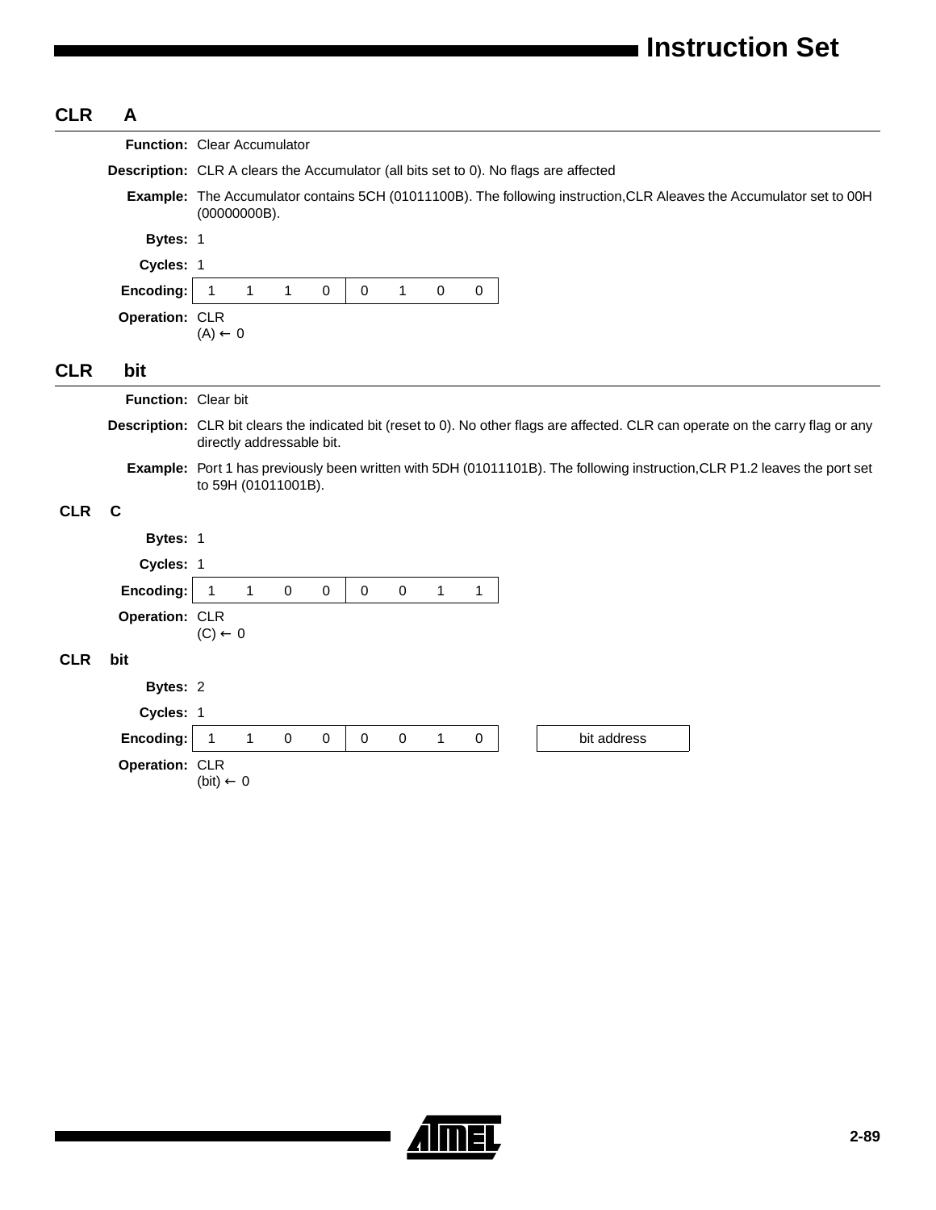## CLR A

**Function:** Clear Accumulator

**Description:** CLR A clears the Accumulator (all bits set to 0). No flags are affected

**Example:** The Accumulator contains 5CH (01011100B). The following instruction,CLR Aleaves the Accumulator set to 00H (00000000B).

**Bytes:** 1

**Cycles:** 1

**Encoding:**

| 1 | 1 | 1 | 0 | 0 | 1 | 0 | 0 |
|---|---|---|---|---|---|---|---|

**Operation:** CLR
(A) ← 0

## CLR bit

**Function:** Clear bit

**Description:** CLR bit clears the indicated bit (reset to 0). No other flags are affected. CLR can operate on the carry flag or any directly addressable bit.

**Example:** Port 1 has previously been written with 5DH (01011101B). The following instruction,CLR P1.2 leaves the port set to 59H (01011001B).

### CLR C

**Bytes:** 1

**Cycles:** 1

**Encoding:**

| 1 | 1 | 0 | 0 | 0 | 0 | 1 | 1 |
|---|---|---|---|---|---|---|---|

**Operation:** CLR
(C) ← 0

### CLR bit

**Bytes:** 2

**Cycles:** 1

**Encoding:**

| 1 | 1 | 0 | 0 | 0 | 0 | 1 | 0 | | bit address |
|---|---|---|---|---|---|---|---|---|---|

**Operation:** CLR
(bit) ← 0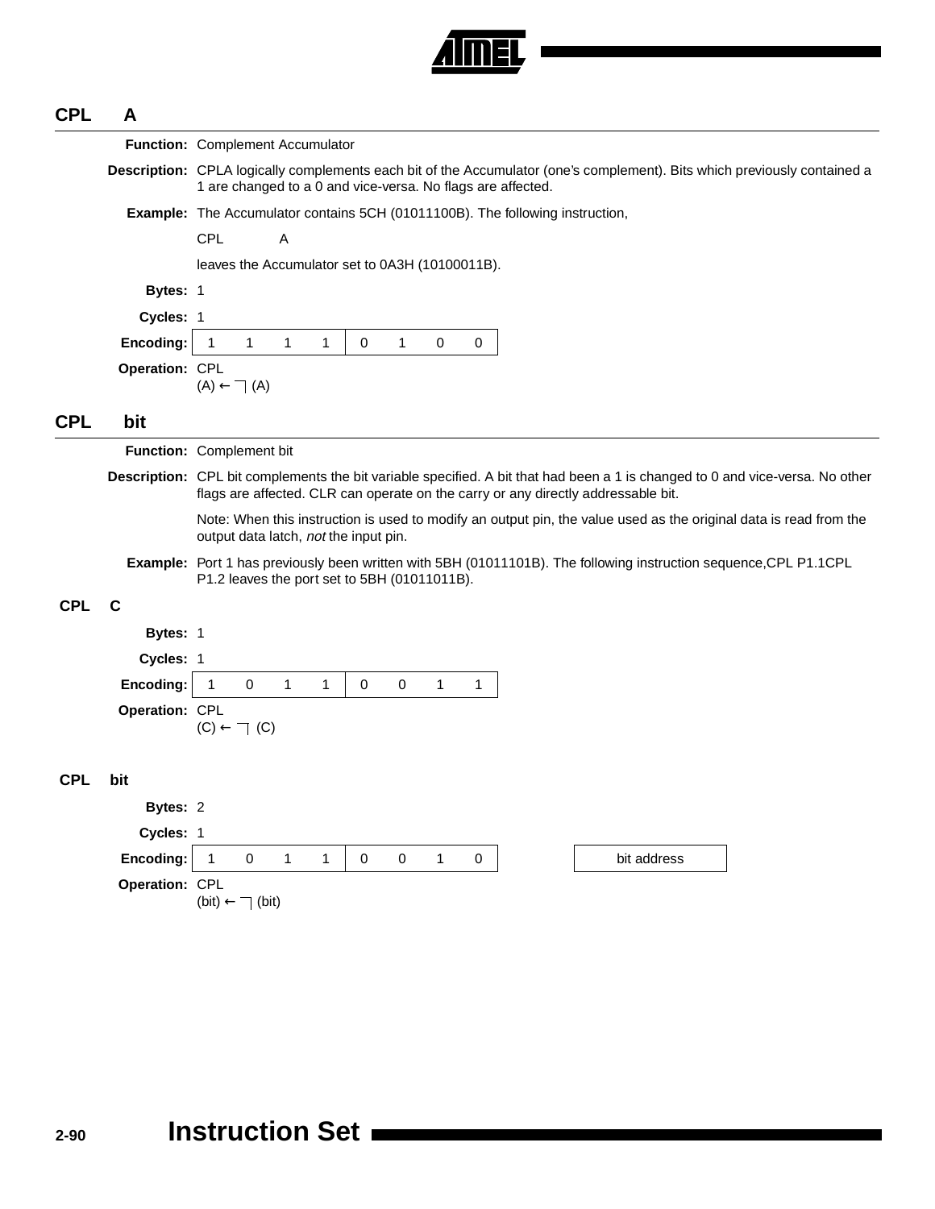## CPL A

**Function:** Complement Accumulator

**Description:** CPLA logically complements each bit of the Accumulator (one's complement). Bits which previously contained a 1 are changed to a 0 and vice-versa. No flags are affected.

**Example:** The Accumulator contains 5CH (01011100B). The following instruction,

CPL A

leaves the Accumulator set to 0A3H (10100011B).

**Bytes:** 1

**Cycles:** 1

**Encoding:**

| 1 | 1 | 1 | 1 | 0 | 1 | 0 | 0 |
|---|---|---|---|---|---|---|---|

**Operation:** CPL
(A) ← ¬ (A)

## CPL bit

**Function:** Complement bit

**Description:** CPL bit complements the bit variable specified. A bit that had been a 1 is changed to 0 and vice-versa. No other flags are affected. CLR can operate on the carry or any directly addressable bit.

Note: When this instruction is used to modify an output pin, the value used as the original data is read from the output data latch, *not* the input pin.

**Example:** Port 1 has previously been written with 5BH (01011101B). The following instruction sequence,CPL P1.1CPL P1.2 leaves the port set to 5BH (01011011B).

### CPL C

**Bytes:** 1

**Cycles:** 1

**Encoding:**

| 1 | 0 | 1 | 1 | 0 | 0 | 1 | 1 |
|---|---|---|---|---|---|---|---|

**Operation:** CPL
(C) ← ¬ (C)

### CPL bit

**Bytes:** 2

**Cycles:** 1

**Encoding:**

| 1 | 0 | 1 | 1 | 0 | 0 | 1 | 0 | | bit address |
|---|---|---|---|---|---|---|---|---|---|

**Operation:** CPL
(bit) ← ¬ (bit)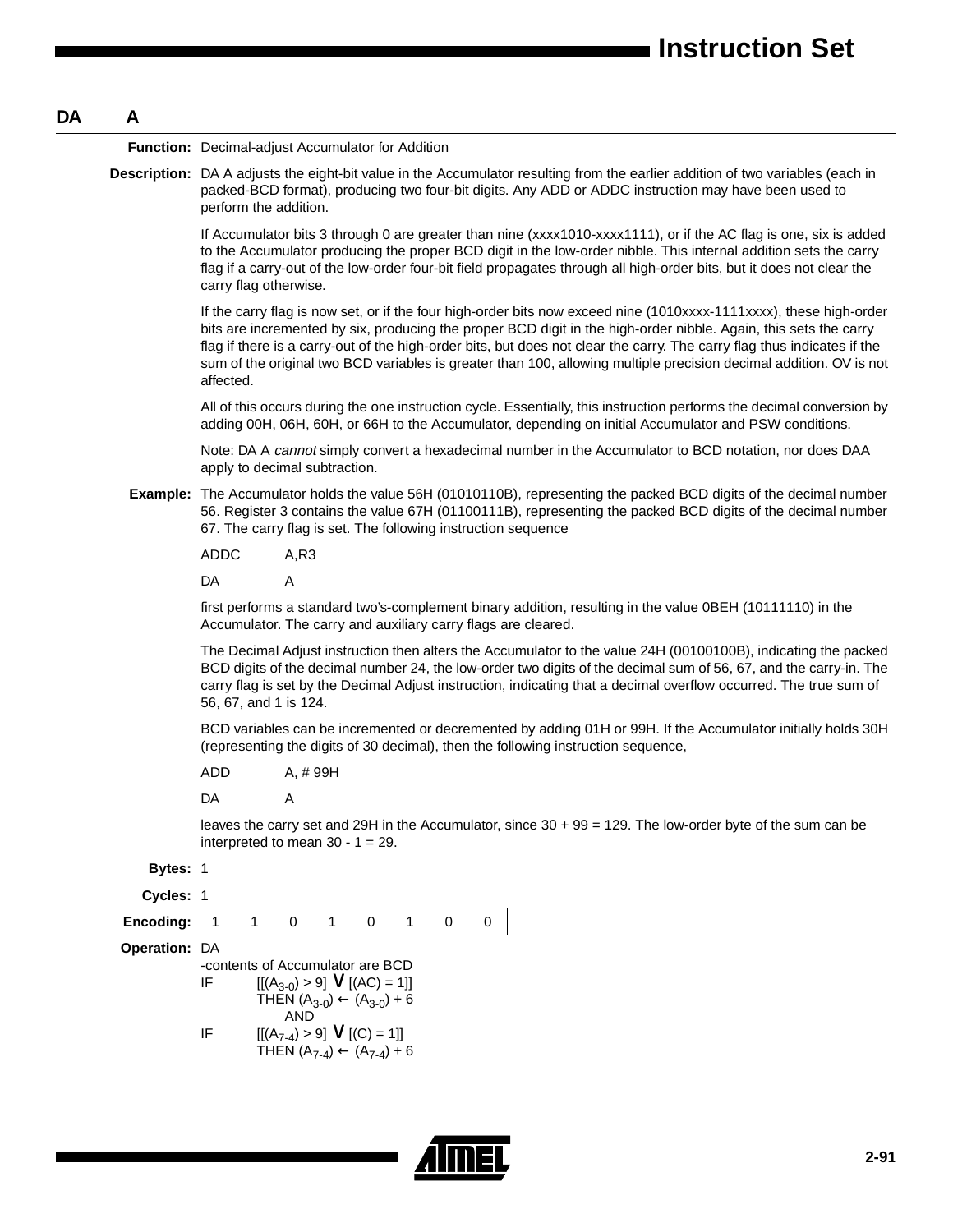## DA A

**Function:** Decimal-adjust Accumulator for Addition

**Description:** DA A adjusts the eight-bit value in the Accumulator resulting from the earlier addition of two variables (each in packed-BCD format), producing two four-bit digits. Any ADD or ADDC instruction may have been used to perform the addition.

If Accumulator bits 3 through 0 are greater than nine (xxxx1010-xxxx1111), or if the AC flag is one, six is added to the Accumulator producing the proper BCD digit in the low-order nibble. This internal addition sets the carry flag if a carry-out of the low-order four-bit field propagates through all high-order bits, but it does not clear the carry flag otherwise.

If the carry flag is now set, or if the four high-order bits now exceed nine (1010xxxx-1111xxxx), these high-order bits are incremented by six, producing the proper BCD digit in the high-order nibble. Again, this sets the carry flag if there is a carry-out of the high-order bits, but does not clear the carry. The carry flag thus indicates if the sum of the original two BCD variables is greater than 100, allowing multiple precision decimal addition. OV is not affected.

All of this occurs during the one instruction cycle. Essentially, this instruction performs the decimal conversion by adding 00H, 06H, 60H, or 66H to the Accumulator, depending on initial Accumulator and PSW conditions.

Note: DA A *cannot* simply convert a hexadecimal number in the Accumulator to BCD notation, nor does DAA apply to decimal subtraction.

**Example:** The Accumulator holds the value 56H (01010110B), representing the packed BCD digits of the decimal number 56. Register 3 contains the value 67H (01100111B), representing the packed BCD digits of the decimal number 67. The carry flag is set. The following instruction sequence

```
ADDC    A,R3
DA      A
```

first performs a standard two's-complement binary addition, resulting in the value 0BEH (10111110) in the Accumulator. The carry and auxiliary carry flags are cleared.

The Decimal Adjust instruction then alters the Accumulator to the value 24H (00100100B), indicating the packed BCD digits of the decimal number 24, the low-order two digits of the decimal sum of 56, 67, and the carry-in. The carry flag is set by the Decimal Adjust instruction, indicating that a decimal overflow occurred. The true sum of 56, 67, and 1 is 124.

BCD variables can be incremented or decremented by adding 01H or 99H. If the Accumulator initially holds 30H (representing the digits of 30 decimal), then the following instruction sequence,

```
ADD     A, # 99H
DA      A
```

leaves the carry set and 29H in the Accumulator, since 30 + 99 = 129. The low-order byte of the sum can be interpreted to mean 30 - 1 = 29.

**Bytes:** 1

**Cycles:** 1

**Encoding:**

| 1 | 1 | 0 | 1 | 0 | 1 | 0 | 0 |
|---|---|---|---|---|---|---|---|

**Operation:** DA

-contents of Accumulator are BCD

IF $[[(A_{3-0}) > 9] \vee [(AC) = 1]]$
THEN $(A_{3-0}) \leftarrow (A_{3-0}) + 6$
AND
IF $[[(A_{7-4}) > 9] \vee [(C) = 1]]$
THEN $(A_{7-4}) \leftarrow (A_{7-4}) + 6$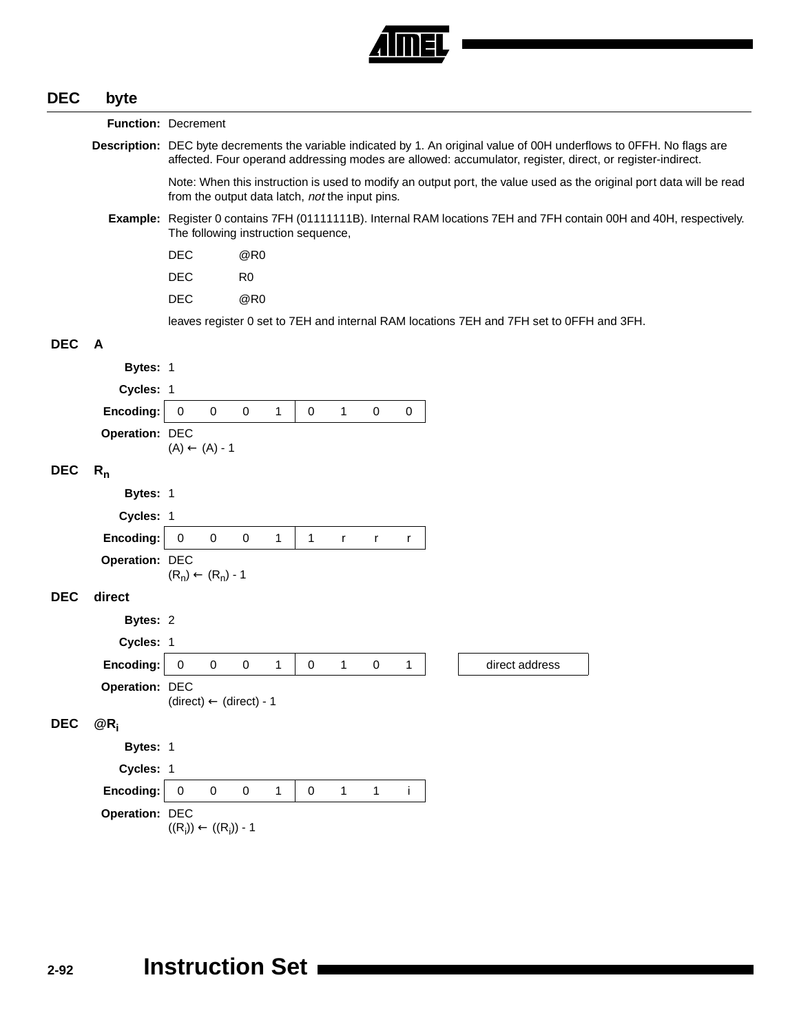## DEC byte

**Function:** Decrement

**Description:** DEC byte decrements the variable indicated by 1. An original value of 00H underflows to 0FFH. No flags are affected. Four operand addressing modes are allowed: accumulator, register, direct, or register-indirect.

Note: When this instruction is used to modify an output port, the value used as the original port data will be read from the output data latch, *not* the input pins.

**Example:** Register 0 contains 7FH (01111111B). Internal RAM locations 7EH and 7FH contain 00H and 40H, respectively. The following instruction sequence,

```
DEC     @R0
DEC     R0
DEC     @R0
```

leaves register 0 set to 7EH and internal RAM locations 7EH and 7FH set to 0FFH and 3FH.

### DEC A

**Bytes:** 1

**Cycles:** 1

**Encoding:**

| 0 | 0 | 0 | 1 | 0 | 1 | 0 | 0 |
|---|---|---|---|---|---|---|---|

**Operation:** DEC
(A) ← (A) - 1

### DEC $R_n$

**Bytes:** 1

**Cycles:** 1

**Encoding:**

| 0 | 0 | 0 | 1 | 1 | r | r | r |
|---|---|---|---|---|---|---|---|

**Operation:** DEC
$(R_n) \leftarrow (R_n) - 1$

### DEC direct

**Bytes:** 2

**Cycles:** 1

**Encoding:**

| 0 | 0 | 0 | 1 | 0 | 1 | 0 | 1 | | direct address |
|---|---|---|---|---|---|---|---|---|---|

**Operation:** DEC
(direct) ← (direct) - 1

### DEC @$R_i$

**Bytes:** 1

**Cycles:** 1

**Encoding:**

| 0 | 0 | 0 | 1 | 0 | 1 | 1 | i |
|---|---|---|---|---|---|---|---|

**Operation:** DEC
$((R_i)) \leftarrow ((R_i)) - 1$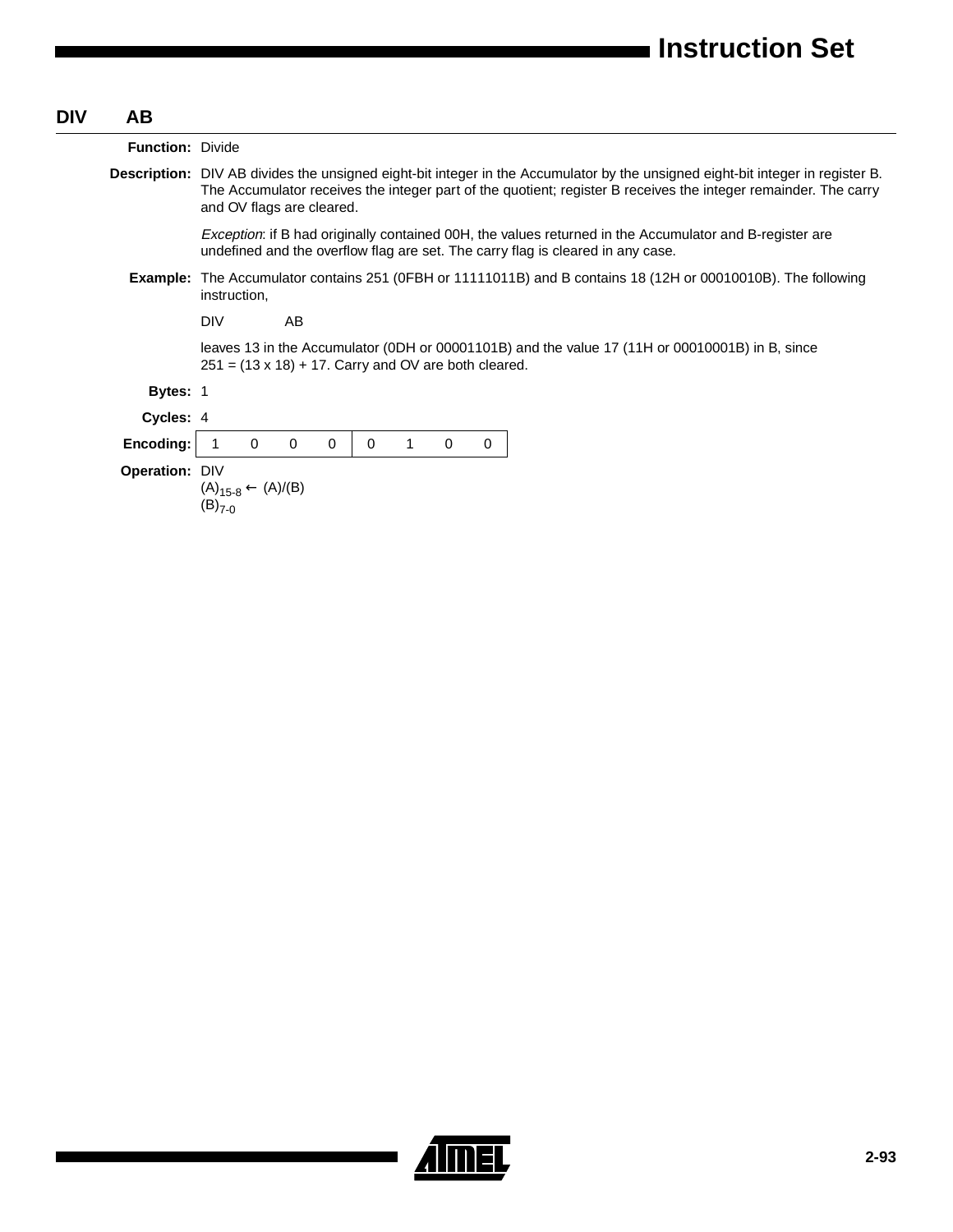## DIV AB

**Function:** Divide

**Description:** DIV AB divides the unsigned eight-bit integer in the Accumulator by the unsigned eight-bit integer in register B. The Accumulator receives the integer part of the quotient; register B receives the integer remainder. The carry and OV flags are cleared.

*Exception*: if B had originally contained 00H, the values returned in the Accumulator and B-register are undefined and the overflow flag are set. The carry flag is cleared in any case.

**Example:** The Accumulator contains 251 (0FBH or 11111011B) and B contains 18 (12H or 00010010B). The following instruction,

```
DIV     AB
```

leaves 13 in the Accumulator (0DH or 00001101B) and the value 17 (11H or 00010001B) in B, since 251 = (13 x 18) + 17. Carry and OV are both cleared.

**Bytes:** 1

**Cycles:** 4

**Encoding:**

| 1 | 0 | 0 | 0 | 0 | 1 | 0 | 0 |
|---|---|---|---|---|---|---|---|

**Operation:** DIV
$(A)_{15-8} \leftarrow (A)/(B)$
$(B)_{7-0}$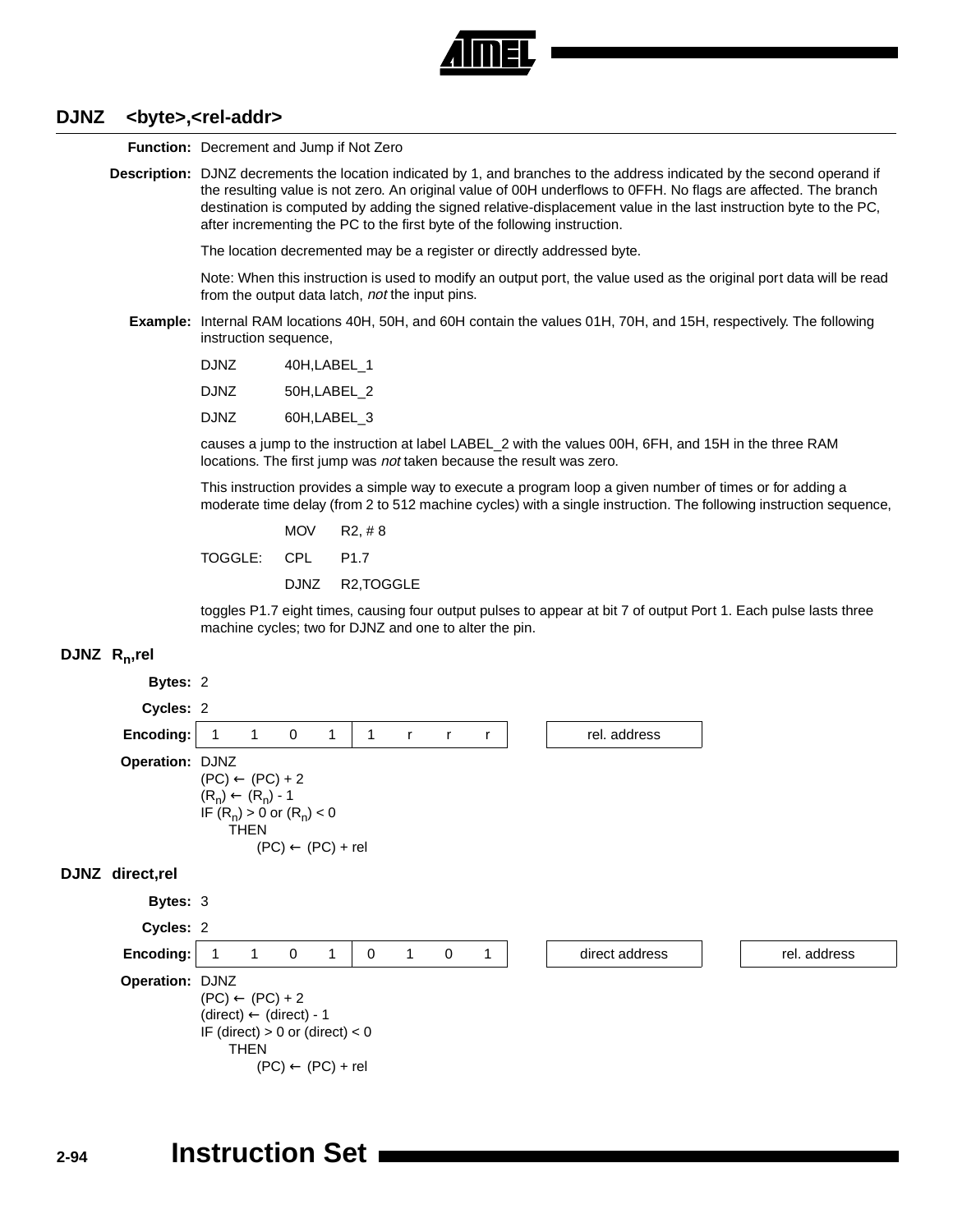## DJNZ <byte>,<rel-addr>

**Function:** Decrement and Jump if Not Zero

**Description:** DJNZ decrements the location indicated by 1, and branches to the address indicated by the second operand if the resulting value is not zero. An original value of 00H underflows to 0FFH. No flags are affected. The branch destination is computed by adding the signed relative-displacement value in the last instruction byte to the PC, after incrementing the PC to the first byte of the following instruction.

The location decremented may be a register or directly addressed byte.

Note: When this instruction is used to modify an output port, the value used as the original port data will be read from the output data latch, *not* the input pins.

**Example:** Internal RAM locations 40H, 50H, and 60H contain the values 01H, 70H, and 15H, respectively. The following instruction sequence,

```
DJNZ    40H,LABEL_1
DJNZ    50H,LABEL_2
DJNZ    60H,LABEL_3
```

causes a jump to the instruction at label LABEL_2 with the values 00H, 6FH, and 15H in the three RAM locations. The first jump was *not* taken because the result was zero.

This instruction provides a simple way to execute a program loop a given number of times or for adding a moderate time delay (from 2 to 512 machine cycles) with a single instruction. The following instruction sequence,

```
         MOV    R2, # 8
TOGGLE:  CPL    P1.7
         DJNZ   R2,TOGGLE
```

toggles P1.7 eight times, causing four output pulses to appear at bit 7 of output Port 1. Each pulse lasts three machine cycles; two for DJNZ and one to alter the pin.

### DJNZ $R_n$,rel

**Bytes:** 2

**Cycles:** 2

**Encoding:**

| 1 | 1 | 0 | 1 | 1 | r | r | r | | rel. address |
|---|---|---|---|---|---|---|---|---|---|

**Operation:** DJNZ
(PC) ← (PC) + 2
($R_n$) ← ($R_n$) - 1
IF ($R_n$) > 0 or ($R_n$) < 0
  THEN
    (PC) ← (PC) + rel

### DJNZ direct,rel

**Bytes:** 3

**Cycles:** 2

**Encoding:**

| 1 | 1 | 0 | 1 | 0 | 1 | 0 | 1 | | direct address | | rel. address |
|---|---|---|---|---|---|---|---|---|---|---|---|

**Operation:** DJNZ
(PC) ← (PC) + 2
(direct) ← (direct) - 1
IF (direct) > 0 or (direct) < 0
  THEN
    (PC) ← (PC) + rel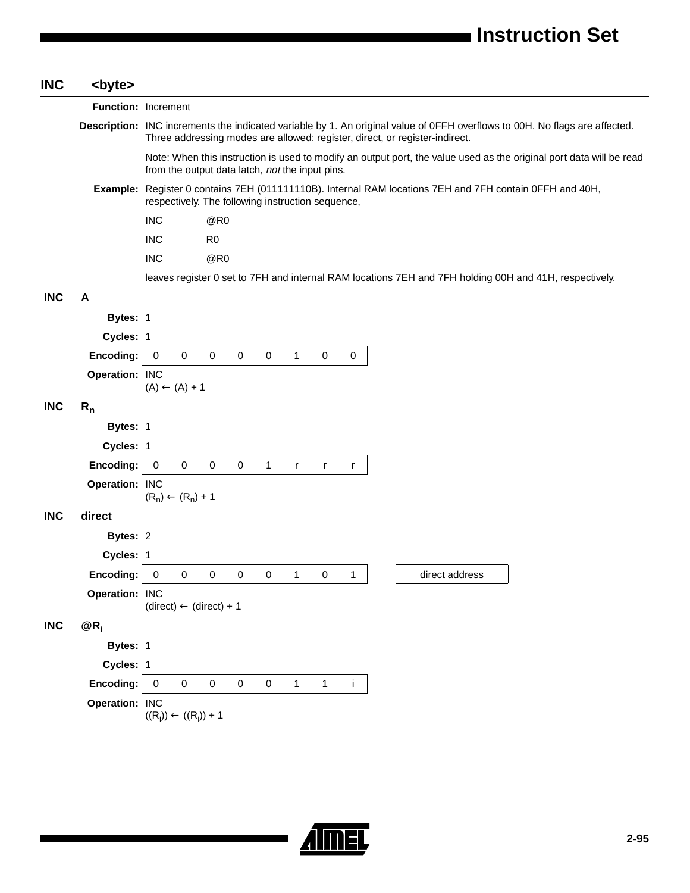## INC <byte>

**Function:** Increment

**Description:** INC increments the indicated variable by 1. An original value of 0FFH overflows to 00H. No flags are affected. Three addressing modes are allowed: register, direct, or register-indirect.

Note: When this instruction is used to modify an output port, the value used as the original port data will be read from the output data latch, *not* the input pins.

**Example:** Register 0 contains 7EH (011111110B). Internal RAM locations 7EH and 7FH contain 0FFH and 40H, respectively. The following instruction sequence,

```
INC     @R0
INC     R0
INC     @R0
```

leaves register 0 set to 7FH and internal RAM locations 7EH and 7FH holding 00H and 41H, respectively.

### INC A

**Bytes:** 1

**Cycles:** 1

**Encoding:**

| 0 | 0 | 0 | 0 | 0 | 1 | 0 | 0 |
|---|---|---|---|---|---|---|---|

**Operation:** INC
(A) ← (A) + 1

### INC $R_n$

**Bytes:** 1

**Cycles:** 1

**Encoding:**

| 0 | 0 | 0 | 0 | 1 | r | r | r |
|---|---|---|---|---|---|---|---|

**Operation:** INC
$(R_n) \leftarrow (R_n) + 1$

### INC direct

**Bytes:** 2

**Cycles:** 1

**Encoding:**

| 0 | 0 | 0 | 0 | 0 | 1 | 0 | 1 | | direct address |
|---|---|---|---|---|---|---|---|---|---|

**Operation:** INC
(direct) ← (direct) + 1

### INC @$R_i$

**Bytes:** 1

**Cycles:** 1

**Encoding:**

| 0 | 0 | 0 | 0 | 0 | 1 | 1 | i |
|---|---|---|---|---|---|---|---|

**Operation:** INC
$((R_i)) \leftarrow ((R_i)) + 1$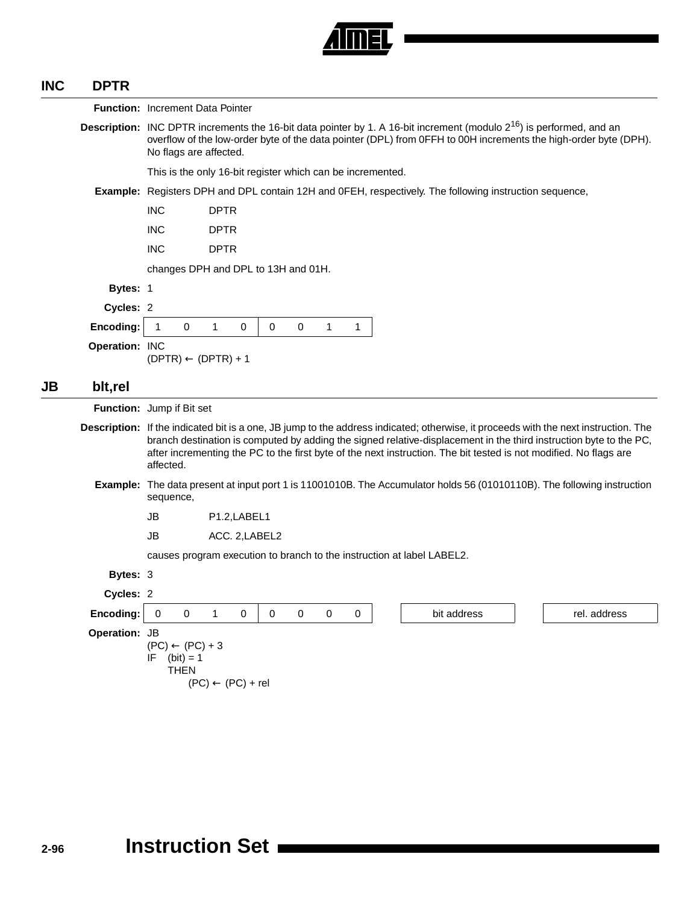## INC DPTR

**Function:** Increment Data Pointer

**Description:** INC DPTR increments the 16-bit data pointer by 1. A 16-bit increment (modulo $2^{16}$) is performed, and an overflow of the low-order byte of the data pointer (DPL) from 0FFH to 00H increments the high-order byte (DPH). No flags are affected.

This is the only 16-bit register which can be incremented.

**Example:** Registers DPH and DPL contain 12H and 0FEH, respectively. The following instruction sequence,

```
INC     DPTR
INC     DPTR
INC     DPTR
```

changes DPH and DPL to 13H and 01H.

**Bytes:** 1

**Cycles:** 2

**Encoding:**

| 1 | 0 | 1 | 0 | 0 | 0 | 1 | 1 |
|---|---|---|---|---|---|---|---|

**Operation:** INC
(DPTR) ← (DPTR) + 1

## JB bit,rel

**Function:** Jump if Bit set

**Description:** If the indicated bit is a one, JB jump to the address indicated; otherwise, it proceeds with the next instruction. The branch destination is computed by adding the signed relative-displacement in the third instruction byte to the PC, after incrementing the PC to the first byte of the next instruction. The bit tested is not modified. No flags are affected.

**Example:** The data present at input port 1 is 11001010B. The Accumulator holds 56 (01010110B). The following instruction sequence,

```
JB      P1.2,LABEL1
JB      ACC. 2,LABEL2
```

causes program execution to branch to the instruction at label LABEL2.

**Bytes:** 3

**Cycles:** 2

**Encoding:**

| 0 | 0 | 1 | 0 | 0 | 0 | 0 | 0 | | bit address | | rel. address |
|---|---|---|---|---|---|---|---|---|---|---|---|

**Operation:** JB
(PC) ← (PC) + 3
IF (bit) = 1
THEN
(PC) ← (PC) + rel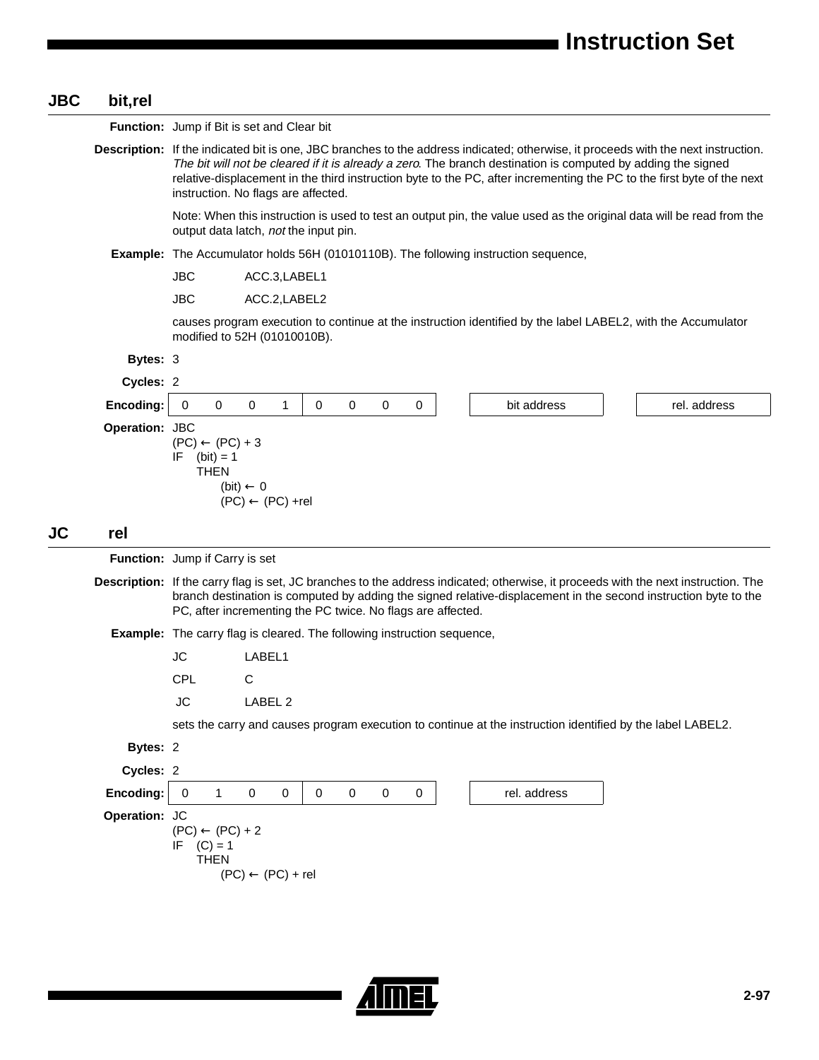## JBC bit,rel

**Function:** Jump if Bit is set and Clear bit

**Description:** If the indicated bit is one, JBC branches to the address indicated; otherwise, it proceeds with the next instruction. *The bit will not be cleared if it is already a zero*. The branch destination is computed by adding the signed relative-displacement in the third instruction byte to the PC, after incrementing the PC to the first byte of the next instruction. No flags are affected.

Note: When this instruction is used to test an output pin, the value used as the original data will be read from the output data latch, *not* the input pin.

**Example:** The Accumulator holds 56H (01010110B). The following instruction sequence,

```
JBC     ACC.3,LABEL1
JBC     ACC.2,LABEL2
```

causes program execution to continue at the instruction identified by the label LABEL2, with the Accumulator modified to 52H (01010010B).

**Bytes:** 3

**Cycles:** 2

**Encoding:**

| 0 0 0 1 | 0 0 0 0 | bit address | rel. address |
|---|---|---|---|

**Operation:** JBC

```
(PC) ← (PC) + 3
IF   (bit) = 1
     THEN
          (bit) ← 0
          (PC) ← (PC) +rel
```

## JC rel

**Function:** Jump if Carry is set

**Description:** If the carry flag is set, JC branches to the address indicated; otherwise, it proceeds with the next instruction. The branch destination is computed by adding the signed relative-displacement in the second instruction byte to the PC, after incrementing the PC twice. No flags are affected.

**Example:** The carry flag is cleared. The following instruction sequence,

```
JC      LABEL1
CPL     C
JC      LABEL 2
```

sets the carry and causes program execution to continue at the instruction identified by the label LABEL2.

**Bytes:** 2

**Cycles:** 2

**Encoding:**

| 0 1 0 0 | 0 0 0 0 | rel. address |
|---|---|---|

**Operation:** JC

```
(PC) ← (PC) + 2
IF   (C) = 1
     THEN
          (PC) ← (PC) + rel
```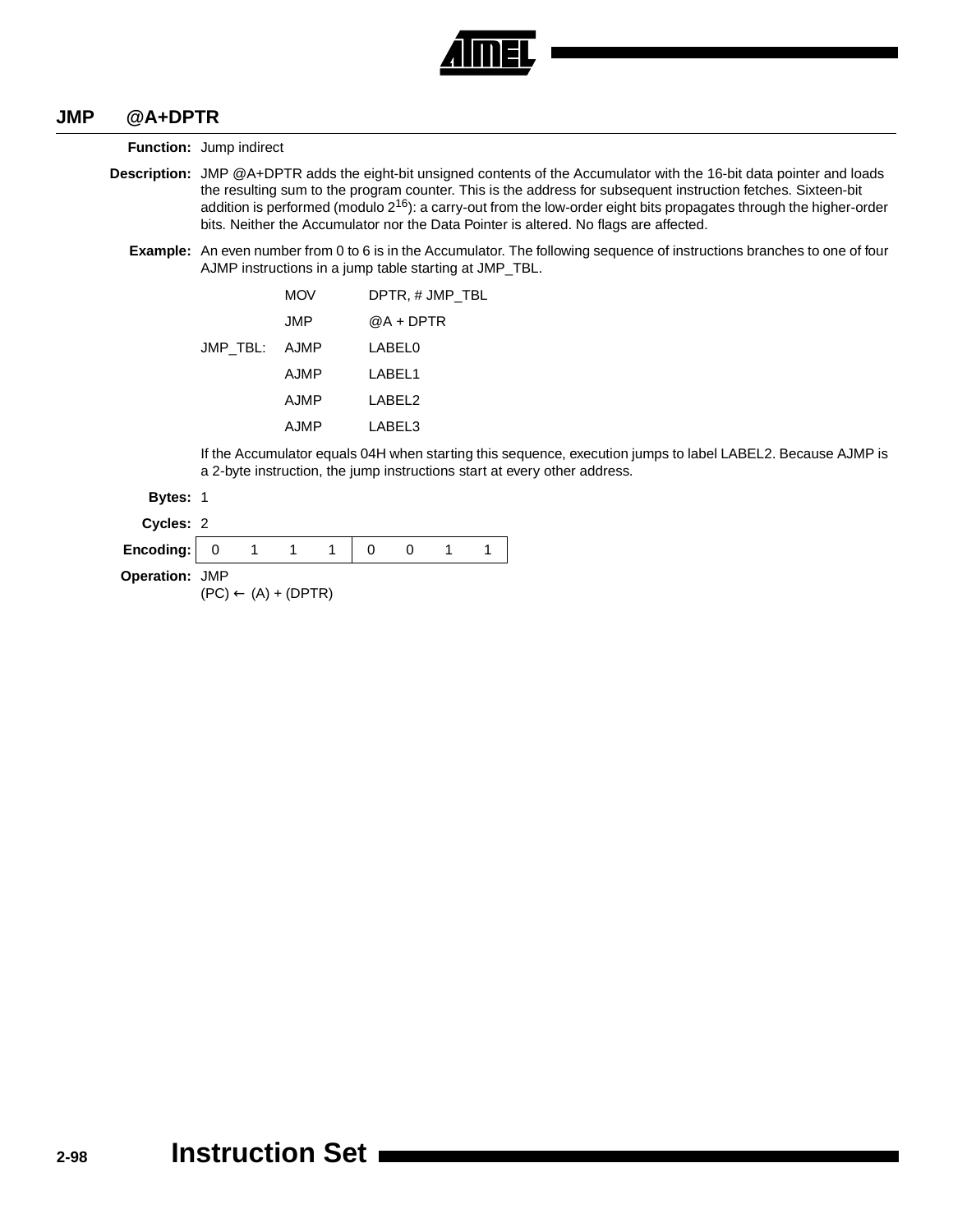## JMP @A+DPTR

**Function:** Jump indirect

**Description:** JMP @A+DPTR adds the eight-bit unsigned contents of the Accumulator with the 16-bit data pointer and loads the resulting sum to the program counter. This is the address for subsequent instruction fetches. Sixteen-bit addition is performed (modulo $2^{16}$): a carry-out from the low-order eight bits propagates through the higher-order bits. Neither the Accumulator nor the Data Pointer is altered. No flags are affected.

**Example:** An even number from 0 to 6 is in the Accumulator. The following sequence of instructions branches to one of four AJMP instructions in a jump table starting at JMP_TBL.

```
          MOV     DPTR, # JMP_TBL
          JMP     @A + DPTR
JMP_TBL:  AJMP    LABEL0
          AJMP    LABEL1
          AJMP    LABEL2
          AJMP    LABEL3
```

If the Accumulator equals 04H when starting this sequence, execution jumps to label LABEL2. Because AJMP is a 2-byte instruction, the jump instructions start at every other address.

**Bytes:** 1

**Cycles:** 2

**Encoding:**

| 0 | 1 | 1 | 1 | 0 | 0 | 1 | 1 |
|---|---|---|---|---|---|---|---|

**Operation:** JMP
$(PC) \leftarrow (A) + (DPTR)$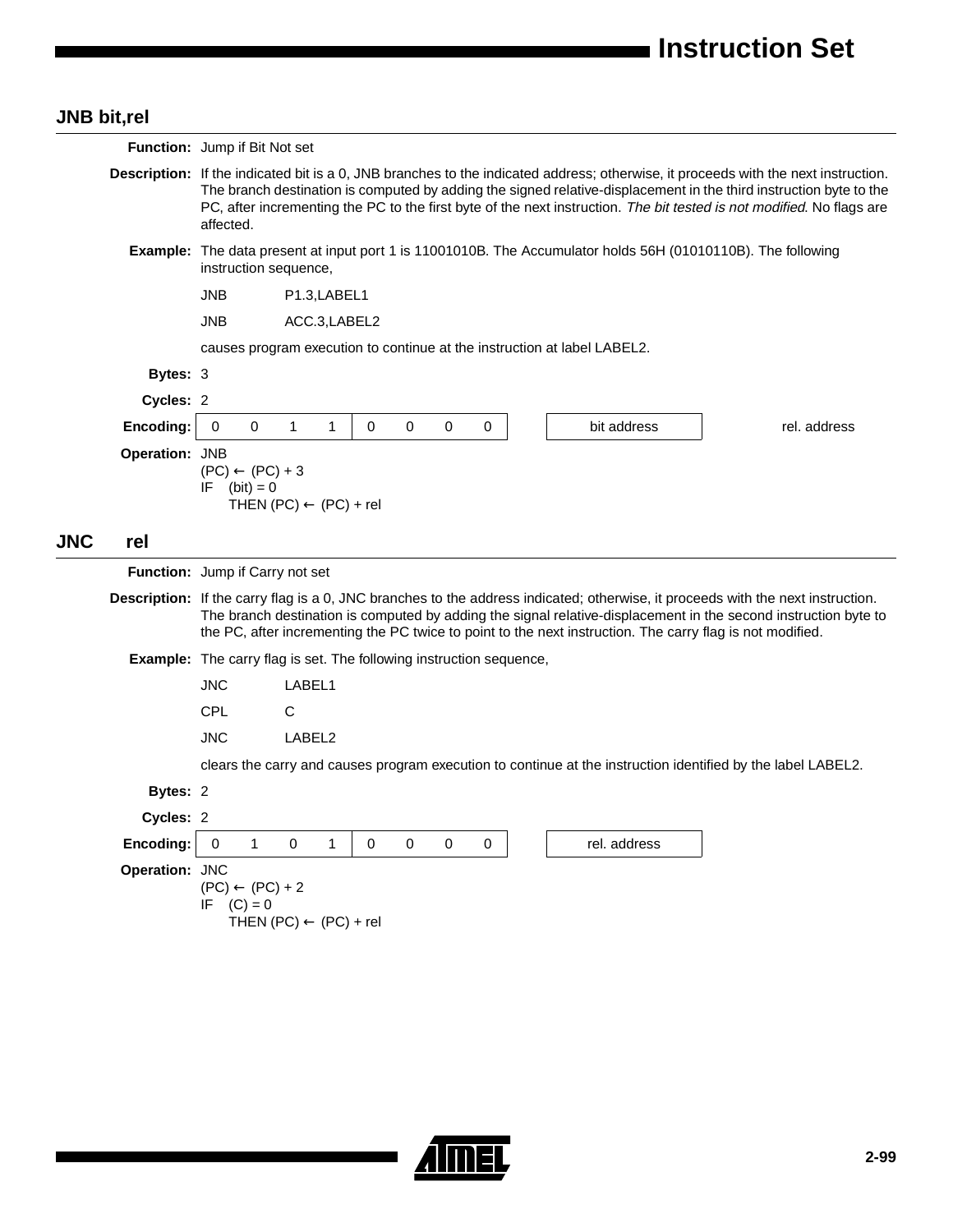## JNB bit,rel

**Function:** Jump if Bit Not set

**Description:** If the indicated bit is a 0, JNB branches to the indicated address; otherwise, it proceeds with the next instruction. The branch destination is computed by adding the signed relative-displacement in the third instruction byte to the PC, after incrementing the PC to the first byte of the next instruction. *The bit tested is not modified.* No flags are affected.

**Example:** The data present at input port 1 is 11001010B. The Accumulator holds 56H (01010110B). The following instruction sequence,

```
JNB     P1.3,LABEL1
JNB     ACC.3,LABEL2
```

causes program execution to continue at the instruction at label LABEL2.

**Bytes:** 3

**Cycles:** 2

**Encoding:**

| 0 | 0 | 1 | 1 | 0 | 0 | 0 | 0 | bit address | rel. address |
|---|---|---|---|---|---|---|---|---|---|

**Operation:** JNB
(PC) ← (PC) + 3
IF (bit) = 0
THEN (PC) ← (PC) + rel

## JNC rel

**Function:** Jump if Carry not set

**Description:** If the carry flag is a 0, JNC branches to the address indicated; otherwise, it proceeds with the next instruction. The branch destination is computed by adding the signal relative-displacement in the second instruction byte to the PC, after incrementing the PC twice to point to the next instruction. The carry flag is not modified.

**Example:** The carry flag is set. The following instruction sequence,

```
JNC     LABEL1
CPL     C
JNC     LABEL2
```

clears the carry and causes program execution to continue at the instruction identified by the label LABEL2.

**Bytes:** 2

**Cycles:** 2

**Encoding:**

| 0 | 1 | 0 | 1 | 0 | 0 | 0 | 0 | rel. address |
|---|---|---|---|---|---|---|---|---|

**Operation:** JNC
(PC) ← (PC) + 2
IF (C) = 0
THEN (PC) ← (PC) + rel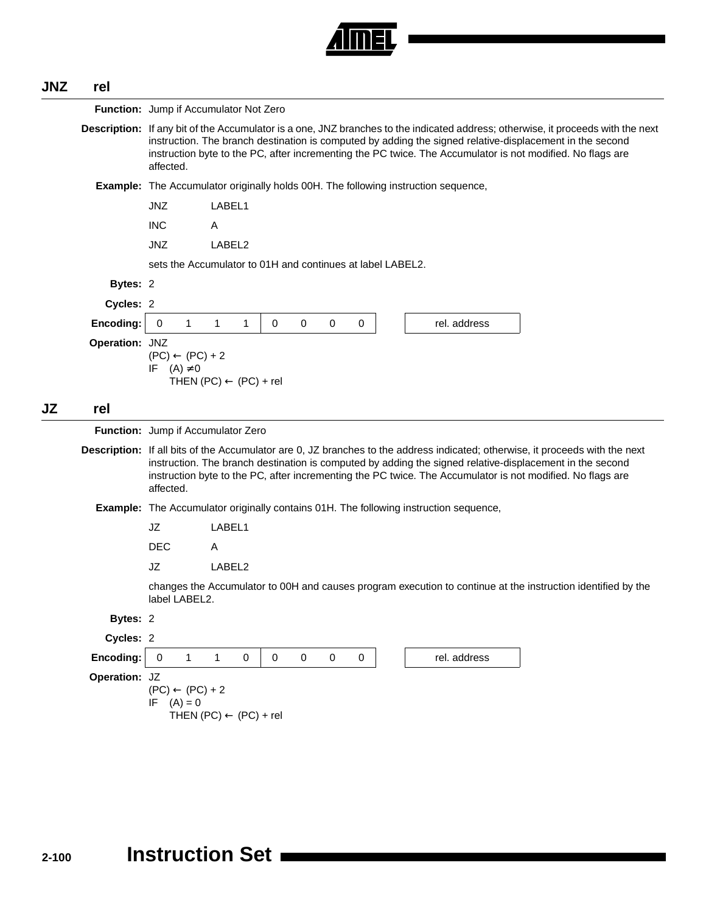## JNZ rel

**Function:** Jump if Accumulator Not Zero

**Description:** If any bit of the Accumulator is a one, JNZ branches to the indicated address; otherwise, it proceeds with the next instruction. The branch destination is computed by adding the signed relative-displacement in the second instruction byte to the PC, after incrementing the PC twice. The Accumulator is not modified. No flags are affected.

**Example:** The Accumulator originally holds 00H. The following instruction sequence,

```
JNZ     LABEL1
INC     A
JNZ     LABEL2
```

sets the Accumulator to 01H and continues at label LABEL2.

**Bytes:** 2

**Cycles:** 2

**Encoding:**

| 0 1 1 1 | 0 0 0 0 | | rel. address |
|---|---|---|---|

**Operation:** JNZ
$(PC) \leftarrow (PC) + 2$
IF $(A) \neq 0$
THEN $(PC) \leftarrow (PC) + rel$

## JZ rel

**Function:** Jump if Accumulator Zero

**Description:** If all bits of the Accumulator are 0, JZ branches to the address indicated; otherwise, it proceeds with the next instruction. The branch destination is computed by adding the signed relative-displacement in the second instruction byte to the PC, after incrementing the PC twice. The Accumulator is not modified. No flags are affected.

**Example:** The Accumulator originally contains 01H. The following instruction sequence,

```
JZ      LABEL1
DEC     A
JZ      LABEL2
```

changes the Accumulator to 00H and causes program execution to continue at the instruction identified by the label LABEL2.

**Bytes:** 2

**Cycles:** 2

**Encoding:**

| 0 1 1 0 | 0 0 0 0 | | rel. address |
|---|---|---|---|

**Operation:** JZ
$(PC) \leftarrow (PC) + 2$
IF $(A) = 0$
THEN $(PC) \leftarrow (PC) + rel$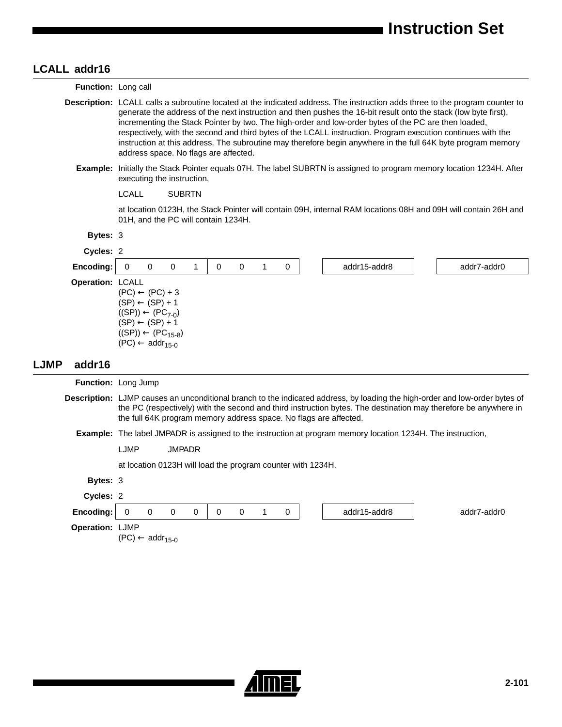## LCALL addr16

**Function:** Long call

**Description:** LCALL calls a subroutine located at the indicated address. The instruction adds three to the program counter to generate the address of the next instruction and then pushes the 16-bit result onto the stack (low byte first), incrementing the Stack Pointer by two. The high-order and low-order bytes of the PC are then loaded, respectively, with the second and third bytes of the LCALL instruction. Program execution continues with the instruction at this address. The subroutine may therefore begin anywhere in the full 64K byte program memory address space. No flags are affected.

**Example:** Initially the Stack Pointer equals 07H. The label SUBRTN is assigned to program memory location 1234H. After executing the instruction,

```
LCALL    SUBRTN
```

at location 0123H, the Stack Pointer will contain 09H, internal RAM locations 08H and 09H will contain 26H and 01H, and the PC will contain 1234H.

**Bytes:** 3

**Cycles:** 2

**Encoding:**

| 0 | 0 | 0 | 1 | 0 | 0 | 1 | 0 | | addr15-addr8 | | addr7-addr0 |
|---|---|---|---|---|---|---|---|---|---|---|---|

**Operation:** LCALL
(PC) ← (PC) + 3
(SP) ← (SP) + 1
((SP)) ← ($PC_{7-0}$)
(SP) ← (SP) + 1
((SP)) ← ($PC_{15-8}$)
(PC) ← $addr_{15-0}$

## LJMP addr16

**Function:** Long Jump

**Description:** LJMP causes an unconditional branch to the indicated address, by loading the high-order and low-order bytes of the PC (respectively) with the second and third instruction bytes. The destination may therefore be anywhere in the full 64K program memory address space. No flags are affected.

**Example:** The label JMPADR is assigned to the instruction at program memory location 1234H. The instruction,

```
LJMP    JMPADR
```

at location 0123H will load the program counter with 1234H.

**Bytes:** 3

**Cycles:** 2

**Encoding:**

| 0 | 0 | 0 | 0 | 0 | 0 | 1 | 0 | | addr15-addr8 | | addr7-addr0 |
|---|---|---|---|---|---|---|---|---|---|---|---|

**Operation:** LJMP
(PC) ← $addr_{15-0}$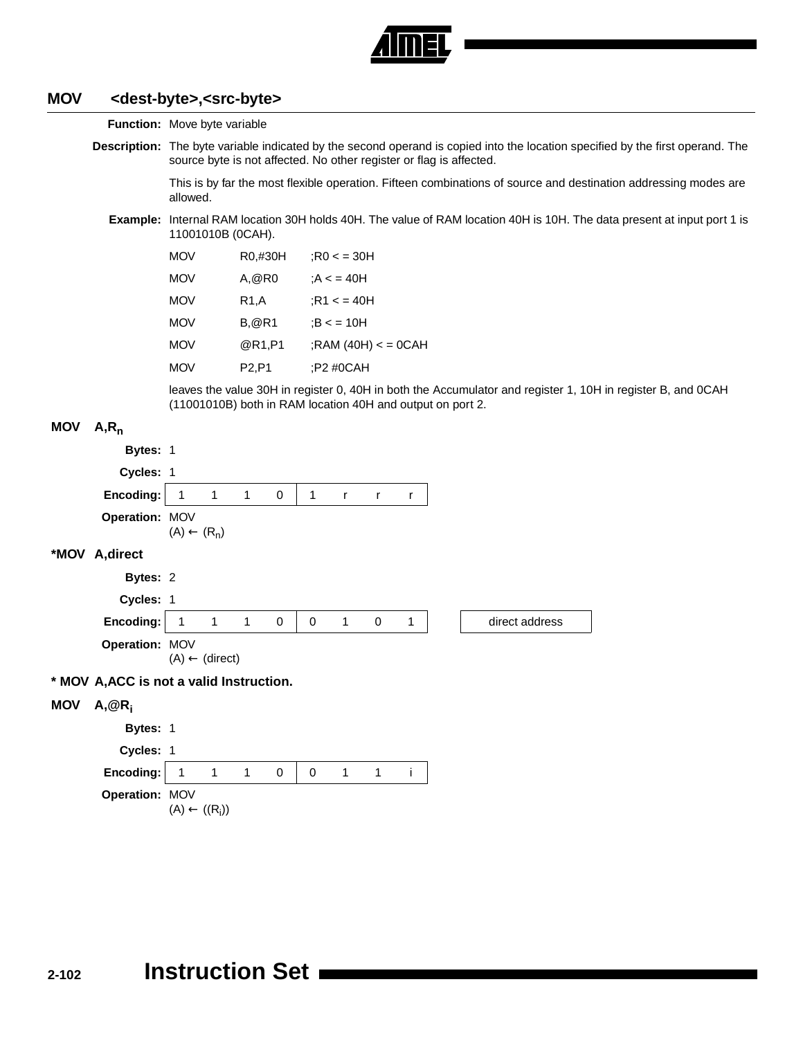## MOV <dest-byte>,<src-byte>

**Function:** Move byte variable

**Description:** The byte variable indicated by the second operand is copied into the location specified by the first operand. The source byte is not affected. No other register or flag is affected.

This is by far the most flexible operation. Fifteen combinations of source and destination addressing modes are allowed.

**Example:** Internal RAM location 30H holds 40H. The value of RAM location 40H is 10H. The data present at input port 1 is 11001010B (0CAH).

```
MOV     R0,#30H    ;R0 < = 30H
MOV     A,@R0      ;A < = 40H
MOV     R1,A       ;R1 < = 40H
MOV     B,@R1      ;B < = 10H
MOV     @R1,P1     ;RAM (40H) < = 0CAH
MOV     P2,P1      ;P2 #0CAH
```

leaves the value 30H in register 0, 40H in both the Accumulator and register 1, 10H in register B, and 0CAH (11001010B) both in RAM location 40H and output on port 2.

### MOV A,$R_n$

**Bytes:** 1

**Cycles:** 1

**Encoding:**

| 1 | 1 | 1 | 0 | 1 | r | r | r |
|---|---|---|---|---|---|---|---|

**Operation:** MOV
$(A) \leftarrow (R_n)$

### *MOV A,direct

**Bytes:** 2

**Cycles:** 1

**Encoding:**

| 1 | 1 | 1 | 0 | 0 | 1 | 0 | 1 | | direct address |
|---|---|---|---|---|---|---|---|---|---|

**Operation:** MOV
$(A) \leftarrow (\text{direct})$

**\* MOV A,ACC is not a valid Instruction.**

### MOV A,@$R_i$

**Bytes:** 1

**Cycles:** 1

**Encoding:**

| 1 | 1 | 1 | 0 | 0 | 1 | 1 | i |
|---|---|---|---|---|---|---|---|

**Operation:** MOV
$(A) \leftarrow ((R_i))$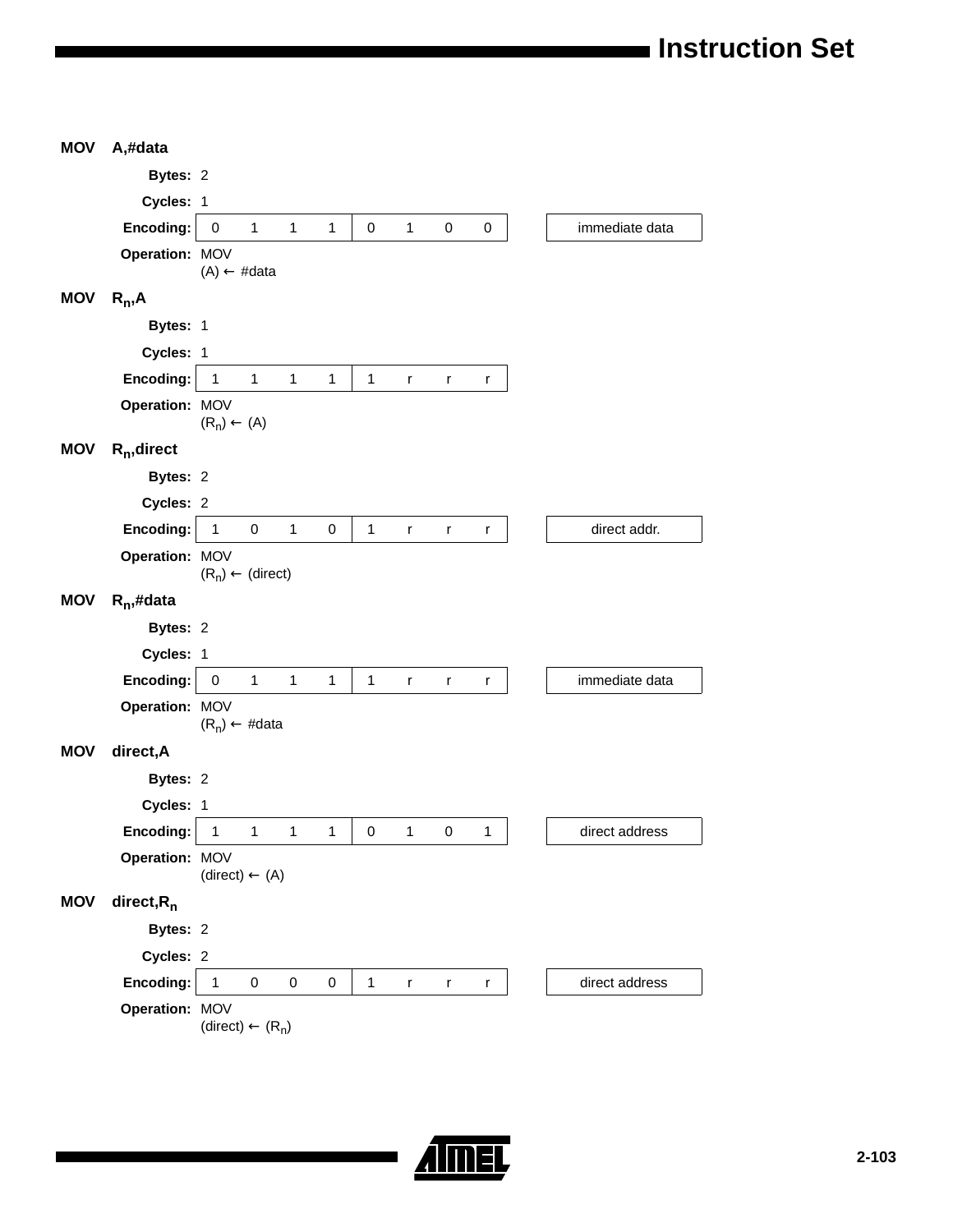## MOV A,#data

**Bytes:** 2

**Cycles:** 1

**Encoding:**

| 0 | 1 | 1 | 1 | 0 | 1 | 0 | 0 | | immediate data |
|---|---|---|---|---|---|---|---|---|---|

**Operation:** MOV
(A) ← #data

## MOV $R_n$,A

**Bytes:** 1

**Cycles:** 1

**Encoding:**

| 1 | 1 | 1 | 1 | 1 | r | r | r |
|---|---|---|---|---|---|---|---|

**Operation:** MOV
($R_n$) ← (A)

## MOV $R_n$,direct

**Bytes:** 2

**Cycles:** 2

**Encoding:**

| 1 | 0 | 1 | 0 | 1 | r | r | r | | direct addr. |
|---|---|---|---|---|---|---|---|---|---|

**Operation:** MOV
($R_n$) ← (direct)

## MOV $R_n$,#data

**Bytes:** 2

**Cycles:** 1

**Encoding:**

| 0 | 1 | 1 | 1 | 1 | r | r | r | | immediate data |
|---|---|---|---|---|---|---|---|---|---|

**Operation:** MOV
($R_n$) ← #data

## MOV direct,A

**Bytes:** 2

**Cycles:** 1

**Encoding:**

| 1 | 1 | 1 | 1 | 0 | 1 | 0 | 1 | | direct address |
|---|---|---|---|---|---|---|---|---|---|

**Operation:** MOV
(direct) ← (A)

## MOV direct,$R_n$

**Bytes:** 2

**Cycles:** 2

**Encoding:**

| 1 | 0 | 0 | 0 | 1 | r | r | r | | direct address |
|---|---|---|---|---|---|---|---|---|---|

**Operation:** MOV
(direct) ← ($R_n$)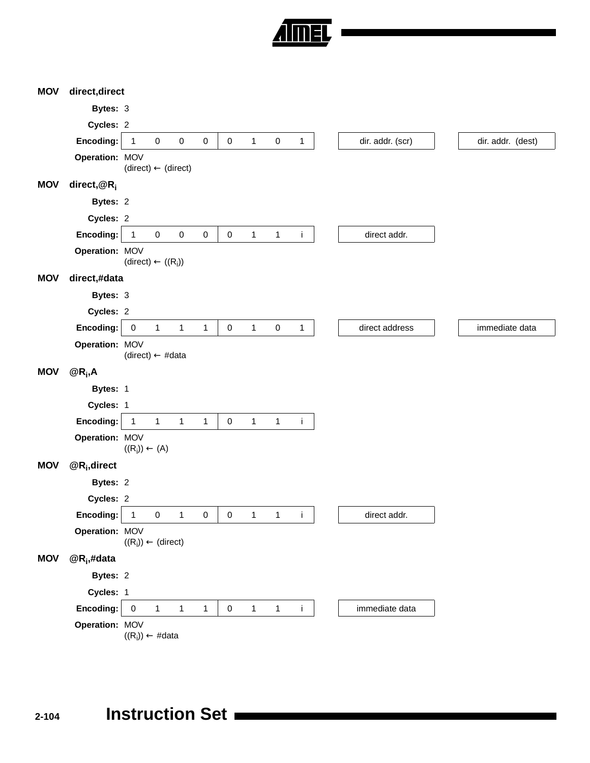## MOV direct,direct

**Bytes:** 3

**Cycles:** 2

**Encoding:**

| 1 | 0 | 0 | 0 | 0 | 1 | 0 | 1 | | dir. addr. (scr) | | dir. addr. (dest) |
|---|---|---|---|---|---|---|---|---|---|---|---|

**Operation:** MOV
(direct) ← (direct)

## MOV direct,@$R_i$

**Bytes:** 2

**Cycles:** 2

**Encoding:**

| 1 | 0 | 0 | 0 | 0 | 1 | 1 | i | | direct addr. |
|---|---|---|---|---|---|---|---|---|---|

**Operation:** MOV
(direct) ← (($R_i$))

## MOV direct,#data

**Bytes:** 3

**Cycles:** 2

**Encoding:**

| 0 | 1 | 1 | 1 | 0 | 1 | 0 | 1 | | direct address | | immediate data |
|---|---|---|---|---|---|---|---|---|---|---|---|

**Operation:** MOV
(direct) ← #data

## MOV @$R_i$,A

**Bytes:** 1

**Cycles:** 1

**Encoding:**

| 1 | 1 | 1 | 1 | 0 | 1 | 1 | i |
|---|---|---|---|---|---|---|---|

**Operation:** MOV
(($R_i$)) ← (A)

## MOV @$R_i$,direct

**Bytes:** 2

**Cycles:** 2

**Encoding:**

| 1 | 0 | 1 | 0 | 0 | 1 | 1 | i | | direct addr. |
|---|---|---|---|---|---|---|---|---|---|

**Operation:** MOV
(($R_i$)) ← (direct)

## MOV @$R_i$,#data

**Bytes:** 2

**Cycles:** 1

**Encoding:**

| 0 | 1 | 1 | 1 | 0 | 1 | 1 | i | | immediate data |
|---|---|---|---|---|---|---|---|---|---|

**Operation:** MOV
(($R_i$)) ← #data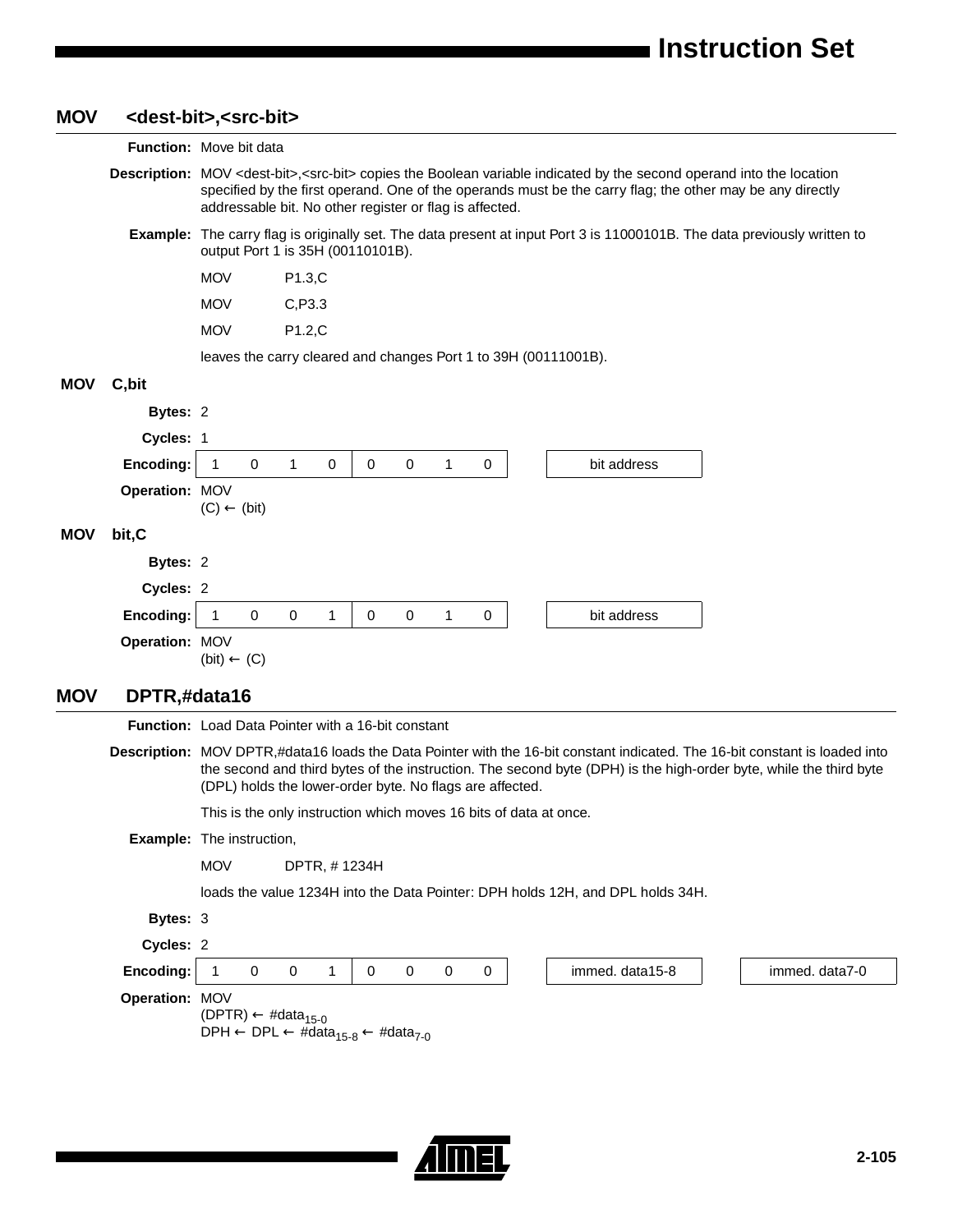## MOV <dest-bit>,<src-bit>

**Function:** Move bit data

**Description:** MOV <dest-bit>,<src-bit> copies the Boolean variable indicated by the second operand into the location specified by the first operand. One of the operands must be the carry flag; the other may be any directly addressable bit. No other register or flag is affected.

**Example:** The carry flag is originally set. The data present at input Port 3 is 11000101B. The data previously written to output Port 1 is 35H (00110101B).

```
MOV     P1.3,C
MOV     C,P3.3
MOV     P1.2,C
```

leaves the carry cleared and changes Port 1 to 39H (00111001B).

### MOV C,bit

**Bytes:** 2

**Cycles:** 1

**Encoding:**

| 1 | 0 | 1 | 0 | 0 | 0 | 1 | 0 | | bit address |
|---|---|---|---|---|---|---|---|---|---|

**Operation:** MOV
(C) ← (bit)

### MOV bit,C

**Bytes:** 2

**Cycles:** 2

**Encoding:**

| 1 | 0 | 0 | 1 | 0 | 0 | 1 | 0 | | bit address |
|---|---|---|---|---|---|---|---|---|---|

**Operation:** MOV
(bit) ← (C)

## MOV DPTR,#data16

**Function:** Load Data Pointer with a 16-bit constant

**Description:** MOV DPTR,#data16 loads the Data Pointer with the 16-bit constant indicated. The 16-bit constant is loaded into the second and third bytes of the instruction. The second byte (DPH) is the high-order byte, while the third byte (DPL) holds the lower-order byte. No flags are affected.

This is the only instruction which moves 16 bits of data at once.

**Example:** The instruction,

```
MOV     DPTR, # 1234H
```

loads the value 1234H into the Data Pointer: DPH holds 12H, and DPL holds 34H.

**Bytes:** 3

**Cycles:** 2

**Encoding:**

| 1 | 0 | 0 | 1 | 0 | 0 | 0 | 0 | | immed. data15-8 | | immed. data7-0 |
|---|---|---|---|---|---|---|---|---|---|---|---|

**Operation:** MOV
(DPTR) ← $\#data_{15\text{-}0}$
DPH ← DPL ← $\#data_{15\text{-}8}$ ← $\#data_{7\text{-}0}$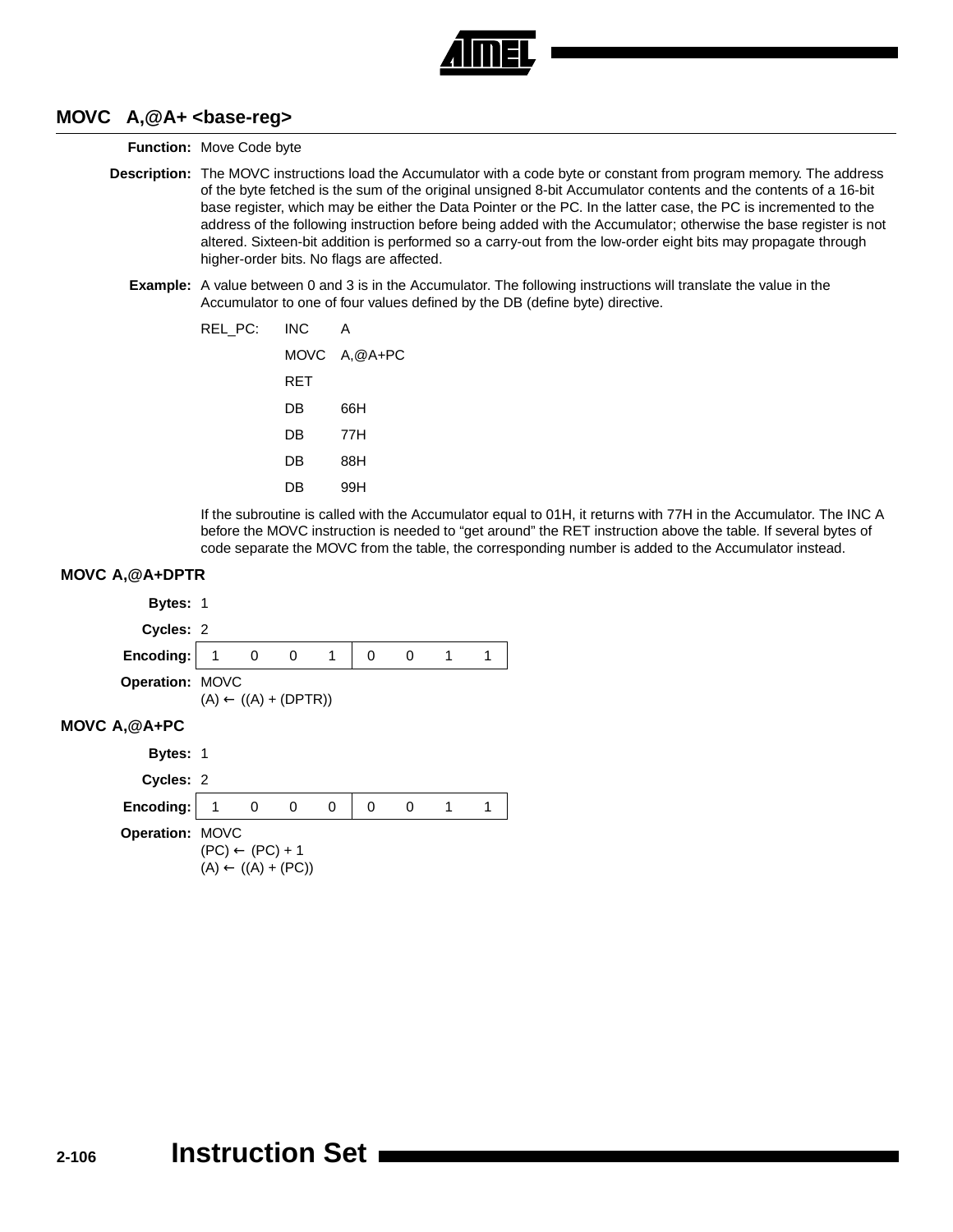## MOVC A,@A+ <base-reg>

**Function:** Move Code byte

**Description:** The MOVC instructions load the Accumulator with a code byte or constant from program memory. The address of the byte fetched is the sum of the original unsigned 8-bit Accumulator contents and the contents of a 16-bit base register, which may be either the Data Pointer or the PC. In the latter case, the PC is incremented to the address of the following instruction before being added with the Accumulator; otherwise the base register is not altered. Sixteen-bit addition is performed so a carry-out from the low-order eight bits may propagate through higher-order bits. No flags are affected.

**Example:** A value between 0 and 3 is in the Accumulator. The following instructions will translate the value in the Accumulator to one of four values defined by the DB (define byte) directive.

```
REL_PC:  INC   A
         MOVC  A,@A+PC
         RET
         DB    66H
         DB    77H
         DB    88H
         DB    99H
```

If the subroutine is called with the Accumulator equal to 01H, it returns with 77H in the Accumulator. The INC A before the MOVC instruction is needed to “get around” the RET instruction above the table. If several bytes of code separate the MOVC from the table, the corresponding number is added to the Accumulator instead.

### MOVC A,@A+DPTR

**Bytes:** 1

**Cycles:** 2

**Encoding:**

| 1 | 0 | 0 | 1 | 0 | 0 | 1 | 1 |
|---|---|---|---|---|---|---|---|

**Operation:** MOVC
(A) ← ((A) + (DPTR))

### MOVC A,@A+PC

**Bytes:** 1

**Cycles:** 2

**Encoding:**

| 1 | 0 | 0 | 0 | 0 | 0 | 1 | 1 |
|---|---|---|---|---|---|---|---|

**Operation:** MOVC
(PC) ← (PC) + 1
(A) ← ((A) + (PC))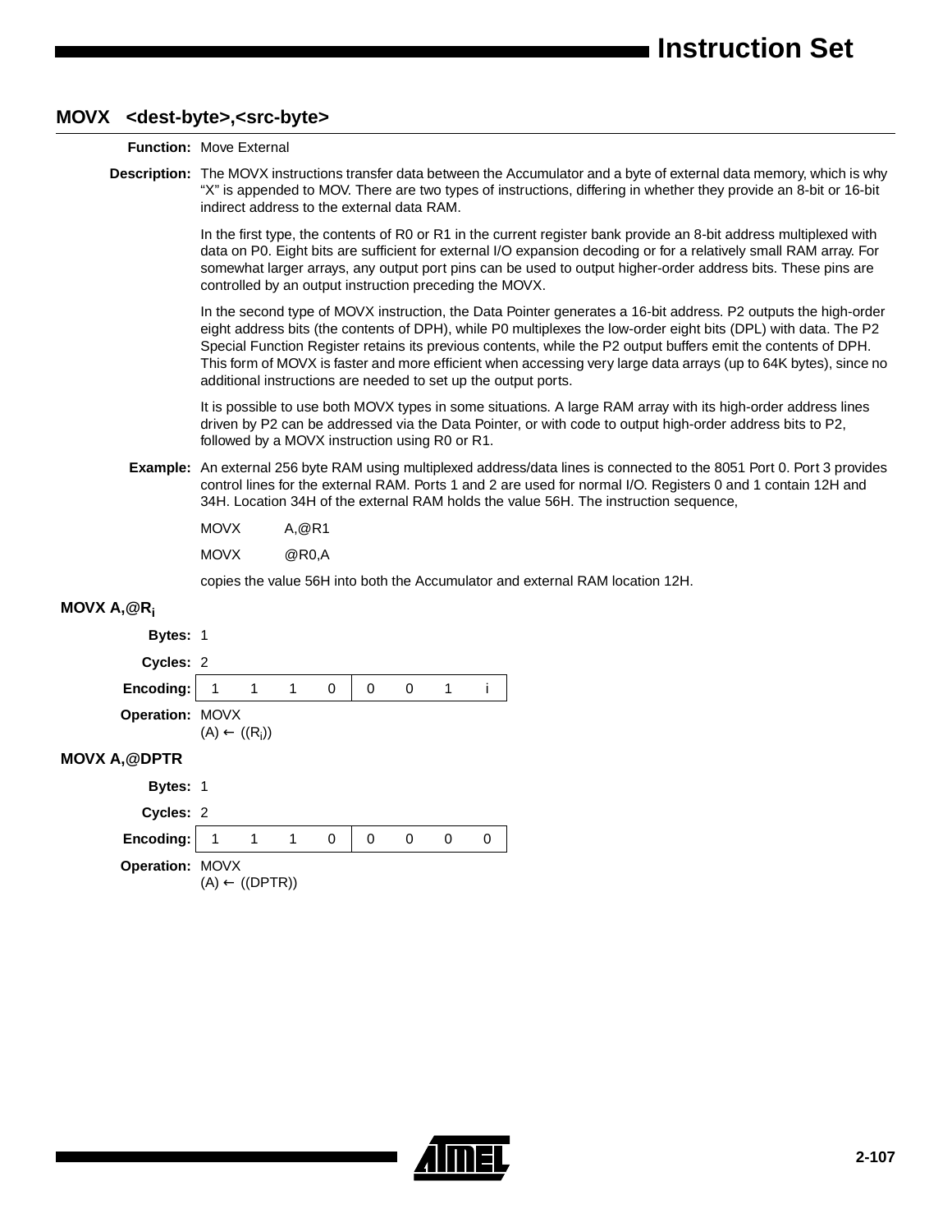## MOVX <dest-byte>,<src-byte>

**Function:** Move External

**Description:** The MOVX instructions transfer data between the Accumulator and a byte of external data memory, which is why "X" is appended to MOV. There are two types of instructions, differing in whether they provide an 8-bit or 16-bit indirect address to the external data RAM.

In the first type, the contents of R0 or R1 in the current register bank provide an 8-bit address multiplexed with data on P0. Eight bits are sufficient for external I/O expansion decoding or for a relatively small RAM array. For somewhat larger arrays, any output port pins can be used to output higher-order address bits. These pins are controlled by an output instruction preceding the MOVX.

In the second type of MOVX instruction, the Data Pointer generates a 16-bit address. P2 outputs the high-order eight address bits (the contents of DPH), while P0 multiplexes the low-order eight bits (DPL) with data. The P2 Special Function Register retains its previous contents, while the P2 output buffers emit the contents of DPH. This form of MOVX is faster and more efficient when accessing very large data arrays (up to 64K bytes), since no additional instructions are needed to set up the output ports.

It is possible to use both MOVX types in some situations. A large RAM array with its high-order address lines driven by P2 can be addressed via the Data Pointer, or with code to output high-order address bits to P2, followed by a MOVX instruction using R0 or R1.

**Example:** An external 256 byte RAM using multiplexed address/data lines is connected to the 8051 Port 0. Port 3 provides control lines for the external RAM. Ports 1 and 2 are used for normal I/O. Registers 0 and 1 contain 12H and 34H. Location 34H of the external RAM holds the value 56H. The instruction sequence,

```
MOVX    A,@R1
MOVX    @R0,A
```

copies the value 56H into both the Accumulator and external RAM location 12H.

### MOVX A,@$R_i$

**Bytes:** 1

**Cycles:** 2

**Encoding:**

| 1 | 1 | 1 | 0 | 0 | 0 | 1 | i |
|---|---|---|---|---|---|---|---|

**Operation:** MOVX
$(A) \leftarrow ((R_i))$

### MOVX A,@DPTR

**Bytes:** 1

**Cycles:** 2

**Encoding:**

| 1 | 1 | 1 | 0 | 0 | 0 | 0 | 0 |
|---|---|---|---|---|---|---|---|

**Operation:** MOVX
$(A) \leftarrow ((DPTR))$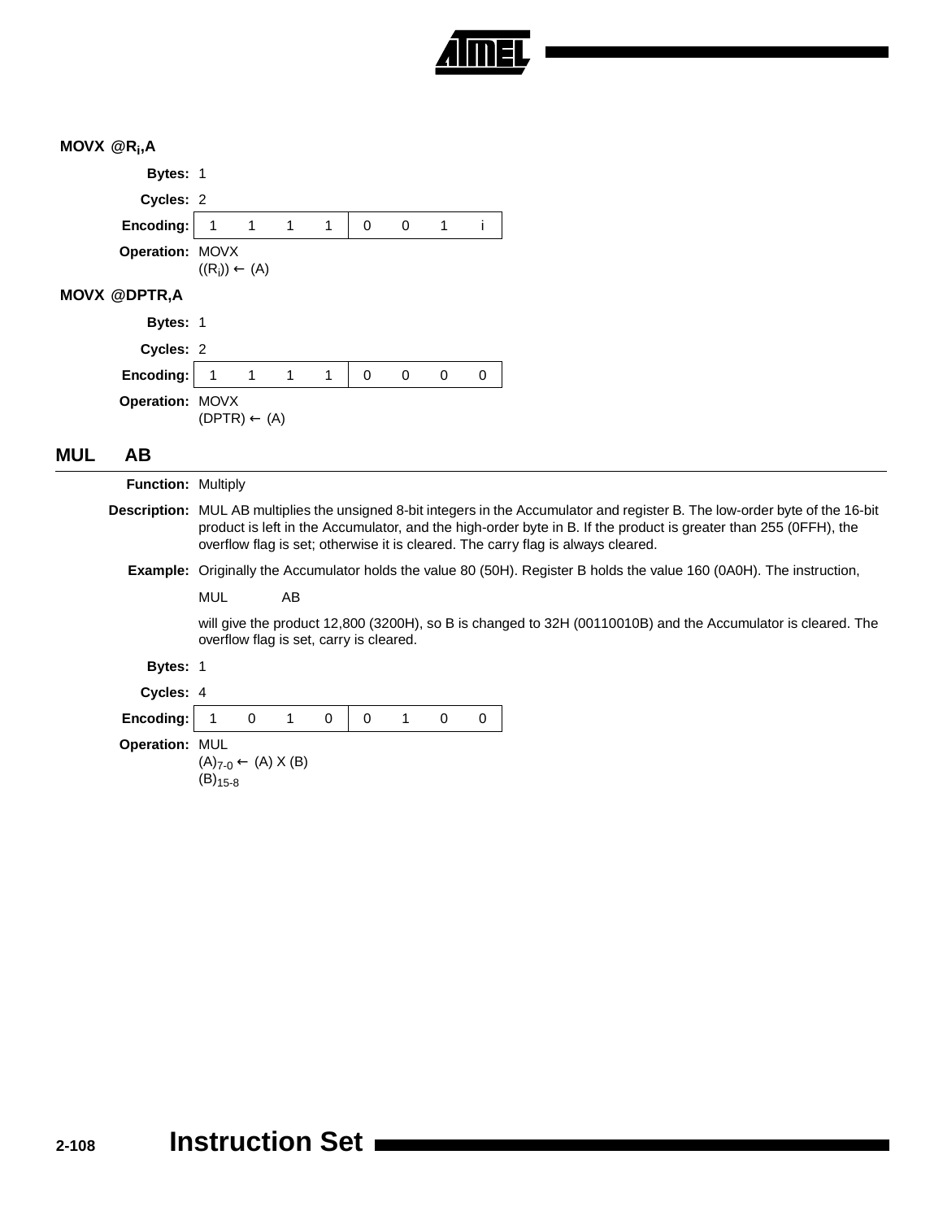### MOVX @$R_i$,A

**Bytes:** 1

**Cycles:** 2

**Encoding:**

| 1 | 1 | 1 | 1 | 0 | 0 | 1 | i |
|---|---|---|---|---|---|---|---|

**Operation:** MOVX
$((R_i)) \leftarrow (A)$

### MOVX @DPTR,A

**Bytes:** 1

**Cycles:** 2

**Encoding:**

| 1 | 1 | 1 | 1 | 0 | 0 | 0 | 0 |
|---|---|---|---|---|---|---|---|

**Operation:** MOVX
$(DPTR) \leftarrow (A)$

## MUL AB

**Function:** Multiply

**Description:** MUL AB multiplies the unsigned 8-bit integers in the Accumulator and register B. The low-order byte of the 16-bit product is left in the Accumulator, and the high-order byte in B. If the product is greater than 255 (0FFH), the overflow flag is set; otherwise it is cleared. The carry flag is always cleared.

**Example:** Originally the Accumulator holds the value 80 (50H). Register B holds the value 160 (0A0H). The instruction,

```
MUL     AB
```

will give the product 12,800 (3200H), so B is changed to 32H (00110010B) and the Accumulator is cleared. The overflow flag is set, carry is cleared.

**Bytes:** 1

**Cycles:** 4

**Encoding:**

| 1 | 0 | 1 | 0 | 0 | 1 | 0 | 0 |
|---|---|---|---|---|---|---|---|

**Operation:** MUL
$(A)_{7-0} \leftarrow (A) \times (B)$
$(B)_{15-8}$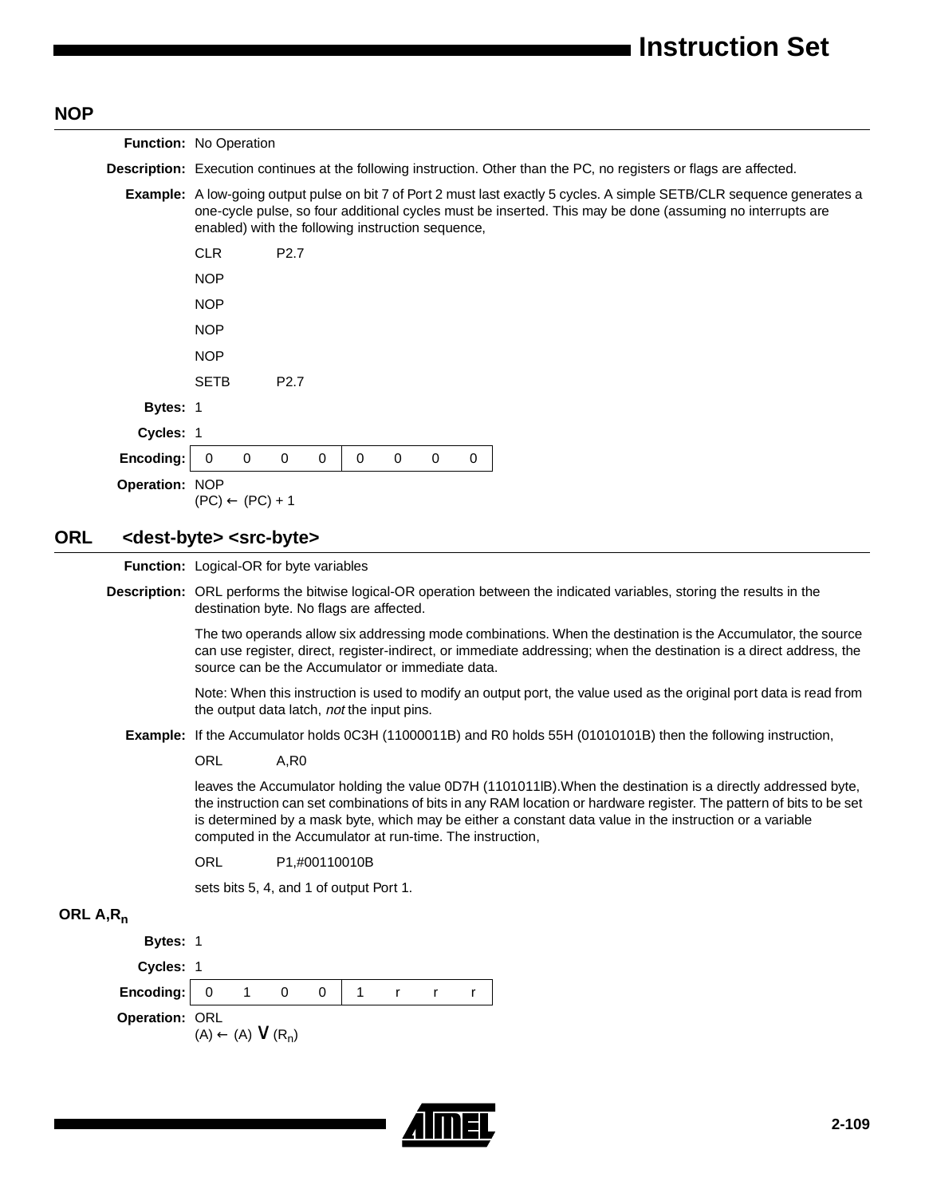## NOP

**Function:** No Operation

**Description:** Execution continues at the following instruction. Other than the PC, no registers or flags are affected.

**Example:** A low-going output pulse on bit 7 of Port 2 must last exactly 5 cycles. A simple SETB/CLR sequence generates a one-cycle pulse, so four additional cycles must be inserted. This may be done (assuming no interrupts are enabled) with the following instruction sequence,

```
CLR     P2.7
NOP
NOP
NOP
NOP
SETB    P2.7
```

**Bytes:** 1

**Cycles:** 1

**Encoding:**

| 0 | 0 | 0 | 0 | 0 | 0 | 0 | 0 |
|---|---|---|---|---|---|---|---|

**Operation:** NOP
$(PC) \leftarrow (PC) + 1$

## ORL <dest-byte> <src-byte>

**Function:** Logical-OR for byte variables

**Description:** ORL performs the bitwise logical-OR operation between the indicated variables, storing the results in the destination byte. No flags are affected.

The two operands allow six addressing mode combinations. When the destination is the Accumulator, the source can use register, direct, register-indirect, or immediate addressing; when the destination is a direct address, the source can be the Accumulator or immediate data.

Note: When this instruction is used to modify an output port, the value used as the original port data is read from the output data latch, *not* the input pins.

**Example:** If the Accumulator holds 0C3H (11000011B) and R0 holds 55H (01010101B) then the following instruction,

```
ORL     A,R0
```

leaves the Accumulator holding the value 0D7H (1101011lB).When the destination is a directly addressed byte, the instruction can set combinations of bits in any RAM location or hardware register. The pattern of bits to be set is determined by a mask byte, which may be either a constant data value in the instruction or a variable computed in the Accumulator at run-time. The instruction,

```
ORL     P1,#00110010B
```

sets bits 5, 4, and 1 of output Port 1.

### ORL A,$R_n$

**Bytes:** 1

**Cycles:** 1

**Encoding:**

| 0 | 1 | 0 | 0 | 1 | r | r | r |
|---|---|---|---|---|---|---|---|

**Operation:** ORL
$(A) \leftarrow (A) \vee (R_n)$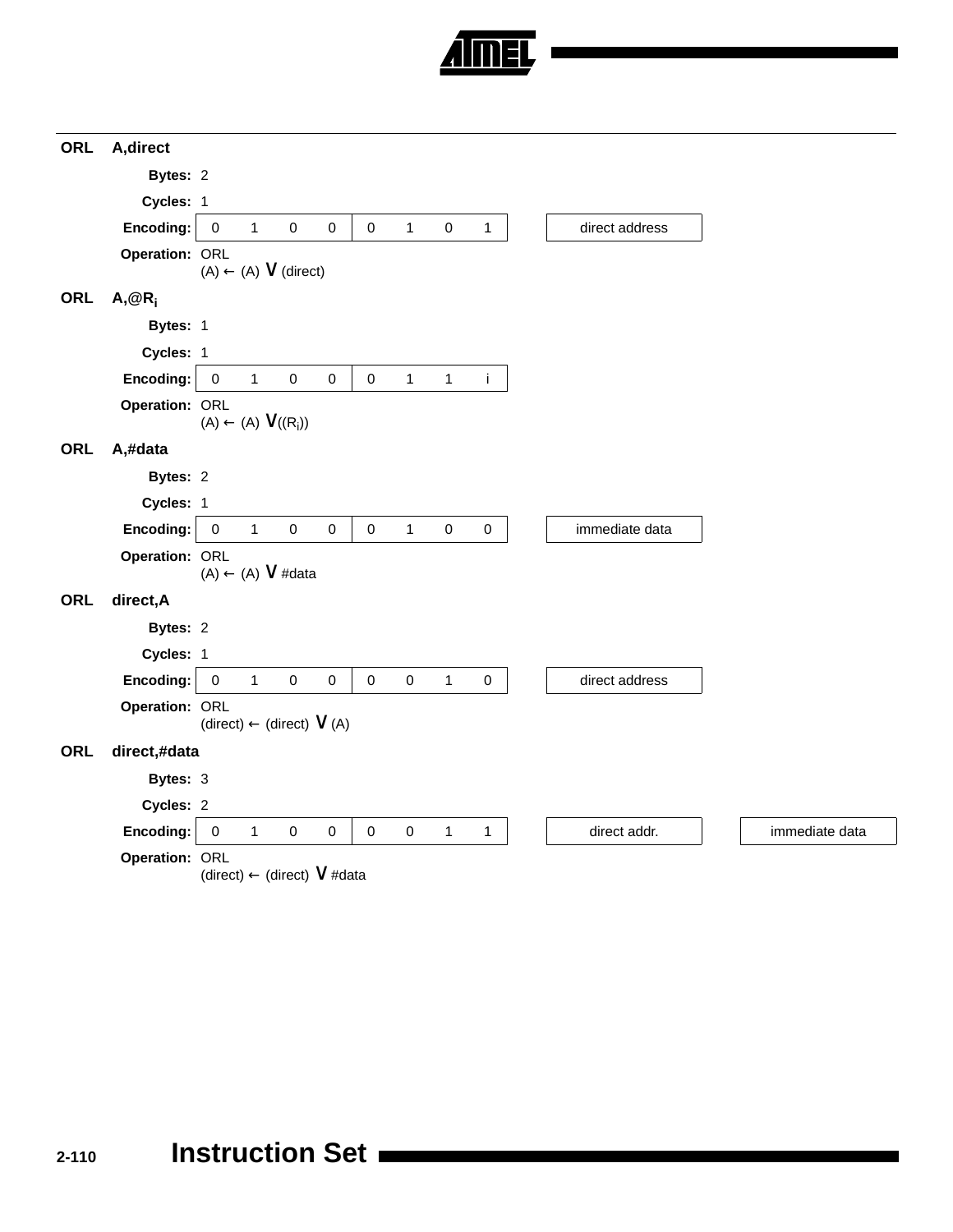## ORL A,direct

**Bytes:** 2

**Cycles:** 1

**Encoding:**

| 0 | 1 | 0 | 0 | 0 | 1 | 0 | 1 | | direct address |
|---|---|---|---|---|---|---|---|---|---|

**Operation:** ORL
$(A) \leftarrow (A) \vee (\text{direct})$

## ORL A,@$R_i$

**Bytes:** 1

**Cycles:** 1

**Encoding:**

| 0 | 1 | 0 | 0 | 0 | 1 | 1 | i |
|---|---|---|---|---|---|---|---|

**Operation:** ORL
$(A) \leftarrow (A) \vee ((R_i))$

## ORL A,#data

**Bytes:** 2

**Cycles:** 1

**Encoding:**

| 0 | 1 | 0 | 0 | 0 | 1 | 0 | 0 | | immediate data |
|---|---|---|---|---|---|---|---|---|---|

**Operation:** ORL
$(A) \leftarrow (A) \vee \#\text{data}$

## ORL direct,A

**Bytes:** 2

**Cycles:** 1

**Encoding:**

| 0 | 1 | 0 | 0 | 0 | 0 | 1 | 0 | | direct address |
|---|---|---|---|---|---|---|---|---|---|

**Operation:** ORL
$(\text{direct}) \leftarrow (\text{direct}) \vee (A)$

## ORL direct,#data

**Bytes:** 3

**Cycles:** 2

**Encoding:**

| 0 | 1 | 0 | 0 | 0 | 0 | 1 | 1 | | direct addr. | | immediate data |
|---|---|---|---|---|---|---|---|---|---|---|---|

**Operation:** ORL
$(\text{direct}) \leftarrow (\text{direct}) \vee \#\text{data}$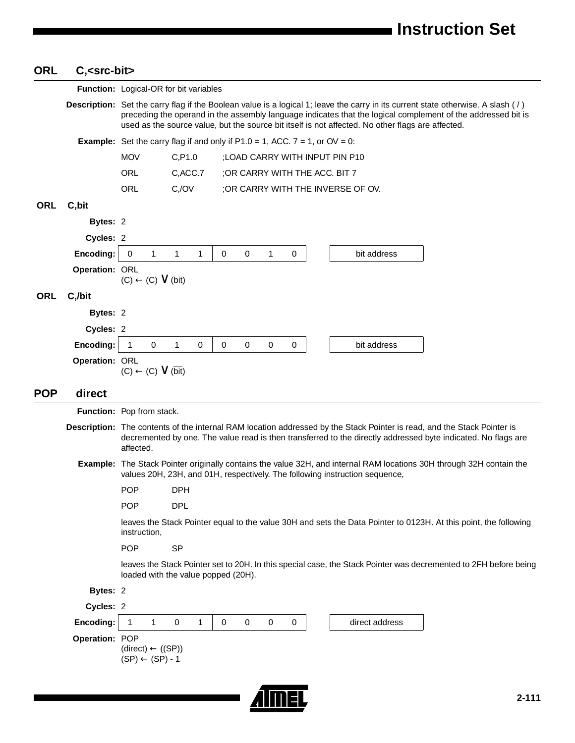## ORL C,<src-bit>

**Function:** Logical-OR for bit variables

**Description:** Set the carry flag if the Boolean value is a logical 1; leave the carry in its current state otherwise. A slash ( / ) preceding the operand in the assembly language indicates that the logical complement of the addressed bit is used as the source value, but the source bit itself is not affected. No other flags are affected.

**Example:** Set the carry flag if and only if P1.0 = 1, ACC. 7 = 1, or OV = 0:

```
MOV     C,P1.0      ;LOAD CARRY WITH INPUT PIN P10
ORL     C,ACC.7     ;OR CARRY WITH THE ACC. BIT 7
ORL     C,/OV       ;OR CARRY WITH THE INVERSE OF OV.
```

### ORL C,bit

**Bytes:** 2

**Cycles:** 2

**Encoding:**

| 0 | 1 | 1 | 1 | 0 | 0 | 1 | 0 | | bit address |
|---|---|---|---|---|---|---|---|---|---|

**Operation:** ORL
$(C) \leftarrow (C) \vee (bit)$

### ORL C,/bit

**Bytes:** 2

**Cycles:** 2

**Encoding:**

| 1 | 0 | 1 | 0 | 0 | 0 | 0 | 0 | | bit address |
|---|---|---|---|---|---|---|---|---|---|

**Operation:** ORL
$(C) \leftarrow (C) \vee (\overline{bit})$

## POP direct

**Function:** Pop from stack.

**Description:** The contents of the internal RAM location addressed by the Stack Pointer is read, and the Stack Pointer is decremented by one. The value read is then transferred to the directly addressed byte indicated. No flags are affected.

**Example:** The Stack Pointer originally contains the value 32H, and internal RAM locations 30H through 32H contain the values 20H, 23H, and 01H, respectively. The following instruction sequence,

```
POP     DPH
POP     DPL
```

leaves the Stack Pointer equal to the value 30H and sets the Data Pointer to 0123H. At this point, the following instruction,

```
POP     SP
```

leaves the Stack Pointer set to 20H. In this special case, the Stack Pointer was decremented to 2FH before being loaded with the value popped (20H).

**Bytes:** 2

**Cycles:** 2

**Encoding:**

| 1 | 1 | 0 | 1 | 0 | 0 | 0 | 0 | | direct address |
|---|---|---|---|---|---|---|---|---|---|

**Operation:** POP
$(direct) \leftarrow ((SP))$
$(SP) \leftarrow (SP) - 1$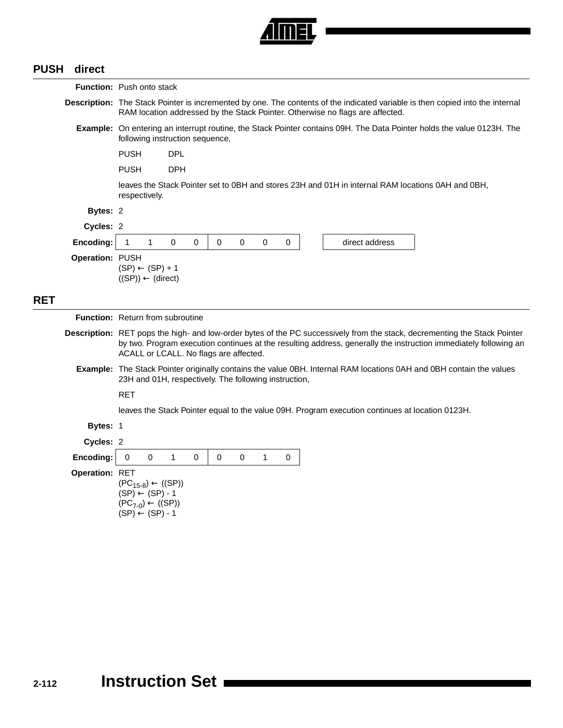## PUSH direct

**Function:** Push onto stack

**Description:** The Stack Pointer is incremented by one. The contents of the indicated variable is then copied into the internal RAM location addressed by the Stack Pointer. Otherwise no flags are affected.

**Example:** On entering an interrupt routine, the Stack Pointer contains 09H. The Data Pointer holds the value 0123H. The following instruction sequence,

```
PUSH    DPL
PUSH    DPH
```

leaves the Stack Pointer set to 0BH and stores 23H and 01H in internal RAM locations 0AH and 0BH, respectively.

**Bytes:** 2

**Cycles:** 2

**Encoding:**

| 1 | 1 | 0 | 0 | 0 | 0 | 0 | 0 | | direct address |
|---|---|---|---|---|---|---|---|---|---|

**Operation:** PUSH
$(SP) \leftarrow (SP) + 1$
$((SP)) \leftarrow (direct)$

## RET

**Function:** Return from subroutine

**Description:** RET pops the high- and low-order bytes of the PC successively from the stack, decrementing the Stack Pointer by two. Program execution continues at the resulting address, generally the instruction immediately following an ACALL or LCALL. No flags are affected.

**Example:** The Stack Pointer originally contains the value 0BH. Internal RAM locations 0AH and 0BH contain the values 23H and 01H, respectively. The following instruction,

```
RET
```

leaves the Stack Pointer equal to the value 09H. Program execution continues at location 0123H.

**Bytes:** 1

**Cycles:** 2

**Encoding:**

| 0 | 0 | 1 | 0 | 0 | 0 | 1 | 0 |
|---|---|---|---|---|---|---|---|

**Operation:** RET
$(PC_{15-8}) \leftarrow ((SP))$
$(SP) \leftarrow (SP) - 1$
$(PC_{7-0}) \leftarrow ((SP))$
$(SP) \leftarrow (SP) - 1$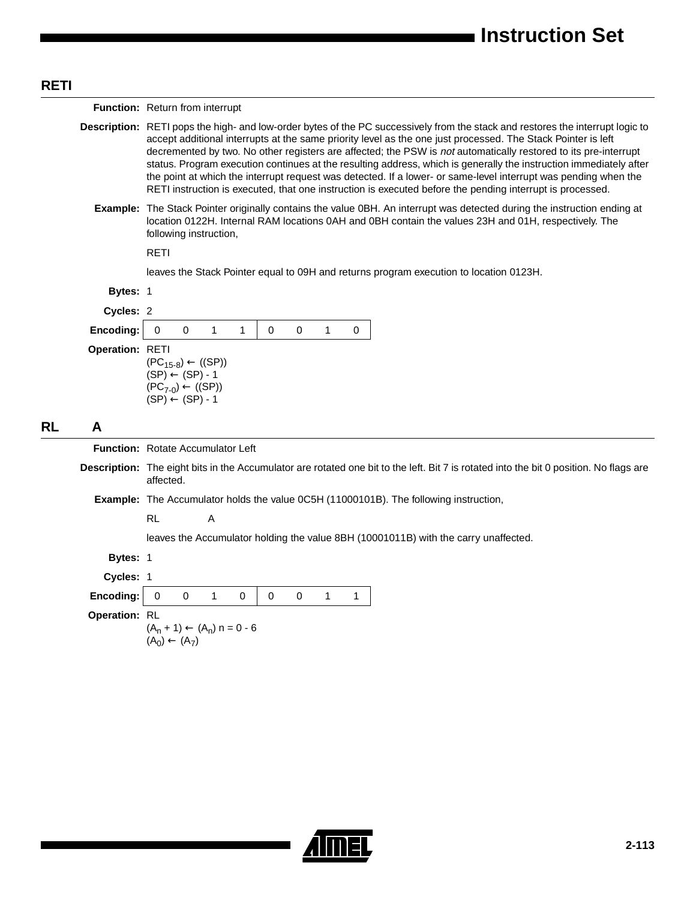## RETI

**Function:** Return from interrupt

**Description:** RETI pops the high- and low-order bytes of the PC successively from the stack and restores the interrupt logic to accept additional interrupts at the same priority level as the one just processed. The Stack Pointer is left decremented by two. No other registers are affected; the PSW is *not* automatically restored to its pre-interrupt status. Program execution continues at the resulting address, which is generally the instruction immediately after the point at which the interrupt request was detected. If a lower- or same-level interrupt was pending when the RETI instruction is executed, that one instruction is executed before the pending interrupt is processed.

**Example:** The Stack Pointer originally contains the value 0BH. An interrupt was detected during the instruction ending at location 0122H. Internal RAM locations 0AH and 0BH contain the values 23H and 01H, respectively. The following instruction,

RETI

leaves the Stack Pointer equal to 09H and returns program execution to location 0123H.

**Bytes:** 1

**Cycles:** 2

**Encoding:**

| 0 | 0 | 1 | 1 | 0 | 0 | 1 | 0 |
|---|---|---|---|---|---|---|---|

**Operation:** RETI

$(PC_{15-8}) \leftarrow ((SP))$
$(SP) \leftarrow (SP) - 1$
$(PC_{7-0}) \leftarrow ((SP))$
$(SP) \leftarrow (SP) - 1$

## RL A

**Function:** Rotate Accumulator Left

**Description:** The eight bits in the Accumulator are rotated one bit to the left. Bit 7 is rotated into the bit 0 position. No flags are affected.

**Example:** The Accumulator holds the value 0C5H (11000101B). The following instruction,

RL A

leaves the Accumulator holding the value 8BH (10001011B) with the carry unaffected.

**Bytes:** 1

**Cycles:** 1

**Encoding:**

| 0 | 0 | 1 | 0 | 0 | 0 | 1 | 1 |
|---|---|---|---|---|---|---|---|

**Operation:** RL

$(A_n + 1) \leftarrow (A_n)$ n = 0 - 6
$(A_0) \leftarrow (A_7)$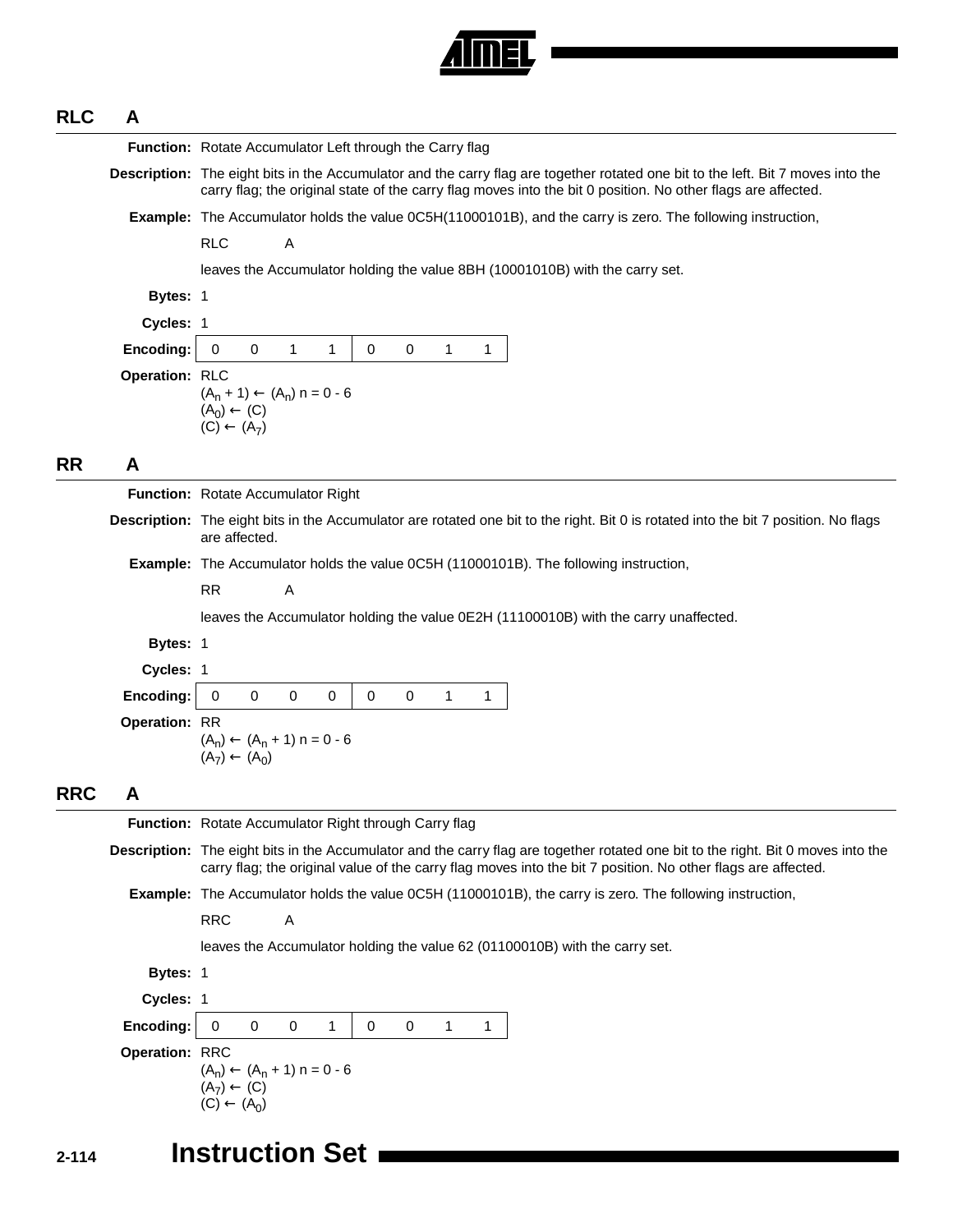## RLC A

**Function:** Rotate Accumulator Left through the Carry flag

**Description:** The eight bits in the Accumulator and the carry flag are together rotated one bit to the left. Bit 7 moves into the carry flag; the original state of the carry flag moves into the bit 0 position. No other flags are affected.

**Example:** The Accumulator holds the value 0C5H(11000101B), and the carry is zero. The following instruction,

RLC A

leaves the Accumulator holding the value 8BH (10001010B) with the carry set.

**Bytes:** 1

**Cycles:** 1

**Encoding:**

| 0 | 0 | 1 | 1 | 0 | 0 | 1 | 1 |
|---|---|---|---|---|---|---|---|

**Operation:** RLC
$(A_n + 1) \leftarrow (A_n)$ n = 0 - 6
$(A_0) \leftarrow (C)$
$(C) \leftarrow (A_7)$

## RR A

**Function:** Rotate Accumulator Right

**Description:** The eight bits in the Accumulator are rotated one bit to the right. Bit 0 is rotated into the bit 7 position. No flags are affected.

**Example:** The Accumulator holds the value 0C5H (11000101B). The following instruction,

RR A

leaves the Accumulator holding the value 0E2H (11100010B) with the carry unaffected.

**Bytes:** 1

**Cycles:** 1

**Encoding:**

| 0 | 0 | 0 | 0 | 0 | 0 | 1 | 1 |
|---|---|---|---|---|---|---|---|

**Operation:** RR
$(A_n) \leftarrow (A_n + 1)$ n = 0 - 6
$(A_7) \leftarrow (A_0)$

## RRC A

**Function:** Rotate Accumulator Right through Carry flag

**Description:** The eight bits in the Accumulator and the carry flag are together rotated one bit to the right. Bit 0 moves into the carry flag; the original value of the carry flag moves into the bit 7 position. No other flags are affected.

**Example:** The Accumulator holds the value 0C5H (11000101B), the carry is zero. The following instruction,

RRC A

leaves the Accumulator holding the value 62 (01100010B) with the carry set.

**Bytes:** 1

**Cycles:** 1

**Encoding:**

| 0 | 0 | 0 | 1 | 0 | 0 | 1 | 1 |
|---|---|---|---|---|---|---|---|

**Operation:** RRC
$(A_n) \leftarrow (A_n + 1)$ n = 0 - 6
$(A_7) \leftarrow (C)$
$(C) \leftarrow (A_0)$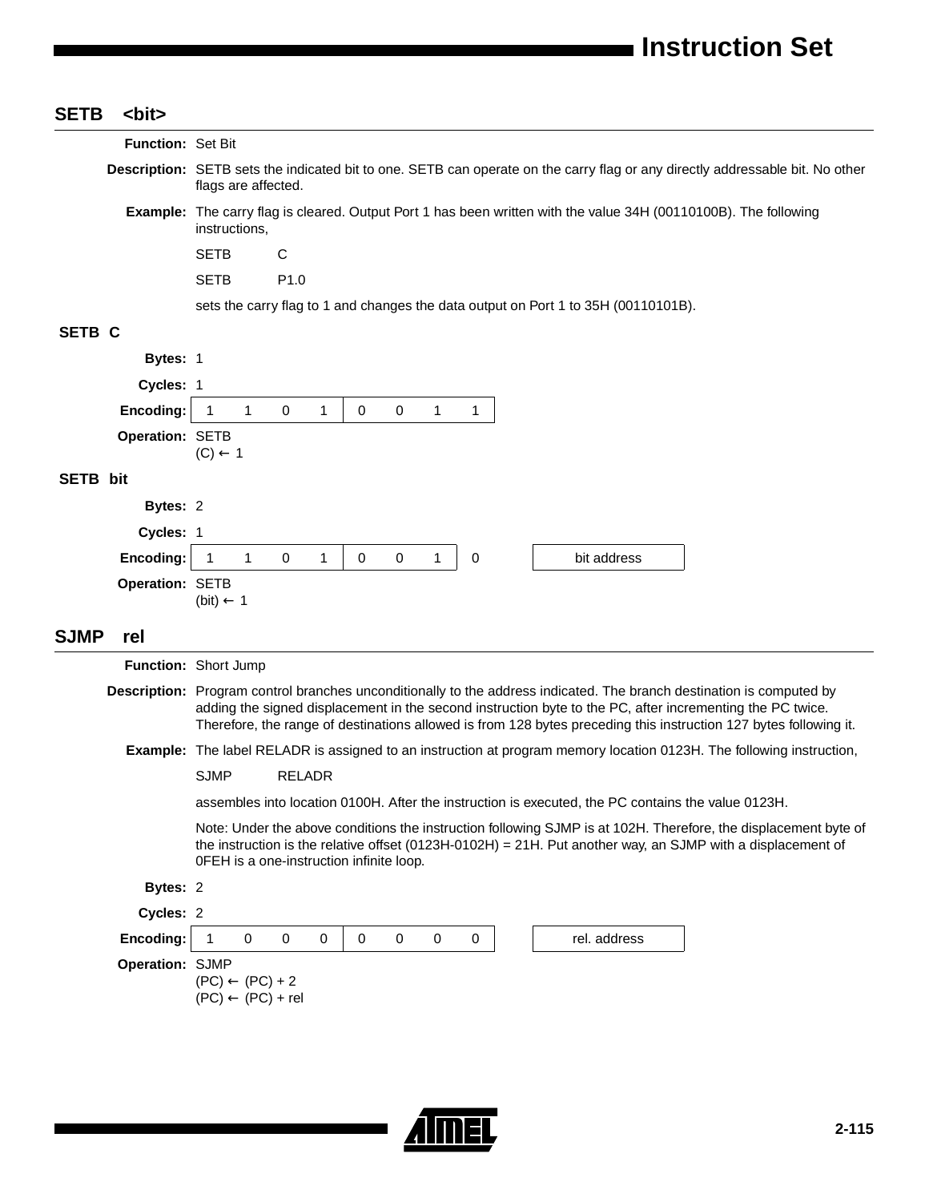## SETB <bit>

**Function:** Set Bit

**Description:** SETB sets the indicated bit to one. SETB can operate on the carry flag or any directly addressable bit. No other flags are affected.

**Example:** The carry flag is cleared. Output Port 1 has been written with the value 34H (00110100B). The following instructions,

```
SETB    C
SETB    P1.0
```

sets the carry flag to 1 and changes the data output on Port 1 to 35H (00110101B).

### SETB C

**Bytes:** 1

**Cycles:** 1

**Encoding:**

| 1 | 1 | 0 | 1 | 0 | 0 | 1 | 1 |
|---|---|---|---|---|---|---|---|

**Operation:** SETB
$(C) \leftarrow 1$

### SETB bit

**Bytes:** 2

**Cycles:** 1

**Encoding:**

| 1 | 1 | 0 | 1 | 0 | 0 | 1 | 0 | bit address |
|---|---|---|---|---|---|---|---|---|

**Operation:** SETB
$(bit) \leftarrow 1$

## SJMP rel

**Function:** Short Jump

**Description:** Program control branches unconditionally to the address indicated. The branch destination is computed by adding the signed displacement in the second instruction byte to the PC, after incrementing the PC twice. Therefore, the range of destinations allowed is from 128 bytes preceding this instruction 127 bytes following it.

**Example:** The label RELADR is assigned to an instruction at program memory location 0123H. The following instruction,

```
SJMP    RELADR
```

assembles into location 0100H. After the instruction is executed, the PC contains the value 0123H.

Note: Under the above conditions the instruction following SJMP is at 102H. Therefore, the displacement byte of the instruction is the relative offset (0123H-0102H) = 21H. Put another way, an SJMP with a displacement of 0FEH is a one-instruction infinite loop.

**Bytes:** 2

**Cycles:** 2

**Encoding:**

| 1 | 0 | 0 | 0 | 0 | 0 | 0 | 0 | rel. address |
|---|---|---|---|---|---|---|---|---|

**Operation:** SJMP
$(PC) \leftarrow (PC) + 2$
$(PC) \leftarrow (PC) + rel$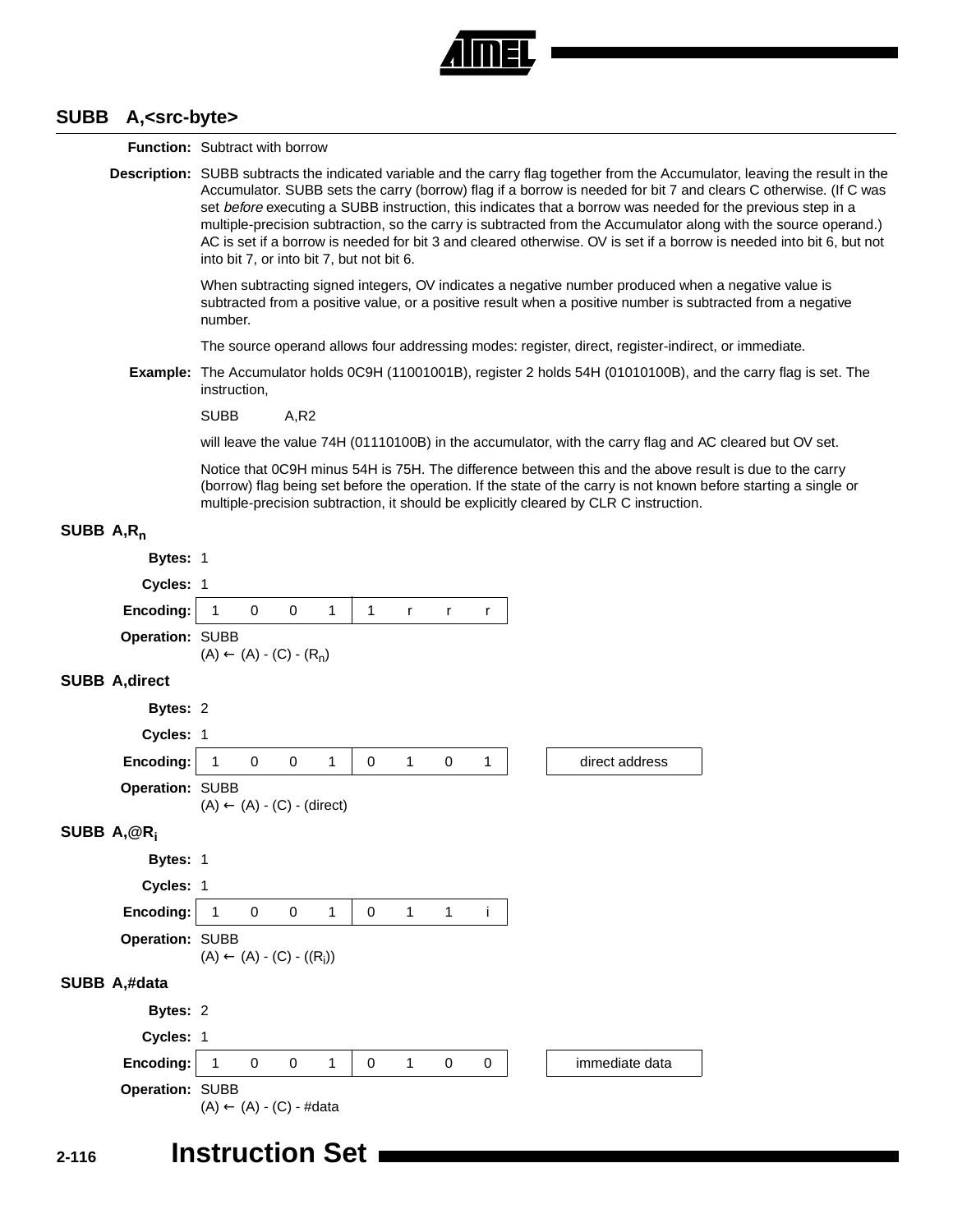## SUBB A,<src-byte>

**Function:** Subtract with borrow

**Description:** SUBB subtracts the indicated variable and the carry flag together from the Accumulator, leaving the result in the Accumulator. SUBB sets the carry (borrow) flag if a borrow is needed for bit 7 and clears C otherwise. (If C was set *before* executing a SUBB instruction, this indicates that a borrow was needed for the previous step in a multiple-precision subtraction, so the carry is subtracted from the Accumulator along with the source operand.) AC is set if a borrow is needed for bit 3 and cleared otherwise. OV is set if a borrow is needed into bit 6, but not into bit 7, or into bit 7, but not bit 6.

When subtracting signed integers, OV indicates a negative number produced when a negative value is subtracted from a positive value, or a positive result when a positive number is subtracted from a negative number.

The source operand allows four addressing modes: register, direct, register-indirect, or immediate.

**Example:** The Accumulator holds 0C9H (11001001B), register 2 holds 54H (01010100B), and the carry flag is set. The instruction,

```
SUBB    A,R2
```

will leave the value 74H (01110100B) in the accumulator, with the carry flag and AC cleared but OV set.

Notice that 0C9H minus 54H is 75H. The difference between this and the above result is due to the carry (borrow) flag being set before the operation. If the state of the carry is not known before starting a single or multiple-precision subtraction, it should be explicitly cleared by CLR C instruction.

### SUBB A,$R_n$

**Bytes:** 1

**Cycles:** 1

**Encoding:**

| 1 | 0 | 0 | 1 | 1 | r | r | r |
|---|---|---|---|---|---|---|---|

**Operation:** SUBB
$(A) \leftarrow (A) - (C) - (R_n)$

### SUBB A,direct

**Bytes:** 2

**Cycles:** 1

**Encoding:**

| 1 | 0 | 0 | 1 | 0 | 1 | 0 | 1 | | direct address |
|---|---|---|---|---|---|---|---|---|---|

**Operation:** SUBB
$(A) \leftarrow (A) - (C) - (\text{direct})$

### SUBB A,@$R_i$

**Bytes:** 1

**Cycles:** 1

**Encoding:**

| 1 | 0 | 0 | 1 | 0 | 1 | 1 | i |
|---|---|---|---|---|---|---|---|

**Operation:** SUBB
$(A) \leftarrow (A) - (C) - ((R_i))$

### SUBB A,#data

**Bytes:** 2

**Cycles:** 1

**Encoding:**

| 1 | 0 | 0 | 1 | 0 | 1 | 0 | 0 | | immediate data |
|---|---|---|---|---|---|---|---|---|---|

**Operation:** SUBB
$(A) \leftarrow (A) - (C) - \#data$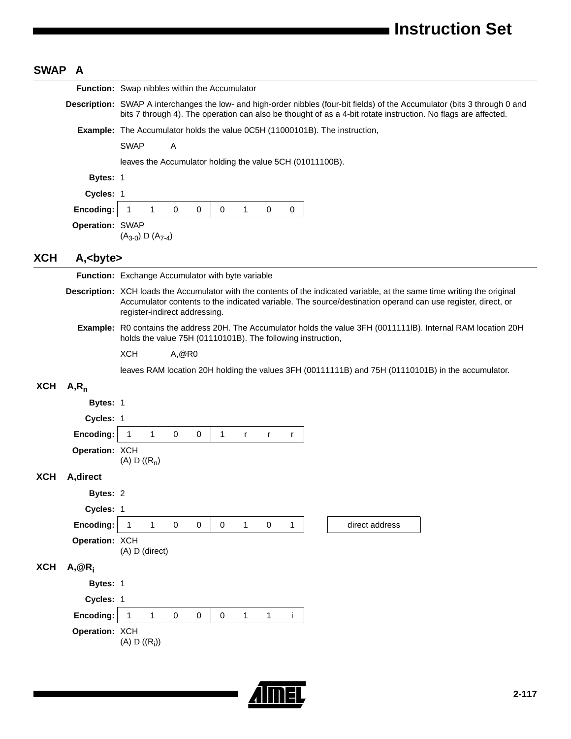## SWAP A

**Function:** Swap nibbles within the Accumulator

**Description:** SWAP A interchanges the low- and high-order nibbles (four-bit fields) of the Accumulator (bits 3 through 0 and bits 7 through 4). The operation can also be thought of as a 4-bit rotate instruction. No flags are affected.

**Example:** The Accumulator holds the value 0C5H (11000101B). The instruction,

```
SWAP    A
```

leaves the Accumulator holding the value 5CH (01011100B).

**Bytes:** 1

**Cycles:** 1

**Encoding:**

| 1 | 1 | 0 | 0 | 0 | 1 | 0 | 0 |
|---|---|---|---|---|---|---|---|

**Operation:** SWAP
$(A_{3-0}) \leftrightarrow (A_{7-4})$

## XCH A,<byte>

**Function:** Exchange Accumulator with byte variable

**Description:** XCH loads the Accumulator with the contents of the indicated variable, at the same time writing the original Accumulator contents to the indicated variable. The source/destination operand can use register, direct, or register-indirect addressing.

**Example:** R0 contains the address 20H. The Accumulator holds the value 3FH (0011111lB). Internal RAM location 20H holds the value 75H (01110101B). The following instruction,

```
XCH     A,@R0
```

leaves RAM location 20H holding the values 3FH (00111111B) and 75H (01110101B) in the accumulator.

### XCH A,$R_n$

**Bytes:** 1

**Cycles:** 1

**Encoding:**

| 1 | 1 | 0 | 0 | 1 | r | r | r |
|---|---|---|---|---|---|---|---|

**Operation:** XCH
$(A) \leftrightarrow ((R_n))$

### XCH A,direct

**Bytes:** 2

**Cycles:** 1

**Encoding:**

| 1 | 1 | 0 | 0 | 0 | 1 | 0 | 1 | | direct address |
|---|---|---|---|---|---|---|---|---|---|

**Operation:** XCH
$(A) \leftrightarrow (\text{direct})$

### XCH A,@$R_i$

**Bytes:** 1

**Cycles:** 1

**Encoding:**

| 1 | 1 | 0 | 0 | 0 | 1 | 1 | i |
|---|---|---|---|---|---|---|---|

**Operation:** XCH
$(A) \leftrightarrow ((R_i))$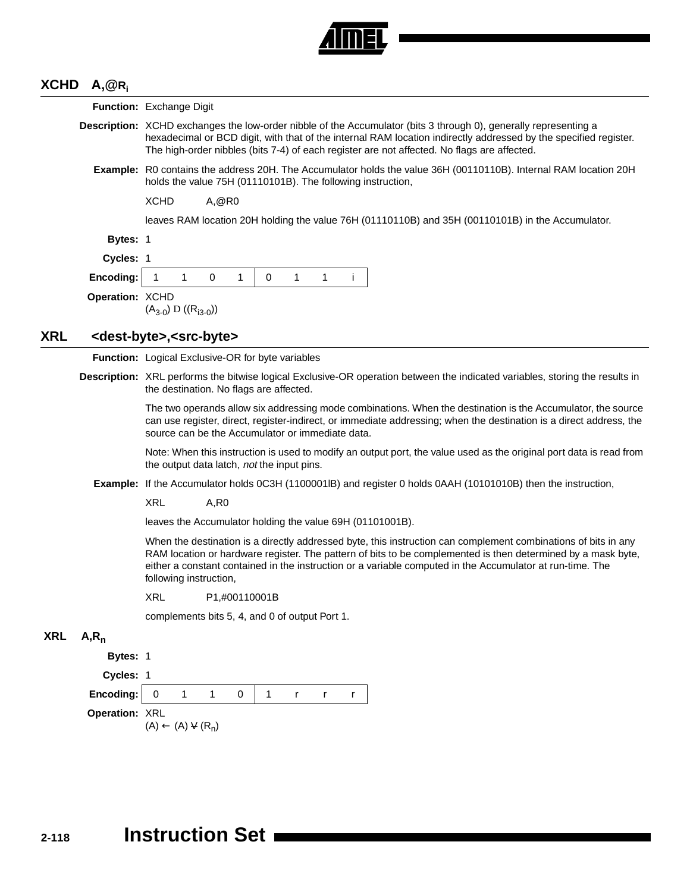## XCHD A,@$R_i$

**Function:** Exchange Digit

**Description:** XCHD exchanges the low-order nibble of the Accumulator (bits 3 through 0), generally representing a hexadecimal or BCD digit, with that of the internal RAM location indirectly addressed by the specified register. The high-order nibbles (bits 7-4) of each register are not affected. No flags are affected.

**Example:** R0 contains the address 20H. The Accumulator holds the value 36H (00110110B). Internal RAM location 20H holds the value 75H (01110101B). The following instruction,

```
XCHD    A,@R0
```

leaves RAM location 20H holding the value 76H (01110110B) and 35H (00110101B) in the Accumulator.

**Bytes:** 1

**Cycles:** 1

**Encoding:**

| 1 | 1 | 0 | 1 | 0 | 1 | 1 | i |
|---|---|---|---|---|---|---|---|

**Operation:** XCHD
$(A_{3\text{-}0})$ D $((R_{i3\text{-}0}))$

## XRL <dest-byte>,<src-byte>

**Function:** Logical Exclusive-OR for byte variables

**Description:** XRL performs the bitwise logical Exclusive-OR operation between the indicated variables, storing the results in the destination. No flags are affected.

The two operands allow six addressing mode combinations. When the destination is the Accumulator, the source can use register, direct, register-indirect, or immediate addressing; when the destination is a direct address, the source can be the Accumulator or immediate data.

Note: When this instruction is used to modify an output port, the value used as the original port data is read from the output data latch, *not* the input pins.

**Example:** If the Accumulator holds 0C3H (1100001lB) and register 0 holds 0AAH (10101010B) then the instruction,

```
XRL     A,R0
```

leaves the Accumulator holding the value 69H (01101001B).

When the destination is a directly addressed byte, this instruction can complement combinations of bits in any RAM location or hardware register. The pattern of bits to be complemented is then determined by a mask byte, either a constant contained in the instruction or a variable computed in the Accumulator at run-time. The following instruction,

```
XRL     P1,#00110001B
```

complements bits 5, 4, and 0 of output Port 1.

### XRL A,$R_n$

**Bytes:** 1

**Cycles:** 1

**Encoding:**

| 0 | 1 | 1 | 0 | 1 | r | r | r |
|---|---|---|---|---|---|---|---|

**Operation:** XRL
$(A) \leftarrow (A) \veebar (R_n)$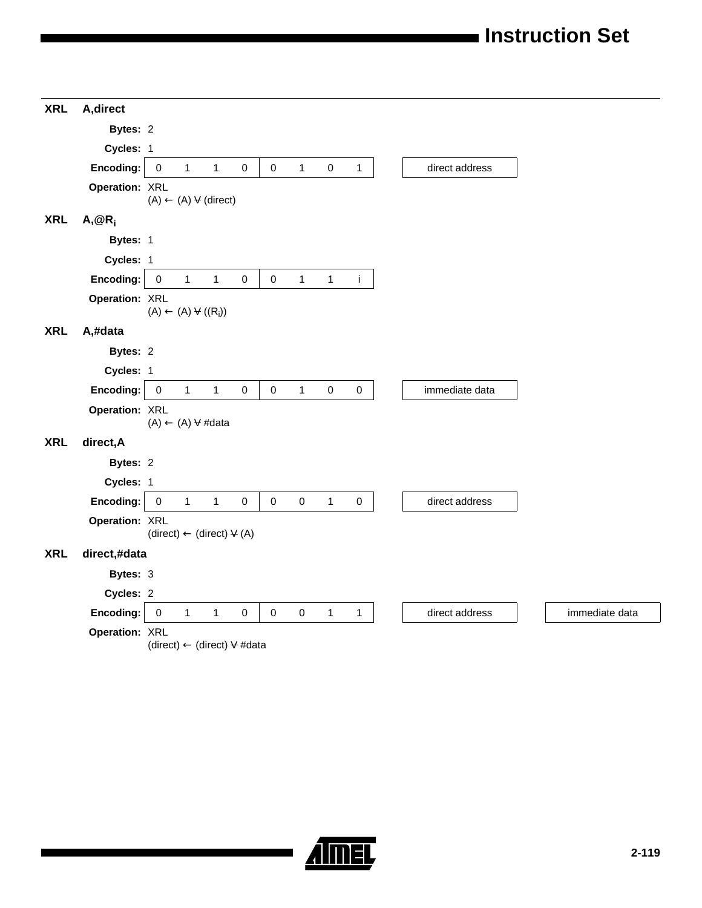## XRL A,direct

**Bytes:** 2

**Cycles:** 1

**Encoding:**

| | | | | | | | | | |
|---|---|---|---|---|---|---|---|---|---|
| 0 | 1 | 1 | 0 | 0 | 1 | 0 | 1 | | direct address |

**Operation:** XRL
(A) ← (A) ⊻ (direct)

## XRL A,@$R_i$

**Bytes:** 1

**Cycles:** 1

**Encoding:**

| | | | | | | | |
|---|---|---|---|---|---|---|---|
| 0 | 1 | 1 | 0 | 0 | 1 | 1 | i |

**Operation:** XRL
(A) ← (A) ⊻ (($R_i$))

## XRL A,#data

**Bytes:** 2

**Cycles:** 1

**Encoding:**

| | | | | | | | | | |
|---|---|---|---|---|---|---|---|---|---|
| 0 | 1 | 1 | 0 | 0 | 1 | 0 | 0 | | immediate data |

**Operation:** XRL
(A) ← (A) ⊻ #data

## XRL direct,A

**Bytes:** 2

**Cycles:** 1

**Encoding:**

| | | | | | | | | | |
|---|---|---|---|---|---|---|---|---|---|
| 0 | 1 | 1 | 0 | 0 | 0 | 1 | 0 | | direct address |

**Operation:** XRL
(direct) ← (direct) ⊻ (A)

## XRL direct,#data

**Bytes:** 3

**Cycles:** 2

**Encoding:**

| | | | | | | | | | | | |
|---|---|---|---|---|---|---|---|---|---|---|---|
| 0 | 1 | 1 | 0 | 0 | 0 | 1 | 1 | | direct address | | immediate data |

**Operation:** XRL
(direct) ← (direct) ⊻ #data